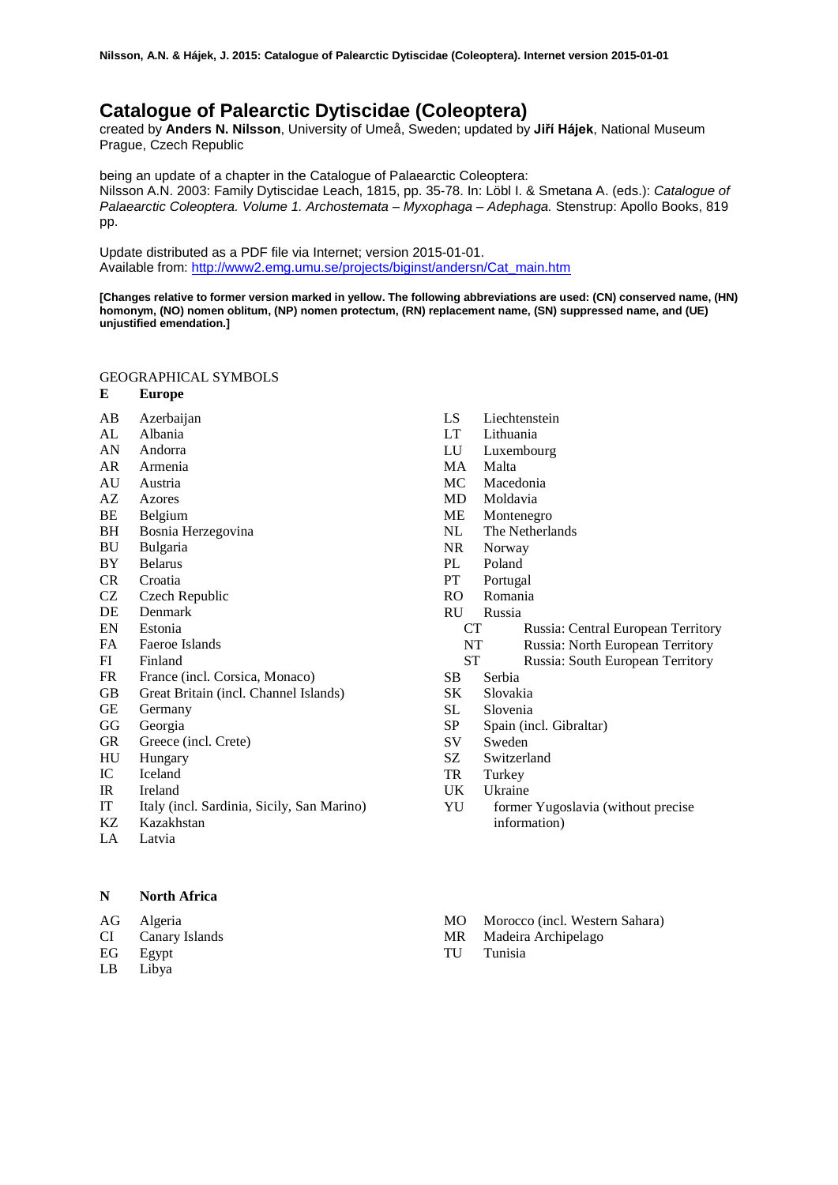# Catalogue of Palearctic Dytiscidae (Coleoptera)

created by **Anders N. Nilsson**, University of Umeå, Sweden; updated by **Jiří Hájek**, National Museum Prague, Czech Republic

being an update of a chapter in the Catalogue of Palaearctic Coleoptera:
Nilsson A.N. 2003: Family Dytiscidae Leach, 1815, pp. 35-78. In: Löbl I. & Smetana A. (eds.): *Catalogue of Palaearctic Coleoptera. Volume 1. Archostemata – Myxophaga – Adephaga.* Stenstrup: Apollo Books, 819 pp.

Update distributed as a PDF file via Internet; version 2015-01-01.
Available from: http://www2.emg.umu.se/projects/biginst/andersn/Cat_main.htm

**[Changes relative to former version marked in yellow. The following abbreviations are used: (CN) conserved name, (HN) homonym, (NO) nomen oblitum, (NP) nomen protectum, (RN) replacement name, (SN) suppressed name, and (UE) unjustified emendation.]**

GEOGRAPHICAL SYMBOLS

**E Europe**

- AB Azerbaijan
- AL Albania
- AN Andorra
- AR Armenia
- AU Austria
- AZ Azores
- BE Belgium
- BH Bosnia Herzegovina
- BU Bulgaria
- BY Belarus
- CR Croatia
- CZ Czech Republic
- DE Denmark
- EN Estonia
- FA Faeroe Islands
- FI Finland
- FR France (incl. Corsica, Monaco)
- GB Great Britain (incl. Channel Islands)
- GE Germany
- GG Georgia
- GR Greece (incl. Crete)
- HU Hungary
- IC Iceland
- IR Ireland
- IT Italy (incl. Sardinia, Sicily, San Marino)
- KZ Kazakhstan
- LA Latvia
- LS Liechtenstein
- LT Lithuania
- LU Luxembourg
- MA Malta
- MC Macedonia
- MD Moldavia
- ME Montenegro
- NL The Netherlands
- NR Norway
- PL Poland
- PT Portugal
- RO Romania
- RU Russia
  - CT Russia: Central European Territory
  - NT Russia: North European Territory
  - ST Russia: South European Territory
- SB Serbia
- SK Slovakia
- SL Slovenia
- SP Spain (incl. Gibraltar)
- SV Sweden
- SZ Switzerland
- TR Turkey
- UK Ukraine
- YU former Yugoslavia (without precise information)

**N North Africa**

- AG Algeria
- CI Canary Islands
- EG Egypt
- LB Libya
- MO Morocco (incl. Western Sahara)
- MR Madeira Archipelago
- TU Tunisia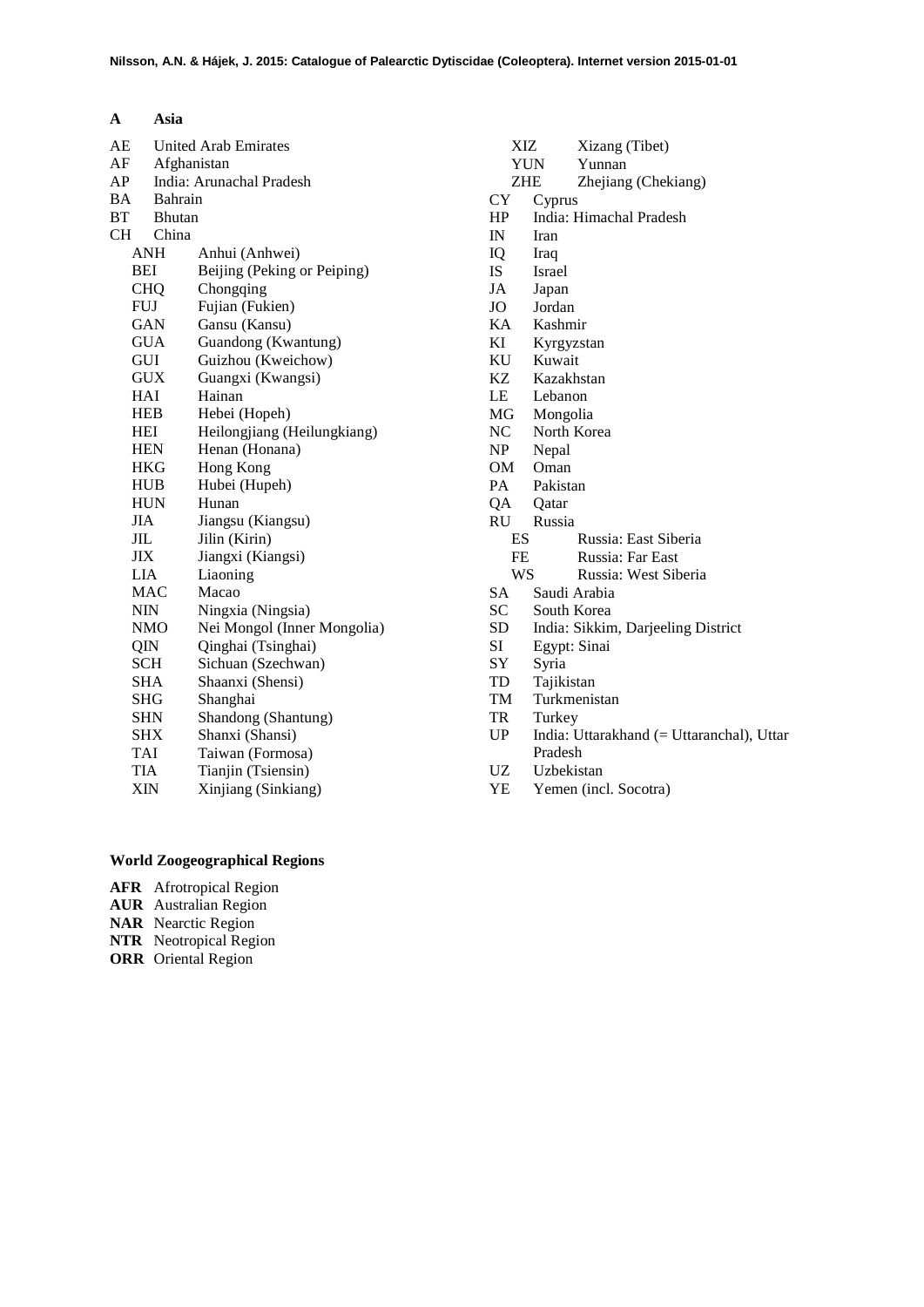**A Asia**

AE United Arab Emirates
AF Afghanistan
AP India: Arunachal Pradesh
BA Bahrain
BT Bhutan
CH China
- ANH Anhui (Anhwei)
- BEI Beijing (Peking or Peiping)
- CHQ Chongqing
- FUJ Fujian (Fukien)
- GAN Gansu (Kansu)
- GUA Guandong (Kwantung)
- GUI Guizhou (Kweichow)
- GUX Guangxi (Kwangsi)
- HAI Hainan
- HEB Hebei (Hopeh)
- HEI Heilongjiang (Heilungkiang)
- HEN Henan (Honana)
- HKG Hong Kong
- HUB Hubei (Hupeh)
- HUN Hunan
- JIA Jiangsu (Kiangsu)
- JIL Jilin (Kirin)
- JIX Jiangxi (Kiangsi)
- LIA Liaoning
- MAC Macao
- NIN Ningxia (Ningsia)
- NMO Nei Mongol (Inner Mongolia)
- QIN Qinghai (Tsinghai)
- SCH Sichuan (Szechwan)
- SHA Shaanxi (Shensi)
- SHG Shanghai
- SHN Shandong (Shantung)
- SHX Shanxi (Shansi)
- TAI Taiwan (Formosa)
- TIA Tianjin (Tsiensin)
- XIN Xinjiang (Sinkiang)
- XIZ Xizang (Tibet)
- YUN Yunnan
- ZHE Zhejiang (Chekiang)

CY Cyprus
HP India: Himachal Pradesh
IN Iran
IQ Iraq
IS Israel
JA Japan
JO Jordan
KA Kashmir
KI Kyrgyzstan
KU Kuwait
KZ Kazakhstan
LE Lebanon
MG Mongolia
NC North Korea
NP Nepal
OM Oman
PA Pakistan
QA Qatar
RU Russia
- ES Russia: East Siberia
- FE Russia: Far East
- WS Russia: West Siberia

SA Saudi Arabia
SC South Korea
SD India: Sikkim, Darjeeling District
SI Egypt: Sinai
SY Syria
TD Tajikistan
TM Turkmenistan
TR Turkey
UP India: Uttarakhand (= Uttaranchal), Uttar Pradesh
UZ Uzbekistan
YE Yemen (incl. Socotra)

**World Zoogeographical Regions**

**AFR** Afrotropical Region
**AUR** Australian Region
**NAR** Nearctic Region
**NTR** Neotropical Region
**ORR** Oriental Region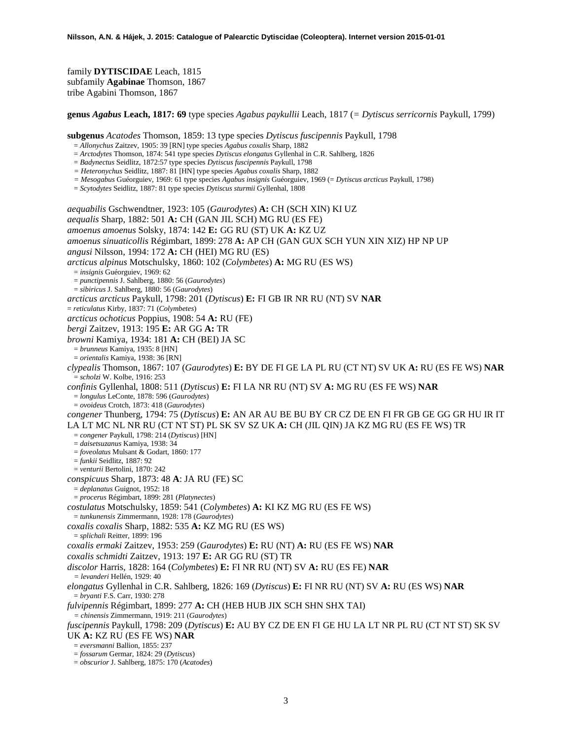family **DYTISCIDAE** Leach, 1815
subfamily **Agabinae** Thomson, 1867
tribe Agabini Thomson, 1867

**genus *Agabus* Leach, 1817: 69** type species *Agabus paykullii* Leach, 1817 (= *Dytiscus serricornis* Paykull, 1799)

**subgenus** *Acatodes* Thomson, 1859: 13 type species *Dytiscus fuscipennis* Paykull, 1798
= *Allonychus* Zaitzev, 1905: 39 [RN] type species *Agabus coxalis* Sharp, 1882
= *Arctodytes* Thomson, 1874: 541 type species *Dytiscus elongatus* Gyllenhal in C.R. Sahlberg, 1826
= *Badynectus* Seidlitz, 1872:57 type species *Dytiscus fuscipennis* Paykull, 1798
= *Heteronychus* Seidlitz, 1887: 81 [HN] type species *Agabus coxalis* Sharp, 1882
= *Mesogabus* Guéorguiev, 1969: 61 type species *Agabus insignis* Guéorguiev, 1969 (= *Dytiscus arcticus* Paykull, 1798)
= *Scytodytes* Seidlitz, 1887: 81 type species *Dytiscus sturmii* Gyllenhal, 1808

*aequabilis* Gschwendtner, 1923: 105 (*Gaurodytes*) **A:** CH (SCH XIN) KI UZ
*aequalis* Sharp, 1882: 501 **A:** CH (GAN JIL SCH) MG RU (ES FE)
*amoenus amoenus* Solsky, 1874: 142 **E:** GG RU (ST) UK **A:** KZ UZ
*amoenus sinuaticollis* Régimbart, 1899: 278 **A:** AP CH (GAN GUX SCH YUN XIN XIZ) HP NP UP
*angusi* Nilsson, 1994: 172 **A:** CH (HEI) MG RU (ES)
*arcticus alpinus* Motschulsky, 1860: 102 (*Colymbetes*) **A:** MG RU (ES WS)
= *insignis* Guéorguiev, 1969: 62
= *punctipennis* J. Sahlberg, 1880: 56 (*Gaurodytes*)
= *sibiricus* J. Sahlberg, 1880: 56 (*Gaurodytes*)
*arcticus arcticus* Paykull, 1798: 201 (*Dytiscus*) **E:** FI GB IR NR RU (NT) SV **NAR**
= *reticulatus* Kirby, 1837: 71 (*Colymbetes*)
*arcticus ochoticus* Poppius, 1908: 54 **A:** RU (FE)
*bergi* Zaitzev, 1913: 195 **E:** AR GG **A:** TR
*browni* Kamiya, 1934: 181 **A:** CH (BEI) JA SC
= *brunneus* Kamiya, 1935: 8 [HN]
= *orientalis* Kamiya, 1938: 36 [RN]
*clypealis* Thomson, 1867: 107 (*Gaurodytes*) **E:** BY DE FI GE LA PL RU (CT NT) SV UK **A:** RU (ES FE WS) **NAR**
= *scholzi* W. Kolbe, 1916: 253
*confinis* Gyllenhal, 1808: 511 (*Dytiscus*) **E:** FI LA NR RU (NT) SV **A:** MG RU (ES FE WS) **NAR**
= *longulus* LeConte, 1878: 596 (*Gaurodytes*)
= *ovoideus* Crotch, 1873: 418 (*Gaurodytes*)
*congener* Thunberg, 1794: 75 (*Dytiscus*) **E:** AN AR AU BE BU BY CR CZ DE EN FI FR GB GE GG GR HU IR IT LA LT MC NL NR RU (CT NT ST) PL SK SV SZ UK **A:** CH (JIL QIN) JA KZ MG RU (ES FE WS) TR
= *congener* Paykull, 1798: 214 (*Dytiscus*) [HN]
= *daisetsuzanus* Kamiya, 1938: 34
= *foveolatus* Mulsant & Godart, 1860: 177
= *funkii* Seidlitz, 1887: 92
= *venturii* Bertolini, 1870: 242
*conspicuus* Sharp, 1873: 48 **A**: JA RU (FE) SC
= *deplanatus* Guignot, 1952: 18
= *procerus* Régimbart, 1899: 281 (*Platynectes*)
*costulatus* Motschulsky, 1859: 541 (*Colymbetes*) **A:** KI KZ MG RU (ES FE WS)
= *tunkunensis* Zimmermann, 1928: 178 (*Gaurodytes*)
*coxalis coxalis* Sharp, 1882: 535 **A:** KZ MG RU (ES WS)
= *splichali* Reitter, 1899: 196
*coxalis ermaki* Zaitzev, 1953: 259 (*Gaurodytes*) **E:** RU (NT) **A:** RU (ES FE WS) **NAR**
*coxalis schmidti* Zaitzev, 1913: 197 **E:** AR GG RU (ST) TR
*discolor* Harris, 1828: 164 (*Colymbetes*) **E:** FI NR RU (NT) SV **A:** RU (ES FE) **NAR**
= *levanderi* Hellén, 1929: 40
*elongatus* Gyllenhal in C.R. Sahlberg, 1826: 169 (*Dytiscus*) **E:** FI NR RU (NT) SV **A:** RU (ES WS) **NAR**
= *bryanti* F.S. Carr, 1930: 278
*fulvipennis* Régimbart, 1899: 277 **A:** CH (HEB HUB JIX SCH SHN SHX TAI)
= *chinensis* Zimmermann, 1919: 211 (*Gaurodytes*)
*fuscipennis* Paykull, 1798: 209 (*Dytiscus*) **E:** AU BY CZ DE EN FI GE HU LA LT NR PL RU (CT NT ST) SK SV UK **A:** KZ RU (ES FE WS) **NAR**
= *eversmanni* Ballion, 1855: 237
= *fossarum* Germar, 1824: 29 (*Dytiscus*)
= *obscurior* J. Sahlberg, 1875: 170 (*Acatodes*)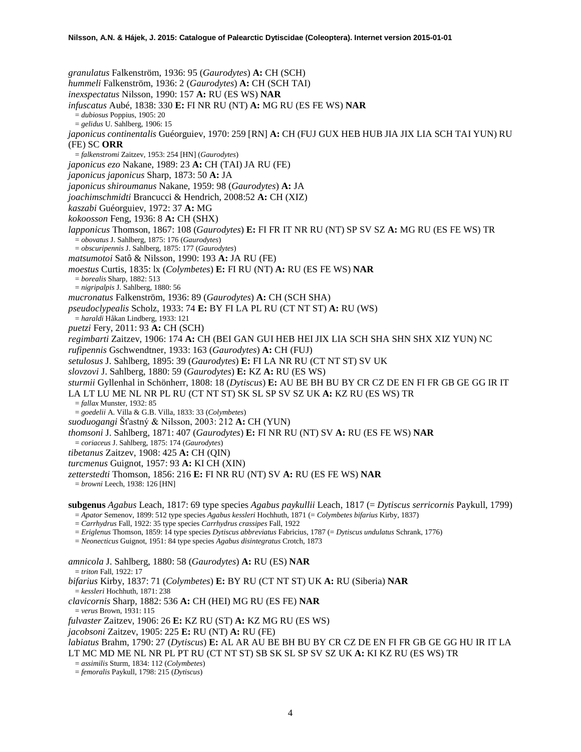*granulatus* Falkenström, 1936: 95 (*Gaurodytes*) **A:** CH (SCH)
*hummeli* Falkenström, 1936: 2 (*Gaurodytes*) **A:** CH (SCH TAI)
*inexspectatus* Nilsson, 1990: 157 **A:** RU (ES WS) **NAR**
*infuscatus* Aubé, 1838: 330 **E:** FI NR RU (NT) **A:** MG RU (ES FE WS) **NAR**
= *dubiosus* Poppius, 1905: 20
= *gelidus* U. Sahlberg, 1906: 15
*japonicus continentalis* Guéorguiev, 1970: 259 [RN] **A:** CH (FUJ GUX HEB HUB JIA JIX LIA SCH TAI YUN) RU (FE) SC **ORR**
= *falkenstromi* Zaitzev, 1953: 254 [HN] (*Gaurodytes*)
*japonicus ezo* Nakane, 1989: 23 **A:** CH (TAI) JA RU (FE)
*japonicus japonicus* Sharp, 1873: 50 **A:** JA
*japonicus shiroumanus* Nakane, 1959: 98 (*Gaurodytes*) **A:** JA
*joachimschmidti* Brancucci & Hendrich, 2008:52 **A:** CH (XIZ)
*kaszabi* Guéorguiev, 1972: 37 **A:** MG
*kokoosson* Feng, 1936: 8 **A:** CH (SHX)
*lapponicus* Thomson, 1867: 108 (*Gaurodytes*) **E:** FI FR IT NR RU (NT) SP SV SZ **A:** MG RU (ES FE WS) TR
= *obovatus* J. Sahlberg, 1875: 176 (*Gaurodytes*)
= *obscuripennis* J. Sahlberg, 1875: 177 (*Gaurodytes*)
*matsumotoi* Satô & Nilsson, 1990: 193 **A:** JA RU (FE)
*moestus* Curtis, 1835: lx (*Colymbetes*) **E:** FI RU (NT) **A:** RU (ES FE WS) **NAR**
= *borealis* Sharp, 1882: 513
= *nigripalpis* J. Sahlberg, 1880: 56
*mucronatus* Falkenström, 1936: 89 (*Gaurodytes*) **A:** CH (SCH SHA)
*pseudoclypealis* Scholz, 1933: 74 **E:** BY FI LA PL RU (CT NT ST) **A:** RU (WS)
= *haraldi* Håkan Lindberg, 1933: 121
*puetzi* Fery, 2011: 93 **A:** CH (SCH)
*regimbarti* Zaitzev, 1906: 174 **A:** CH (BEI GAN GUI HEB HEI JIX LIA SCH SHA SHN SHX XIZ YUN) NC
*rufipennis* Gschwendtner, 1933: 163 (*Gaurodytes*) **A:** CH (FUJ)
*setulosus* J. Sahlberg, 1895: 39 (*Gaurodytes*) **E:** FI LA NR RU (CT NT ST) SV UK
*slovzovi* J. Sahlberg, 1880: 59 (*Gaurodytes*) **E:** KZ **A:** RU (ES WS)
*sturmii* Gyllenhal in Schönherr, 1808: 18 (*Dytiscus*) **E:** AU BE BH BU BY CR CZ DE EN FI FR GB GE GG IR IT LA LT LU ME NL NR PL RU (CT NT ST) SK SL SP SV SZ UK **A:** KZ RU (ES WS) TR
= *fallax* Munster, 1932: 85
= *goedelii* A. Villa & G.B. Villa, 1833: 33 (*Colymbetes*)
*suoduogangi* Šťastný & Nilsson, 2003: 212 **A:** CH (YUN)
*thomsoni* J. Sahlberg, 1871: 407 (*Gaurodytes*) **E:** FI NR RU (NT) SV **A:** RU (ES FE WS) **NAR**
= *coriaceus* J. Sahlberg, 1875: 174 (*Gaurodytes*)
*tibetanus* Zaitzev, 1908: 425 **A:** CH (QIN)
*turcmenus* Guignot, 1957: 93 **A:** KI CH (XIN)
*zetterstedti* Thomson, 1856: 216 **E:** FI NR RU (NT) SV **A:** RU (ES FE WS) **NAR**
= *browni* Leech, 1938: 126 [HN]

**subgenus** *Agabus* Leach, 1817: 69 type species *Agabus paykullii* Leach, 1817 (= *Dytiscus serricornis* Paykull, 1799)
= *Apator* Semenov, 1899: 512 type species *Agabus kessleri* Hochhuth, 1871 (= *Colymbetes bifarius* Kirby, 1837)
= *Carrhydrus* Fall, 1922: 35 type species *Carrhydrus crassipes* Fall, 1922
= *Eriglenus* Thomson, 1859: 14 type species *Dytiscus abbreviatus* Fabricius, 1787 (= *Dytiscus undulatus* Schrank, 1776)
= *Neonecticus* Guignot, 1951: 84 type species *Agabus disintegratus* Crotch, 1873

*amnicola* J. Sahlberg, 1880: 58 (*Gaurodytes*) **A:** RU (ES) **NAR**
= *triton* Fall, 1922: 17
*bifarius* Kirby, 1837: 71 (*Colymbetes*) **E:** BY RU (CT NT ST) UK **A:** RU (Siberia) **NAR**
= *kessleri* Hochhuth, 1871: 238
*clavicornis* Sharp, 1882: 536 **A:** CH (HEI) MG RU (ES FE) **NAR**
= *verus* Brown, 1931: 115
*fulvaster* Zaitzev, 1906: 26 **E:** KZ RU (ST) **A:** KZ MG RU (ES WS)
*jacobsoni* Zaitzev, 1905: 225 **E:** RU (NT) **A:** RU (FE)
*labiatus* Brahm, 1790: 27 (*Dytiscus*) **E:** AL AR AU BE BH BU BY CR CZ DE EN FI FR GB GE GG HU IR IT LA LT MC MD ME NL NR PL PT RU (CT NT ST) SB SK SL SP SV SZ UK **A:** KI KZ RU (ES WS) TR
= *assimilis* Sturm, 1834: 112 (*Colymbetes*)
= *femoralis* Paykull, 1798: 215 (*Dytiscus*)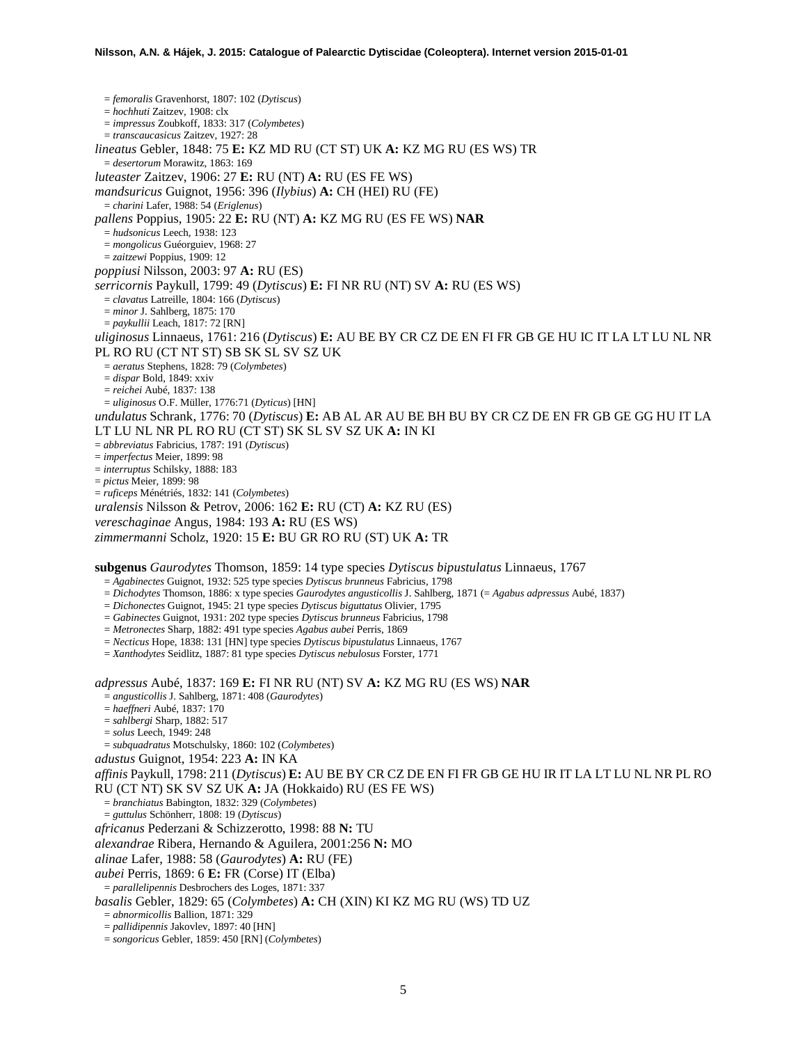= *femoralis* Gravenhorst, 1807: 102 (*Dytiscus*)
= *hochhuti* Zaitzev, 1908: clx
= *impressus* Zoubkoff, 1833: 317 (*Colymbetes*)
= *transcaucasicus* Zaitzev, 1927: 28

*lineatus* Gebler, 1848: 75 **E:** KZ MD RU (CT ST) UK **A:** KZ MG RU (ES WS) TR
= *desertorum* Morawitz, 1863: 169

*luteaster* Zaitzev, 1906: 27 **E:** RU (NT) **A:** RU (ES FE WS)

*mandsuricus* Guignot, 1956: 396 (*Ilybius*) **A:** CH (HEI) RU (FE)
= *charini* Lafer, 1988: 54 (*Eriglenus*)

*pallens* Poppius, 1905: 22 **E:** RU (NT) **A:** KZ MG RU (ES FE WS) **NAR**
= *hudsonicus* Leech, 1938: 123
= *mongolicus* Guéorguiev, 1968: 27
= *zaitzewi* Poppius, 1909: 12

*poppiusi* Nilsson, 2003: 97 **A:** RU (ES)

*serricornis* Paykull, 1799: 49 (*Dytiscus*) **E:** FI NR RU (NT) SV **A:** RU (ES WS)
= *clavatus* Latreille, 1804: 166 (*Dytiscus*)
= *minor* J. Sahlberg, 1875: 170
= *paykullii* Leach, 1817: 72 [RN]

*uliginosus* Linnaeus, 1761: 216 (*Dytiscus*) **E:** AU BE BY CR CZ DE EN FI FR GB GE HU IC IT LA LT LU NL NR PL RO RU (CT NT ST) SB SK SL SV SZ UK
= *aeratus* Stephens, 1828: 79 (*Colymbetes*)
= *dispar* Bold, 1849: xxiv
= *reichei* Aubé, 1837: 138
= *uliginosus* O.F. Müller, 1776:71 (*Dyticus*) [HN]

*undulatus* Schrank, 1776: 70 (*Dytiscus*) **E:** AB AL AR AU BE BH BU BY CR CZ DE EN FR GB GE GG HU IT LA LT LU NL NR PL RO RU (CT ST) SK SL SV SZ UK **A:** IN KI
= *abbreviatus* Fabricius, 1787: 191 (*Dytiscus*)
= *imperfectus* Meier, 1899: 98
= *interruptus* Schilsky, 1888: 183
= *pictus* Meier, 1899: 98
= *ruficeps* Ménétriés, 1832: 141 (*Colymbetes*)

*uralensis* Nilsson & Petrov, 2006: 162 **E:** RU (CT) **A:** KZ RU (ES)

*vereschaginae* Angus, 1984: 193 **A:** RU (ES WS)

*zimmermanni* Scholz, 1920: 15 **E:** BU GR RO RU (ST) UK **A:** TR

**subgenus** *Gaurodytes* Thomson, 1859: 14 type species *Dytiscus bipustulatus* Linnaeus, 1767
= *Agabinectes* Guignot, 1932: 525 type species *Dytiscus brunneus* Fabricius, 1798
= *Dichodytes* Thomson, 1886: x type species *Gaurodytes angusticollis* J. Sahlberg, 1871 (= *Agabus adpressus* Aubé, 1837)
= *Dichonectes* Guignot, 1945: 21 type species *Dytiscus biguttatus* Olivier, 1795
= *Gabinectes* Guignot, 1931: 202 type species *Dytiscus brunneus* Fabricius, 1798
= *Metronectes* Sharp, 1882: 491 type species *Agabus aubei* Perris, 1869
= *Necticus* Hope, 1838: 131 [HN] type species *Dytiscus bipustulatus* Linnaeus, 1767
= *Xanthodytes* Seidlitz, 1887: 81 type species *Dytiscus nebulosus* Forster, 1771

*adpressus* Aubé, 1837: 169 **E:** FI NR RU (NT) SV **A:** KZ MG RU (ES WS) **NAR**
= *angusticollis* J. Sahlberg, 1871: 408 (*Gaurodytes*)
= *haeffneri* Aubé, 1837: 170
= *sahlbergi* Sharp, 1882: 517
= *solus* Leech, 1949: 248
= *subquadratus* Motschulsky, 1860: 102 (*Colymbetes*)

*adustus* Guignot, 1954: 223 **A:** IN KA

*affinis* Paykull, 1798: 211 (*Dytiscus*) **E:** AU BE BY CR CZ DE EN FI FR GB GE HU IR IT LA LT LU NL NR PL RO RU (CT NT) SK SV SZ UK **A:** JA (Hokkaido) RU (ES FE WS)
= *branchiatus* Babington, 1832: 329 (*Colymbetes*)
= *guttulus* Schönherr, 1808: 19 (*Dytiscus*)

*africanus* Pederzani & Schizzerotto, 1998: 88 **N:** TU

*alexandrae* Ribera, Hernando & Aguilera, 2001:256 **N:** MO

*alinae* Lafer, 1988: 58 (*Gaurodytes*) **A:** RU (FE)

*aubei* Perris, 1869: 6 **E:** FR (Corse) IT (Elba)
= *parallelipennis* Desbrochers des Loges, 1871: 337

*basalis* Gebler, 1829: 65 (*Colymbetes*) **A:** CH (XIN) KI KZ MG RU (WS) TD UZ
= *abnormicollis* Ballion, 1871: 329
= *pallidipennis* Jakovlev, 1897: 40 [HN]
= *songoricus* Gebler, 1859: 450 [RN] (*Colymbetes*)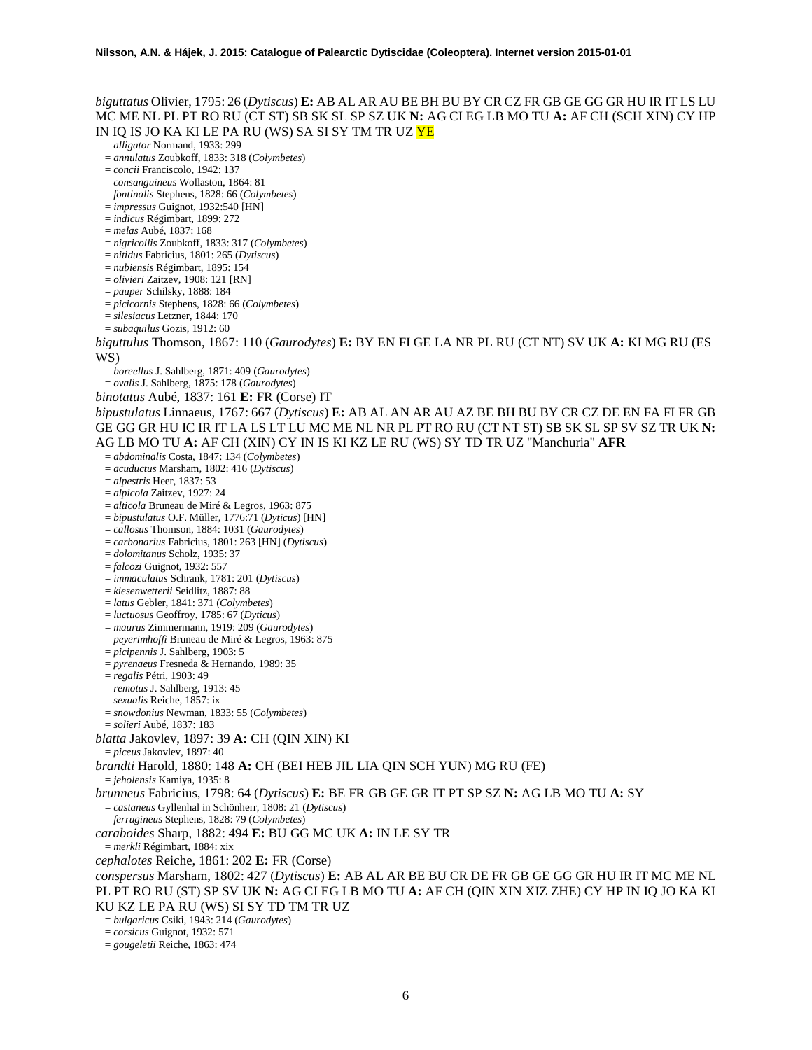*biguttatus* Olivier, 1795: 26 (*Dytiscus*) **E:** AB AL AR AU BE BH BU BY CR CZ FR GB GE GG GR HU IR IT LS LU MC ME NL PL PT RO RU (CT ST) SB SK SL SP SZ UK **N:** AG CI EG LB MO TU **A:** AF CH (SCH XIN) CY HP IN IQ IS JO KA KI LE PA RU (WS) SA SI SY TM TR UZ YE

= *alligator* Normand, 1933: 299
= *annulatus* Zoubkoff, 1833: 318 (*Colymbetes*)
= *concii* Franciscolo, 1942: 137
= *consanguineus* Wollaston, 1864: 81
= *fontinalis* Stephens, 1828: 66 (*Colymbetes*)
= *impressus* Guignot, 1932:540 [HN]
= *indicus* Régimbart, 1899: 272
= *melas* Aubé, 1837: 168
= *nigricollis* Zoubkoff, 1833: 317 (*Colymbetes*)
= *nitidus* Fabricius, 1801: 265 (*Dytiscus*)
= *nubiensis* Régimbart, 1895: 154
= *olivieri* Zaitzev, 1908: 121 [RN]
= *pauper* Schilsky, 1888: 184
= *picicornis* Stephens, 1828: 66 (*Colymbetes*)
= *silesiacus* Letzner, 1844: 170
= *subaquilus* Gozis, 1912: 60

*biguttulus* Thomson, 1867: 110 (*Gaurodytes*) **E:** BY EN FI GE LA NR PL RU (CT NT) SV UK **A:** KI MG RU (ES WS)

= *boreellus* J. Sahlberg, 1871: 409 (*Gaurodytes*)
= *ovalis* J. Sahlberg, 1875: 178 (*Gaurodytes*)

*binotatus* Aubé, 1837: 161 **E:** FR (Corse) IT

*bipustulatus* Linnaeus, 1767: 667 (*Dyticus*) **E:** AB AL AN AR AU AZ BE BH BU BY CR CZ DE EN FA FI FR GB GE GG GR HU IC IR IT LA LS LT LU MC ME NL NR PL PT RO RU (CT NT ST) SB SK SL SP SV SZ TR UK **N:** AG LB MO TU **A:** AF CH (XIN) CY IN IS KI KZ LE RU (WS) SY TD TR UZ "Manchuria" **AFR**

= *abdominalis* Costa, 1847: 134 (*Colymbetes*)
= *acuductus* Marsham, 1802: 416 (*Dytiscus*)
= *alpestris* Heer, 1837: 53
= *alpicola* Zaitzev, 1927: 24
= *alticola* Bruneau de Miré & Legros, 1963: 875
= *bipustulatus* O.F. Müller, 1776:71 (*Dyticus*) [HN]
= *callosus* Thomson, 1884: 1031 (*Gaurodytes*)
= *carbonarius* Fabricius, 1801: 263 [HN] (*Dytiscus*)
= *dolomitanus* Scholz, 1935: 37
= *falcozi* Guignot, 1932: 557
= *immaculatus* Schrank, 1781: 201 (*Dytiscus*)
= *kiesenwetterii* Seidlitz, 1887: 88
= *latus* Gebler, 1841: 371 (*Colymbetes*)
= *luctuosus* Geoffroy, 1785: 67 (*Dyticus*)
= *maurus* Zimmermann, 1919: 209 (*Gaurodytes*)
= *peyerimhoffi* Bruneau de Miré & Legros, 1963: 875
= *picipennis* J. Sahlberg, 1903: 5
= *pyrenaeus* Fresneda & Hernando, 1989: 35
= *regalis* Pétri, 1903: 49
= *remotus* J. Sahlberg, 1913: 45
= *sexualis* Reiche, 1857: ix
= *snowdonius* Newman, 1833: 55 (*Colymbetes*)
= *solieri* Aubé, 1837: 183

*blatta* Jakovlev, 1897: 39 **A:** CH (QIN XIN) KI

= *piceus* Jakovlev, 1897: 40

*brandti* Harold, 1880: 148 **A:** CH (BEI HEB JIL LIA QIN SCH YUN) MG RU (FE)

= *jeholensis* Kamiya, 1935: 8

*brunneus* Fabricius, 1798: 64 (*Dytiscus*) **E:** BE FR GB GE GR IT PT SP SZ **N:** AG LB MO TU **A:** SY

= *castaneus* Gyllenhal in Schönherr, 1808: 21 (*Dytiscus*)
= *ferrugineus* Stephens, 1828: 79 (*Colymbetes*)

*caraboides* Sharp, 1882: 494 **E:** BU GG MC UK **A:** IN LE SY TR

= *merkli* Régimbart, 1884: xix

*cephalotes* Reiche, 1861: 202 **E:** FR (Corse)

*conspersus* Marsham, 1802: 427 (*Dytiscus*) **E:** AB AL AR BE BU CR DE FR GB GE GG GR HU IR IT MC ME NL PL PT RO RU (ST) SP SV UK **N:** AG CI EG LB MO TU **A:** AF CH (QIN XIN XIZ ZHE) CY HP IN IQ JO KA KI KU KZ LE PA RU (WS) SI SY TD TM TR UZ

= *bulgaricus* Csiki, 1943: 214 (*Gaurodytes*)
= *corsicus* Guignot, 1932: 571
= *gougeletii* Reiche, 1863: 474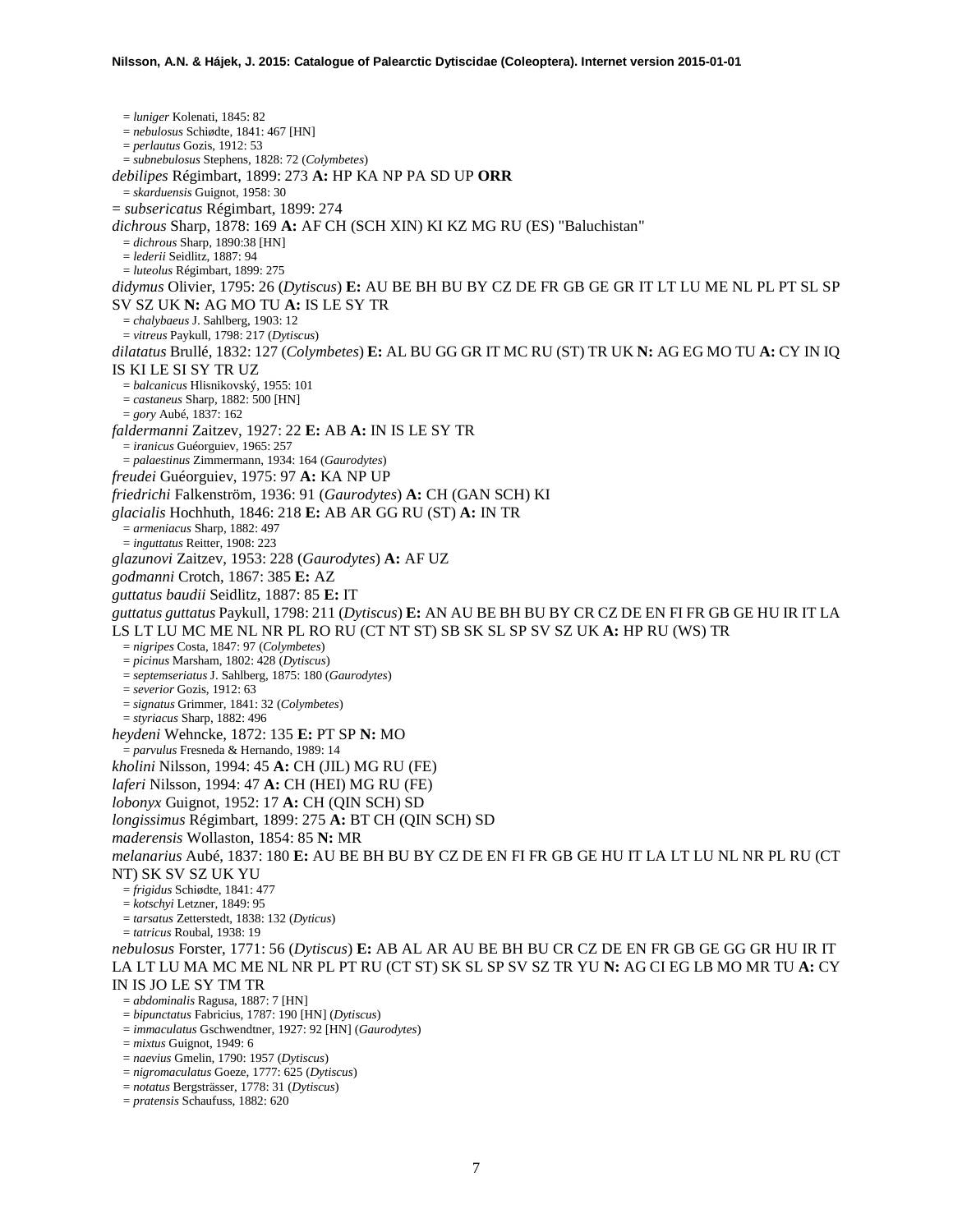= *luniger* Kolenati, 1845: 82
= *nebulosus* Schiødte, 1841: 467 [HN]
= *perlautus* Gozis, 1912: 53
= *subnebulosus* Stephens, 1828: 72 (*Colymbetes*)

*debilipes* Régimbart, 1899: 273 **A:** HP KA NP PA SD UP **ORR**
= *skarduensis* Guignot, 1958: 30

= *subsericatus* Régimbart, 1899: 274

*dichrous* Sharp, 1878: 169 **A:** AF CH (SCH XIN) KI KZ MG RU (ES) "Baluchistan"
= *dichrous* Sharp, 1890:38 [HN]
= *lederii* Seidlitz, 1887: 94
= *luteolus* Régimbart, 1899: 275

*didymus* Olivier, 1795: 26 (*Dytiscus*) **E:** AU BE BH BU BY CZ DE FR GB GE GR IT LT LU ME NL PL PT SL SP SV SZ UK **N:** AG MO TU **A:** IS LE SY TR
= *chalybaeus* J. Sahlberg, 1903: 12
= *vitreus* Paykull, 1798: 217 (*Dytiscus*)

*dilatatus* Brullé, 1832: 127 (*Colymbetes*) **E:** AL BU GG GR IT MC RU (ST) TR UK **N:** AG EG MO TU **A:** CY IN IQ IS KI LE SI SY TR UZ
= *balcanicus* Hlisnikovský, 1955: 101
= *castaneus* Sharp, 1882: 500 [HN]
= *gory* Aubé, 1837: 162

*faldermanni* Zaitzev, 1927: 22 **E:** AB **A:** IN IS LE SY TR
= *iranicus* Guéorguiev, 1965: 257
= *palaestinus* Zimmermann, 1934: 164 (*Gaurodytes*)

*freudei* Guéorguiev, 1975: 97 **A:** KA NP UP

*friedrichi* Falkenström, 1936: 91 (*Gaurodytes*) **A:** CH (GAN SCH) KI

*glacialis* Hochhuth, 1846: 218 **E:** AB AR GG RU (ST) **A:** IN TR
= *armeniacus* Sharp, 1882: 497
= *inguttatus* Reitter, 1908: 223

*glazunovi* Zaitzev, 1953: 228 (*Gaurodytes*) **A:** AF UZ

*godmanni* Crotch, 1867: 385 **E:** AZ

*guttatus baudii* Seidlitz, 1887: 85 **E:** IT

*guttatus guttatus* Paykull, 1798: 211 (*Dytiscus*) **E:** AN AU BE BH BU BY CR CZ DE EN FI FR GB GE HU IR IT LA LS LT LU MC ME NL NR PL RO RU (CT NT ST) SB SK SL SP SV SZ UK **A:** HP RU (WS) TR
= *nigripes* Costa, 1847: 97 (*Colymbetes*)
= *picinus* Marsham, 1802: 428 (*Dytiscus*)
= *septemseriatus* J. Sahlberg, 1875: 180 (*Gaurodytes*)
= *severior* Gozis, 1912: 63
= *signatus* Grimmer, 1841: 32 (*Colymbetes*)
= *styriacus* Sharp, 1882: 496

*heydeni* Wehncke, 1872: 135 **E:** PT SP **N:** MO
= *parvulus* Fresneda & Hernando, 1989: 14

*kholini* Nilsson, 1994: 45 **A:** CH (JIL) MG RU (FE)

*laferi* Nilsson, 1994: 47 **A:** CH (HEI) MG RU (FE)

*lobonyx* Guignot, 1952: 17 **A:** CH (QIN SCH) SD

*longissimus* Régimbart, 1899: 275 **A:** BT CH (QIN SCH) SD

*maderensis* Wollaston, 1854: 85 **N:** MR

*melanarius* Aubé, 1837: 180 **E:** AU BE BH BU BY CZ DE EN FI FR GB GE HU IT LA LT LU NL NR PL RU (CT NT) SK SV SZ UK YU
= *frigidus* Schiødte, 1841: 477
= *kotschyi* Letzner, 1849: 95
= *tarsatus* Zetterstedt, 1838: 132 (*Dyticus*)
= *tatricus* Roubal, 1938: 19

*nebulosus* Forster, 1771: 56 (*Dytiscus*) **E:** AB AL AR AU BE BH BU CR CZ DE EN FR GB GE GG GR HU IR IT LA LT LU MA MC ME NL NR PL PT RU (CT ST) SK SL SP SV SZ TR YU **N:** AG CI EG LB MO MR TU **A:** CY IN IS JO LE SY TM TR
= *abdominalis* Ragusa, 1887: 7 [HN]
= *bipunctatus* Fabricius, 1787: 190 [HN] (*Dytiscus*)
= *immaculatus* Gschwendtner, 1927: 92 [HN] (*Gaurodytes*)
= *mixtus* Guignot, 1949: 6
= *naevius* Gmelin, 1790: 1957 (*Dytiscus*)
= *nigromaculatus* Goeze, 1777: 625 (*Dytiscus*)
= *notatus* Bergsträsser, 1778: 31 (*Dytiscus*)
= *pratensis* Schaufuss, 1882: 620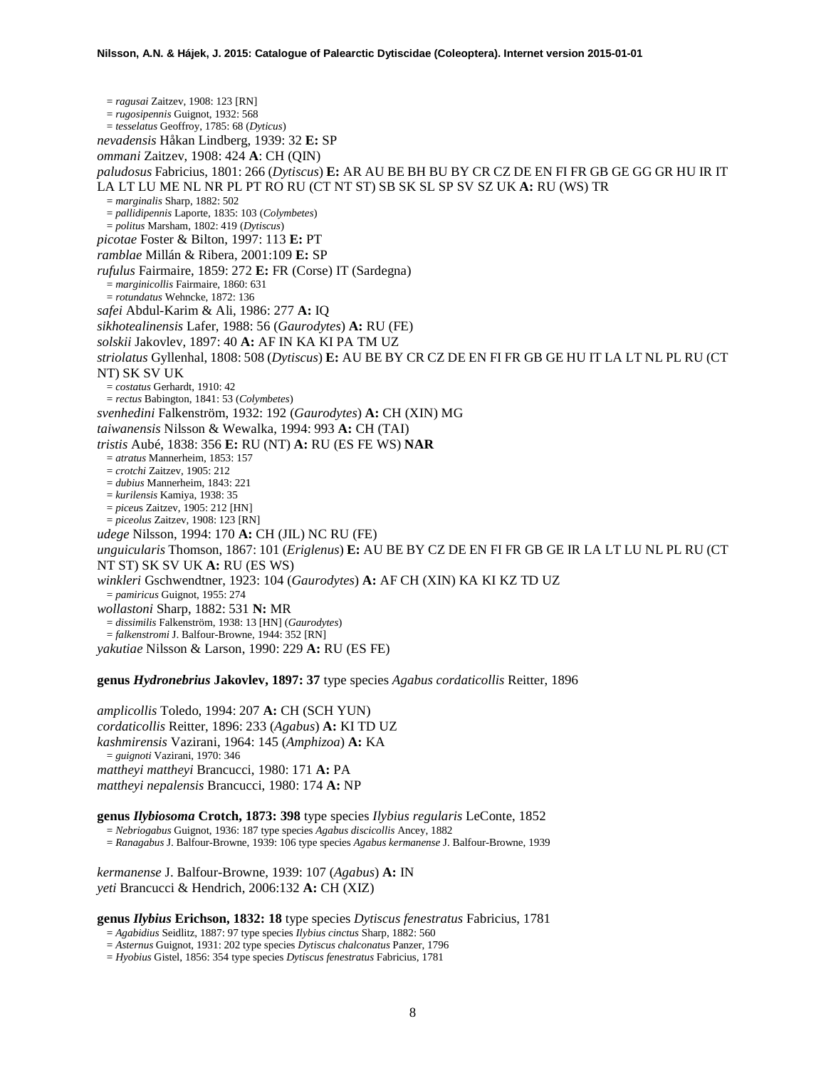= *ragusai* Zaitzev, 1908: 123 [RN]
= *rugosipennis* Guignot, 1932: 568
= *tesselatus* Geoffroy, 1785: 68 (*Dyticus*)

*nevadensis* Håkan Lindberg, 1939: 32 **E:** SP

*ommani* Zaitzev, 1908: 424 **A**: CH (QIN)

*paludosus* Fabricius, 1801: 266 (*Dytiscus*) **E:** AR AU BE BH BU BY CR CZ DE EN FI FR GB GE GG GR HU IR IT LA LT LU ME NL NR PL PT RO RU (CT NT ST) SB SK SL SP SV SZ UK **A:** RU (WS) TR
= *marginalis* Sharp, 1882: 502
= *pallidipennis* Laporte, 1835: 103 (*Colymbetes*)
= *politus* Marsham, 1802: 419 (*Dyticus*)

*picotae* Foster & Bilton, 1997: 113 **E:** PT

*ramblae* Millán & Ribera, 2001:109 **E:** SP

*rufulus* Fairmaire, 1859: 272 **E:** FR (Corse) IT (Sardegna)
= *marginicollis* Fairmaire, 1860: 631
= *rotundatus* Wehncke, 1872: 136

*safei* Abdul-Karim & Ali, 1986: 277 **A:** IQ

*sikhotealinensis* Lafer, 1988: 56 (*Gaurodytes*) **A:** RU (FE)

*solskii* Jakovlev, 1897: 40 **A:** AF IN KA KI PA TM UZ

*striolatus* Gyllenhal, 1808: 508 (*Dytiscus*) **E:** AU BE BY CR CZ DE EN FI FR GB GE HU IT LA LT NL PL RU (CT NT) SK SV UK
= *costatus* Gerhardt, 1910: 42
= *rectus* Babington, 1841: 53 (*Colymbetes*)

*svenhedini* Falkenström, 1932: 192 (*Gaurodytes*) **A:** CH (XIN) MG

*taiwanensis* Nilsson & Wewalka, 1994: 993 **A:** CH (TAI)

*tristis* Aubé, 1838: 356 **E:** RU (NT) **A:** RU (ES FE WS) **NAR**
= *atratus* Mannerheim, 1853: 157
= *crotchi* Zaitzev, 1905: 212
= *dubius* Mannerheim, 1843: 221
= *kurilensis* Kamiya, 1938: 35
= *piceus* Zaitzev, 1905: 212 [HN]
= *piceolus* Zaitzev, 1908: 123 [RN]

*udege* Nilsson, 1994: 170 **A:** CH (JIL) NC RU (FE)

*unguicularis* Thomson, 1867: 101 (*Eriglenus*) **E:** AU BE BY CZ DE EN FI FR GB GE IR LA LT LU NL PL RU (CT NT ST) SK SV UK **A:** RU (ES WS)

*winkleri* Gschwendtner, 1923: 104 (*Gaurodytes*) **A:** AF CH (XIN) KA KI KZ TD UZ
= *pamiricus* Guignot, 1955: 274

*wollastoni* Sharp, 1882: 531 **N:** MR
= *dissimilis* Falkenström, 1938: 13 [HN] (*Gaurodytes*)
= *falkenstromi* J. Balfour-Browne, 1944: 352 [RN]

*yakutiae* Nilsson & Larson, 1990: 229 **A:** RU (ES FE)

**genus *Hydronebrius* Jakovlev, 1897: 37** type species *Agabus cordaticollis* Reitter, 1896

*amplicollis* Toledo, 1994: 207 **A:** CH (SCH YUN)

*cordaticollis* Reitter, 1896: 233 (*Agabus*) **A:** KI TD UZ

*kashmirensis* Vazirani, 1964: 145 (*Amphizoa*) **A:** KA
= *guignoti* Vazirani, 1970: 346

*mattheyi mattheyi* Brancucci, 1980: 171 **A:** PA

*mattheyi nepalensis* Brancucci, 1980: 174 **A:** NP

**genus *Ilybiosoma* Crotch, 1873: 398** type species *Ilybius regularis* LeConte, 1852
= *Nebriogabus* Guignot, 1936: 187 type species *Agabus discicollis* Ancey, 1882
= *Ranagabus* J. Balfour-Browne, 1939: 106 type species *Agabus kermanense* J. Balfour-Browne, 1939

*kermanense* J. Balfour-Browne, 1939: 107 (*Agabus*) **A:** IN

*yeti* Brancucci & Hendrich, 2006:132 **A:** CH (XIZ)

**genus *Ilybius* Erichson, 1832: 18** type species *Dytiscus fenestratus* Fabricius, 1781
= *Agabidius* Seidlitz, 1887: 97 type species *Ilybius cinctus* Sharp, 1882: 560
= *Asternus* Guignot, 1931: 202 type species *Dytiscus chalconatus* Panzer, 1796
= *Hyobius* Gistel, 1856: 354 type species *Dytiscus fenestratus* Fabricius, 1781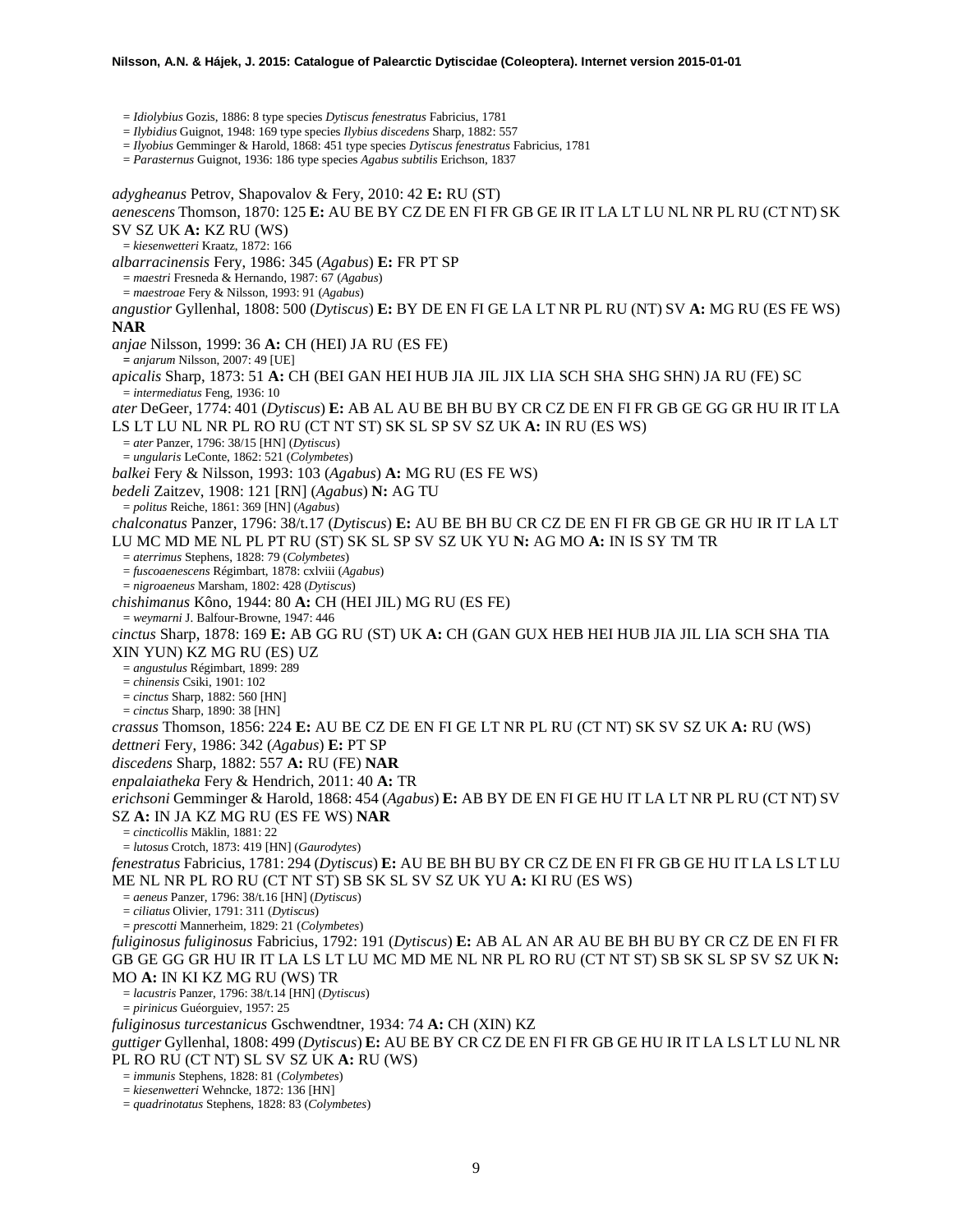= *Idiolybius* Gozis, 1886: 8 type species *Dytiscus fenestratus* Fabricius, 1781
= *Ilybidius* Guignot, 1948: 169 type species *Ilybius discedens* Sharp, 1882: 557
= *Ilyobius* Gemminger & Harold, 1868: 451 type species *Dytiscus fenestratus* Fabricius, 1781
= *Parasternus* Guignot, 1936: 186 type species *Agabus subtilis* Erichson, 1837

*adygheanus* Petrov, Shapovalov & Fery, 2010: 42 **E:** RU (ST)
*aenescens* Thomson, 1870: 125 **E:** AU BE BY CZ DE EN FI FR GB GE IR IT LA LT LU NL NR PL RU (CT NT) SK SV SZ UK **A:** KZ RU (WS)
= *kiesenwetteri* Kraatz, 1872: 166
*albarracinensis* Fery, 1986: 345 (*Agabus*) **E:** FR PT SP
= *maestri* Fresneda & Hernando, 1987: 67 (*Agabus*)
= *maestroae* Fery & Nilsson, 1993: 91 (*Agabus*)
*angustior* Gyllenhal, 1808: 500 (*Dytiscus*) **E:** BY DE EN FI GE LA LT NR PL RU (NT) SV **A:** MG RU (ES FE WS) **NAR**
*anjae* Nilsson, 1999: 36 **A:** CH (HEI) JA RU (ES FE)
= *anjarum* Nilsson, 2007: 49 [UE]
*apicalis* Sharp, 1873: 51 **A:** CH (BEI GAN HEI HUB JIA JIL JIX LIA SCH SHA SHG SHN) JA RU (FE) SC
= *intermediatus* Feng, 1936: 10
*ater* DeGeer, 1774: 401 (*Dytiscus*) **E:** AB AL AU BE BH BU BY CR CZ DE EN FI FR GB GE GG GR HU IR IT LA LS LT LU NL NR PL RO RU (CT NT ST) SK SL SP SV SZ UK **A:** IN RU (ES WS)
= *ater* Panzer, 1796: 38/15 [HN] (*Dytiscus*)
= *ungularis* LeConte, 1862: 521 (*Colymbetes*)
*balkei* Fery & Nilsson, 1993: 103 (*Agabus*) **A:** MG RU (ES FE WS)
*bedeli* Zaitzev, 1908: 121 [RN] (*Agabus*) **N:** AG TU
= *politus* Reiche, 1861: 369 [HN] (*Agabus*)
*chalconatus* Panzer, 1796: 38/t.17 (*Dytiscus*) **E:** AU BE BH BU CR CZ DE EN FI FR GB GE GR HU IR IT LA LT LU MC MD ME NL PL PT RU (ST) SK SL SP SV SZ UK YU **N:** AG MO **A:** IN IS SY TM TR
= *aterrimus* Stephens, 1828: 79 (*Colymbetes*)
= *fuscoaenescens* Régimbart, 1878: cxlviii (*Agabus*)
= *nigroaeneus* Marsham, 1802: 428 (*Dytiscus*)
*chishimanus* Kôno, 1944: 80 **A:** CH (HEI JIL) MG RU (ES FE)
= *weymarni* J. Balfour-Browne, 1947: 446
*cinctus* Sharp, 1878: 169 **E:** AB GG RU (ST) UK **A:** CH (GAN GUX HEB HEI HUB JIA JIL LIA SCH SHA TIA XIN YUN) KZ MG RU (ES) UZ
= *angustulus* Régimbart, 1899: 289
= *chinensis* Csiki, 1901: 102
= *cinctus* Sharp, 1882: 560 [HN]
= *cinctus* Sharp, 1890: 38 [HN]
*crassus* Thomson, 1856: 224 **E:** AU BE CZ DE EN FI GE LT NR PL RU (CT NT) SK SV SZ UK **A:** RU (WS)
*dettneri* Fery, 1986: 342 (*Agabus*) **E:** PT SP
*discedens* Sharp, 1882: 557 **A:** RU (FE) **NAR**
*enpalaiatheka* Fery & Hendrich, 2011: 40 **A:** TR
*erichsoni* Gemminger & Harold, 1868: 454 (*Agabus*) **E:** AB BY DE EN FI GE HU IT LA LT NR PL RU (CT NT) SV SZ **A:** IN JA KZ MG RU (ES FE WS) **NAR**
= *cincticollis* Mäklin, 1881: 22
= *lutosus* Crotch, 1873: 419 [HN] (*Gaurodytes*)
*fenestratus* Fabricius, 1781: 294 (*Dytiscus*) **E:** AU BE BH BU BY CR CZ DE EN FI FR GB GE HU IT LA LS LT LU ME NL NR PL RO RU (CT NT ST) SB SK SL SV SZ UK YU **A:** KI RU (ES WS)
= *aeneus* Panzer, 1796: 38/t.16 [HN] (*Dytiscus*)
= *ciliatus* Olivier, 1791: 311 (*Dytiscus*)
= *prescotti* Mannerheim, 1829: 21 (*Colymbetes*)
*fuliginosus fuliginosus* Fabricius, 1792: 191 (*Dytiscus*) **E:** AB AL AN AR AU BE BH BU BY CR CZ DE EN FI FR GB GE GG GR HU IR IT LA LS LT LU MC MD ME NL NR PL RO RU (CT NT ST) SB SK SL SP SV SZ UK **N:** MO **A:** IN KI KZ MG RU (WS) TR
= *lacustris* Panzer, 1796: 38/t.14 [HN] (*Dytiscus*)
= *pirinicus* Guéorguiev, 1957: 25
*fuliginosus turcestanicus* Gschwendtner, 1934: 74 **A:** CH (XIN) KZ
*guttiger* Gyllenhal, 1808: 499 (*Dytiscus*) **E:** AU BE BY CR CZ DE EN FI FR GB GE HU IR IT LA LS LT LU NL NR PL RO RU (CT NT) SL SV SZ UK **A:** RU (WS)
= *immunis* Stephens, 1828: 81 (*Colymbetes*)
= *kiesenwetteri* Wehncke, 1872: 136 [HN]
= *quadrinotatus* Stephens, 1828: 83 (*Colymbetes*)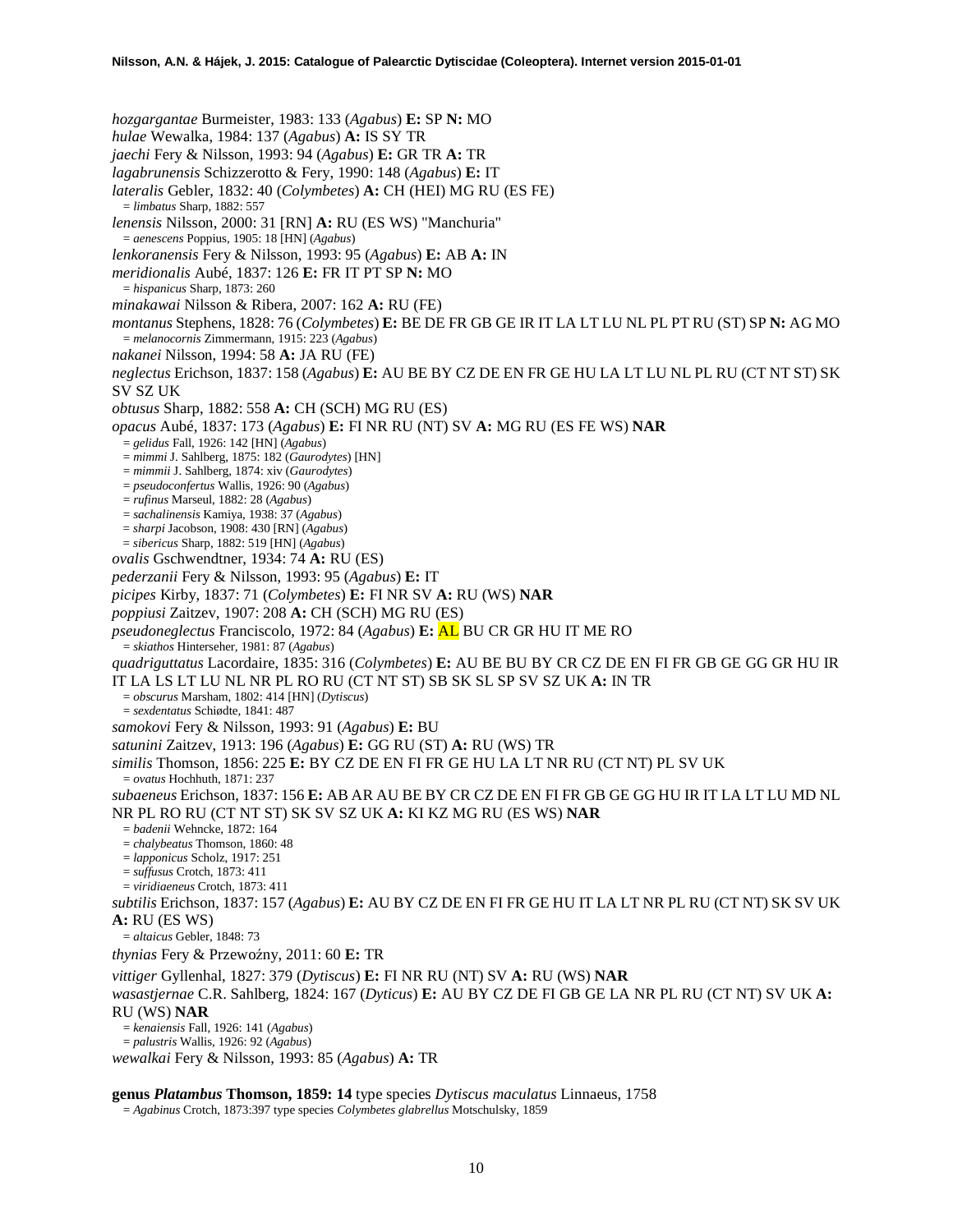*hozgargantae* Burmeister, 1983: 133 (*Agabus*) **E:** SP **N:** MO
*hulae* Wewalka, 1984: 137 (*Agabus*) **A:** IS SY TR
*jaechi* Fery & Nilsson, 1993: 94 (*Agabus*) **E:** GR TR **A:** TR
*lagabrunensis* Schizzerotto & Fery, 1990: 148 (*Agabus*) **E:** IT
*lateralis* Gebler, 1832: 40 (*Colymbetes*) **A:** CH (HEI) MG RU (ES FE)
= *limbatus* Sharp, 1882: 557
*lenensis* Nilsson, 2000: 31 [RN] **A:** RU (ES WS) "Manchuria"
= *aenescens* Poppius, 1905: 18 [HN] (*Agabus*)
*lenkoranensis* Fery & Nilsson, 1993: 95 (*Agabus*) **E:** AB **A:** IN
*meridionalis* Aubé, 1837: 126 **E:** FR IT PT SP **N:** MO
= *hispanicus* Sharp, 1873: 260
*minakawai* Nilsson & Ribera, 2007: 162 **A:** RU (FE)
*montanus* Stephens, 1828: 76 (*Colymbetes*) **E:** BE DE FR GB GE IR IT LA LT LU NL PL PT RU (ST) SP **N:** AG MO
= *melanocornis* Zimmermann, 1915: 223 (*Agabus*)
*nakanei* Nilsson, 1994: 58 **A:** JA RU (FE)
*neglectus* Erichson, 1837: 158 (*Agabus*) **E:** AU BE BY CZ DE EN FR GE HU LA LT LU NL PL RU (CT NT ST) SK SV SZ UK
*obtusus* Sharp, 1882: 558 **A:** CH (SCH) MG RU (ES)
*opacus* Aubé, 1837: 173 (*Agabus*) **E:** FI NR RU (NT) SV **A:** MG RU (ES FE WS) **NAR**
= *gelidus* Fall, 1926: 142 [HN] (*Agabus*)
= *mimmi* J. Sahlberg, 1875: 182 (*Gaurodytes*) [HN]
= *mimmii* J. Sahlberg, 1874: xiv (*Gaurodytes*)
= *pseudoconfertus* Wallis, 1926: 90 (*Agabus*)
= *rufinus* Marseul, 1882: 28 (*Agabus*)
= *sachalinensis* Kamiya, 1938: 37 (*Agabus*)
= *sharpi* Jacobson, 1908: 430 [RN] (*Agabus*)
= *sibericus* Sharp, 1882: 519 [HN] (*Agabus*)
*ovalis* Gschwendtner, 1934: 74 **A:** RU (ES)
*pederzanii* Fery & Nilsson, 1993: 95 (*Agabus*) **E:** IT
*picipes* Kirby, 1837: 71 (*Colymbetes*) **E:** FI NR SV **A:** RU (WS) **NAR**
*poppiusi* Zaitzev, 1907: 208 **A:** CH (SCH) MG RU (ES)
*pseudoneglectus* Franciscolo, 1972: 84 (*Agabus*) **E:** AL BU CR GR HU IT ME RO
= *skiathos* Hinterseher, 1981: 87 (*Agabus*)
*quadriguttatus* Lacordaire, 1835: 316 (*Colymbetes*) **E:** AU BE BU BY CR CZ DE EN FI FR GB GE GG GR HU IR IT LA LS LT LU NL NR PL RO RU (CT NT ST) SB SK SL SP SV SZ UK **A:** IN TR
= *obscurus* Marsham, 1802: 414 [HN] (*Dytiscus*)
= *sexdentatus* Schiødte, 1841: 487
*samokovi* Fery & Nilsson, 1993: 91 (*Agabus*) **E:** BU
*satunini* Zaitzev, 1913: 196 (*Agabus*) **E:** GG RU (ST) **A:** RU (WS) TR
*similis* Thomson, 1856: 225 **E:** BY CZ DE EN FI FR GE HU LA LT NR RU (CT NT) PL SV UK
= *ovatus* Hochhuth, 1871: 237
*subaeneus* Erichson, 1837: 156 **E:** AB AR AU BE BY CR CZ DE EN FI FR GB GE GG HU IR IT LA LT LU MD NL NR PL RO RU (CT NT ST) SK SV SZ UK **A:** KI KZ MG RU (ES WS) **NAR**
= *badenii* Wehncke, 1872: 164
= *chalybeatus* Thomson, 1860: 48
= *lapponicus* Scholz, 1917: 251
= *suffusus* Crotch, 1873: 411
= *viridiaeneus* Crotch, 1873: 411
*subtilis* Erichson, 1837: 157 (*Agabus*) **E:** AU BY CZ DE EN FI FR GE HU IT LA LT NR PL RU (CT NT) SK SV UK **A:** RU (ES WS)
= *altaicus* Gebler, 1848: 73
*thynias* Fery & Przewoźny, 2011: 60 **E:** TR
*vittiger* Gyllenhal, 1827: 379 (*Dytiscus*) **E:** FI NR RU (NT) SV **A:** RU (WS) **NAR**
*wasastjernae* C.R. Sahlberg, 1824: 167 (*Dyticus*) **E:** AU BY CZ DE FI GB GE LA NR PL RU (CT NT) SV UK **A:** RU (WS) **NAR**
= *kenaiensis* Fall, 1926: 141 (*Agabus*)
= *palustris* Wallis, 1926: 92 (*Agabus*)
*wewalkai* Fery & Nilsson, 1993: 85 (*Agabus*) **A:** TR

**genus *Platambus* Thomson, 1859: 14** type species *Dytiscus maculatus* Linnaeus, 1758
= *Agabinus* Crotch, 1873:397 type species *Colymbetes glabrellus* Motschulsky, 1859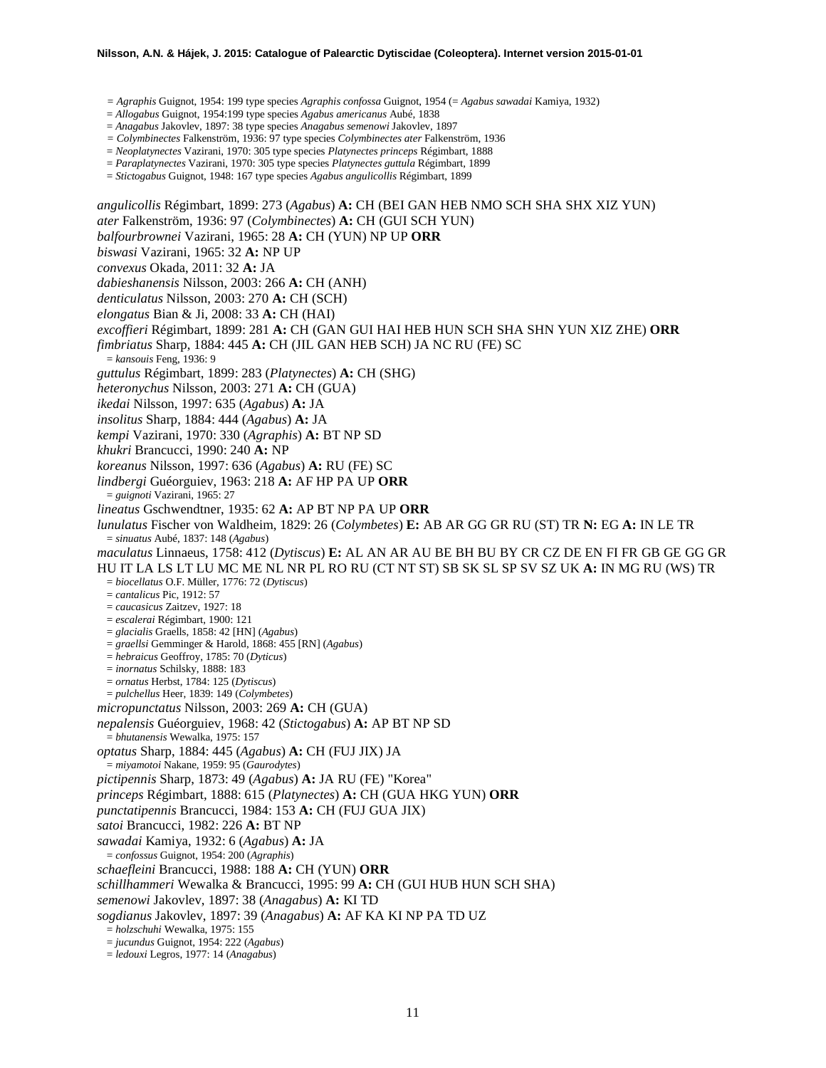= *Agraphis* Guignot, 1954: 199 type species *Agraphis confossa* Guignot, 1954 (= *Agabus sawadai* Kamiya, 1932)
= *Allogabus* Guignot, 1954:199 type species *Agabus americanus* Aubé, 1838
= *Anagabus* Jakovlev, 1897: 38 type species *Anagabus semenowi* Jakovlev, 1897
= *Colymbinectes* Falkenström, 1936: 97 type species *Colymbinectes ater* Falkenström, 1936
= *Neoplatynectes* Vazirani, 1970: 305 type species *Platynectes princeps* Régimbart, 1888
= *Paraplatynectes* Vazirani, 1970: 305 type species *Platynectes guttula* Régimbart, 1899
= *Stictogabus* Guignot, 1948: 167 type species *Agabus angulicollis* Régimbart, 1899

*angulicollis* Régimbart, 1899: 273 (*Agabus*) **A:** CH (BEI GAN HEB NMO SCH SHA SHX XIZ YUN)
*ater* Falkenström, 1936: 97 (*Colymbinectes*) **A:** CH (GUI SCH YUN)
*balfourbrownei* Vazirani, 1965: 28 **A:** CH (YUN) NP UP **ORR**
*biswasi* Vazirani, 1965: 32 **A:** NP UP
*convexus* Okada, 2011: 32 **A:** JA
*dabieshanensis* Nilsson, 2003: 266 **A:** CH (ANH)
*denticulatus* Nilsson, 2003: 270 **A:** CH (SCH)
*elongatus* Bian & Ji, 2008: 33 **A:** CH (HAI)
*excoffieri* Régimbart, 1899: 281 **A:** CH (GAN GUI HAI HEB HUN SCH SHA SHN YUN XIZ ZHE) **ORR**
*fimbriatus* Sharp, 1884: 445 **A:** CH (JIL GAN HEB SCH) JA NC RU (FE) SC
= *kansouis* Feng, 1936: 9
*guttulus* Régimbart, 1899: 283 (*Platynectes*) **A:** CH (SHG)
*heteronychus* Nilsson, 2003: 271 **A:** CH (GUA)
*ikedai* Nilsson, 1997: 635 (*Agabus*) **A:** JA
*insolitus* Sharp, 1884: 444 (*Agabus*) **A:** JA
*kempi* Vazirani, 1970: 330 (*Agraphis*) **A:** BT NP SD
*khukri* Brancucci, 1990: 240 **A:** NP
*koreanus* Nilsson, 1997: 636 (*Agabus*) **A:** RU (FE) SC
*lindbergi* Guéorguiev, 1963: 218 **A:** AF HP PA UP **ORR**
= *guignoti* Vazirani, 1965: 27
*lineatus* Gschwendtner, 1935: 62 **A:** AP BT NP PA UP **ORR**
*lunulatus* Fischer von Waldheim, 1829: 26 (*Colymbetes*) **E:** AB AR GG GR RU (ST) TR **N:** EG **A:** IN LE TR
= *sinuatus* Aubé, 1837: 148 (*Agabus*)
*maculatus* Linnaeus, 1758: 412 (*Dytiscus*) **E:** AL AN AR AU BE BH BU BY CR CZ DE EN FI FR GB GE GG GR HU IT LA LS LT LU MC ME NL NR PL RO RU (CT NT ST) SB SK SL SP SV SZ UK **A:** IN MG RU (WS) TR
= *biocellatus* O.F. Müller, 1776: 72 (*Dytiscus*)
= *cantalicus* Pic, 1912: 57
= *caucasicus* Zaitzev, 1927: 18
= *escalerai* Régimbart, 1900: 121
= *glacialis* Graells, 1858: 42 [HN] (*Agabus*)
= *graellsi* Gemminger & Harold, 1868: 455 [RN] (*Agabus*)
= *hebraicus* Geoffroy, 1785: 70 (*Dyticus*)
= *inornatus* Schilsky, 1888: 183
= *ornatus* Herbst, 1784: 125 (*Dytiscus*)
= *pulchellus* Heer, 1839: 149 (*Colymbetes*)
*micropunctatus* Nilsson, 2003: 269 **A:** CH (GUA)
*nepalensis* Guéorguiev, 1968: 42 (*Stictogabus*) **A:** AP BT NP SD
= *bhutanensis* Wewalka, 1975: 157
*optatus* Sharp, 1884: 445 (*Agabus*) **A:** CH (FUJ JIX) JA
= *miyamotoi* Nakane, 1959: 95 (*Gaurodytes*)
*pictipennis* Sharp, 1873: 49 (*Agabus*) **A:** JA RU (FE) "Korea"
*princeps* Régimbart, 1888: 615 (*Platynectes*) **A:** CH (GUA HKG YUN) **ORR**
*punctatipennis* Brancucci, 1984: 153 **A:** CH (FUJ GUA JIX)
*satoi* Brancucci, 1982: 226 **A:** BT NP
*sawadai* Kamiya, 1932: 6 (*Agabus*) **A:** JA
= *confossus* Guignot, 1954: 200 (*Agraphis*)
*schaefleini* Brancucci, 1988: 188 **A:** CH (YUN) **ORR**
*schillhammeri* Wewalka & Brancucci, 1995: 99 **A:** CH (GUI HUB HUN SCH SHA)
*semenowi* Jakovlev, 1897: 38 (*Anagabus*) **A:** KI TD
*sogdianus* Jakovlev, 1897: 39 (*Anagabus*) **A:** AF KA KI NP PA TD UZ
= *holzschuhi* Wewalka, 1975: 155
= *jucundus* Guignot, 1954: 222 (*Agabus*)
= *ledouxi* Legros, 1977: 14 (*Anagabus*)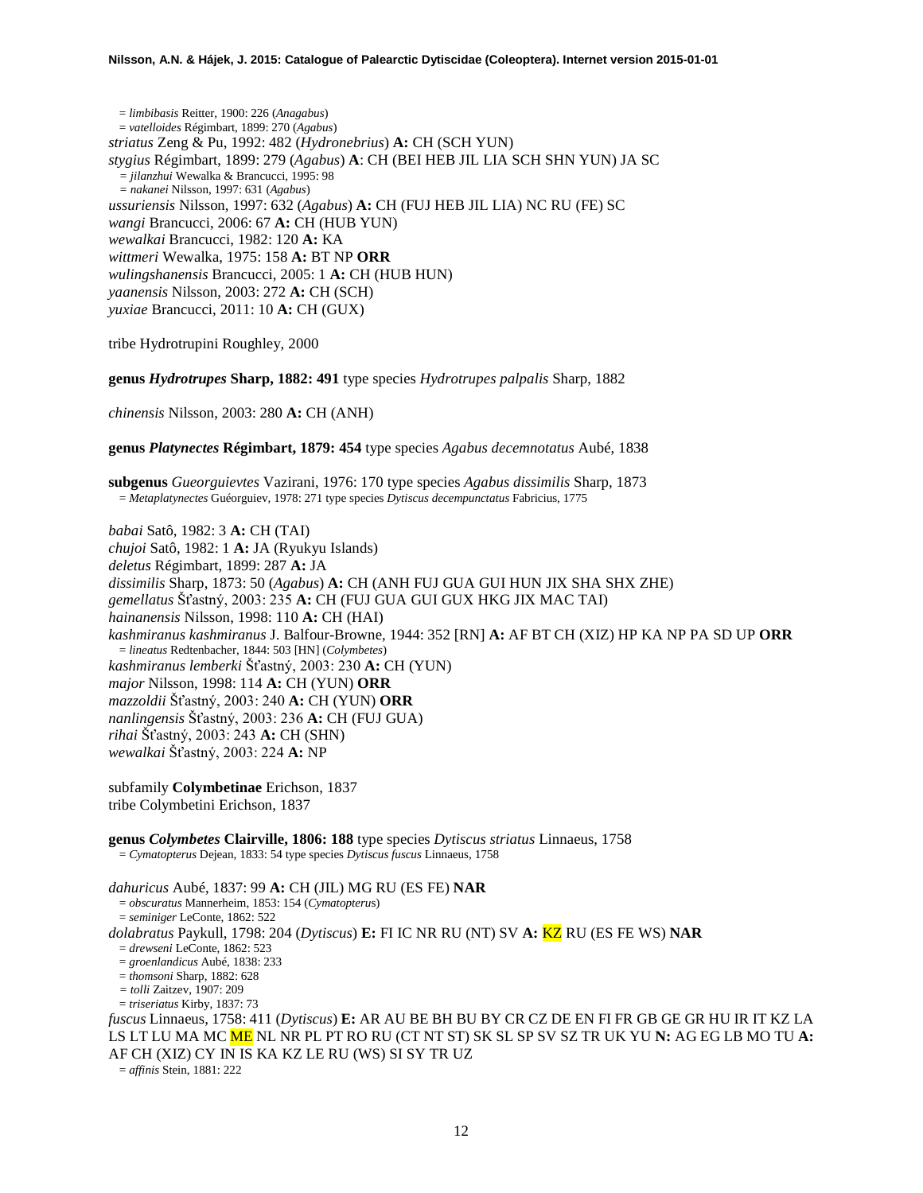= *limbibasis* Reitter, 1900: 226 (*Anagabus*)
= *vatelloides* Régimbart, 1899: 270 (*Agabus*)
*striatus* Zeng & Pu, 1992: 482 (*Hydronebrius*) **A:** CH (SCH YUN)
*stygius* Régimbart, 1899: 279 (*Agabus*) **A**: CH (BEI HEB JIL LIA SCH SHN YUN) JA SC
= *jilanzhui* Wewalka & Brancucci, 1995: 98
= *nakanei* Nilsson, 1997: 631 (*Agabus*)
*ussuriensis* Nilsson, 1997: 632 (*Agabus*) **A:** CH (FUJ HEB JIL LIA) NC RU (FE) SC
*wangi* Brancucci, 2006: 67 **A:** CH (HUB YUN)
*wewalkai* Brancucci, 1982: 120 **A:** KA
*wittmeri* Wewalka, 1975: 158 **A:** BT NP **ORR**
*wulingshanensis* Brancucci, 2005: 1 **A:** CH (HUB HUN)
*yaanensis* Nilsson, 2003: 272 **A:** CH (SCH)
*yuxiae* Brancucci, 2011: 10 **A:** CH (GUX)

tribe Hydrotrupini Roughley, 2000

**genus *Hydrotrupes* Sharp, 1882: 491** type species *Hydrotrupes palpalis* Sharp, 1882

*chinensis* Nilsson, 2003: 280 **A:** CH (ANH)

**genus *Platynectes* Régimbart, 1879: 454** type species *Agabus decemnotatus* Aubé, 1838

**subgenus** *Gueorguievtes* Vazirani, 1976: 170 type species *Agabus dissimilis* Sharp, 1873
= *Metaplatynectes* Guéorguiev, 1978: 271 type species *Dytiscus decempunctatus* Fabricius, 1775

*babai* Satô, 1982: 3 **A:** CH (TAI)
*chujoi* Satô, 1982: 1 **A:** JA (Ryukyu Islands)
*deletus* Régimbart, 1899: 287 **A:** JA
*dissimilis* Sharp, 1873: 50 (*Agabus*) **A:** CH (ANH FUJ GUA GUI HUN JIX SHA SHX ZHE)
*gemellatus* Šťastný, 2003: 235 **A:** CH (FUJ GUA GUI GUX HKG JIX MAC TAI)
*hainanensis* Nilsson, 1998: 110 **A:** CH (HAI)
*kashmiranus kashmiranus* J. Balfour-Browne, 1944: 352 [RN] **A:** AF BT CH (XIZ) HP KA NP PA SD UP **ORR**
= *lineatus* Redtenbacher, 1844: 503 [HN] (*Colymbetes*)
*kashmiranus lemberki* Šťastný, 2003: 230 **A:** CH (YUN)
*major* Nilsson, 1998: 114 **A:** CH (YUN) **ORR**
*mazzoldii* Šťastný, 2003: 240 **A:** CH (YUN) **ORR**
*nanlingensis* Šťastný, 2003: 236 **A:** CH (FUJ GUA)
*rihai* Šťastný, 2003: 243 **A:** CH (SHN)
*wewalkai* Šťastný, 2003: 224 **A:** NP

subfamily **Colymbetinae** Erichson, 1837
tribe Colymbetini Erichson, 1837

**genus *Colymbetes* Clairville, 1806: 188** type species *Dytiscus striatus* Linnaeus, 1758
= *Cymatopterus* Dejean, 1833: 54 type species *Dytiscus fuscus* Linnaeus, 1758

*dahuricus* Aubé, 1837: 99 **A:** CH (JIL) MG RU (ES FE) **NAR**
= *obscuratus* Mannerheim, 1853: 154 (*Cymatopterus*)
= *seminiger* LeConte, 1862: 522
*dolabratus* Paykull, 1798: 204 (*Dytiscus*) **E:** FI IC NR RU (NT) SV **A:** KZ RU (ES FE WS) **NAR**
= *drewseni* LeConte, 1862: 523
= *groenlandicus* Aubé, 1838: 233
= *thomsoni* Sharp, 1882: 628
= *tolli* Zaitzev, 1907: 209
= *triseriatus* Kirby, 1837: 73
*fuscus* Linnaeus, 1758: 411 (*Dytiscus*) **E:** AR AU BE BH BU BY CR CZ DE EN FI FR GB GE GR HU IR IT KZ LA LS LT LU MA MC ME NL NR PL PT RO RU (CT NT ST) SK SL SP SV SZ TR UK YU **N:** AG EG LB MO TU **A:** AF CH (XIZ) CY IN IS KA KZ LE RU (WS) SI SY TR UZ
= *affinis* Stein, 1881: 222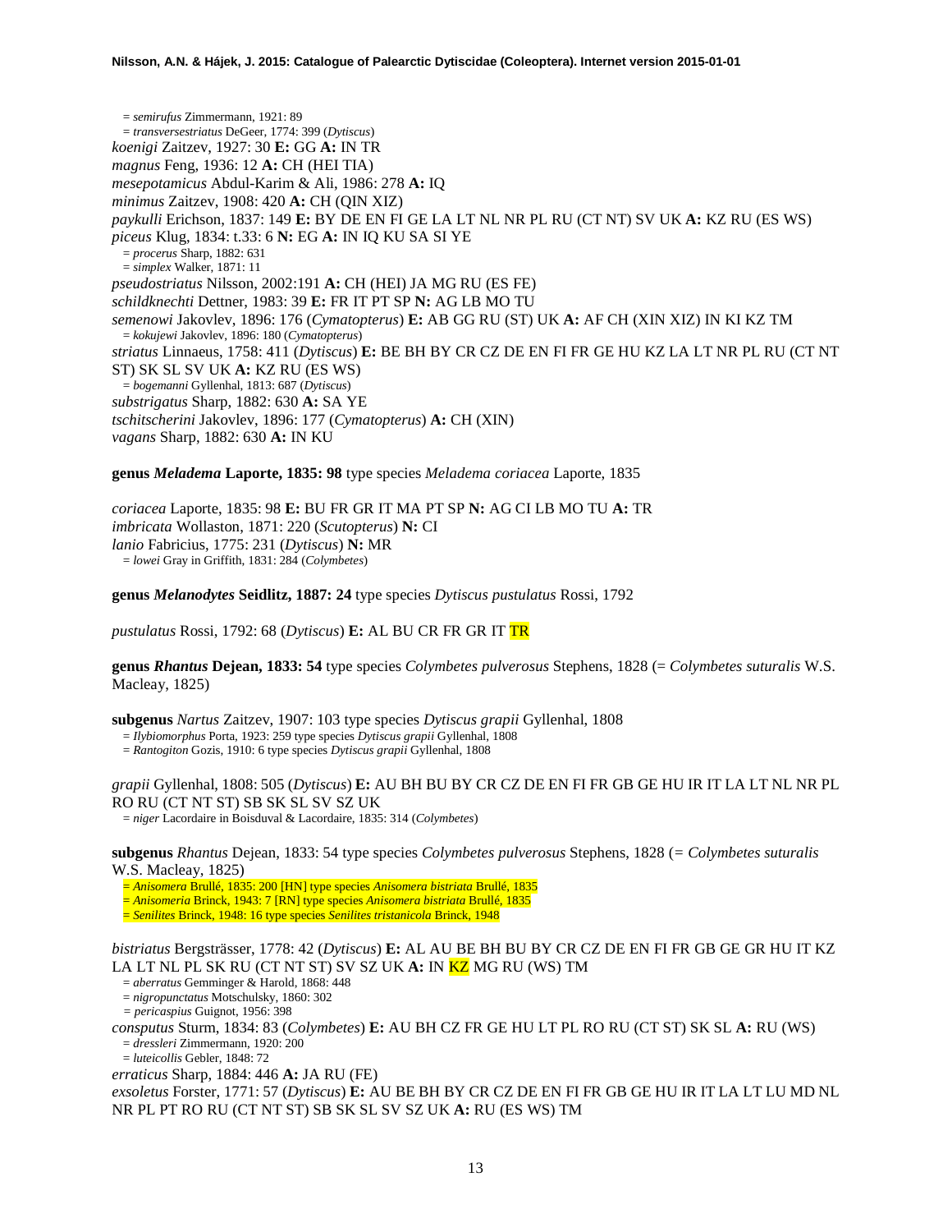= *semirufus* Zimmermann, 1921: 89
= *transversestriatus* DeGeer, 1774: 399 (*Dytiscus*)

*koenigi* Zaitzev, 1927: 30 **E:** GG **A:** IN TR

*magnus* Feng, 1936: 12 **A:** CH (HEI TIA)

*mesepotamicus* Abdul-Karim & Ali, 1986: 278 **A:** IQ

*minimus* Zaitzev, 1908: 420 **A:** CH (QIN XIZ)

*paykulli* Erichson, 1837: 149 **E:** BY DE EN FI GE LA LT NL NR PL RU (CT NT) SV UK **A:** KZ RU (ES WS)

*piceus* Klug, 1834: t.33: 6 **N:** EG **A:** IN IQ KU SA SI YE
= *procerus* Sharp, 1882: 631
= *simplex* Walker, 1871: 11

*pseudostriatus* Nilsson, 2002:191 **A:** CH (HEI) JA MG RU (ES FE)

*schildknechti* Dettner, 1983: 39 **E:** FR IT PT SP **N:** AG LB MO TU

*semenowi* Jakovlev, 1896: 176 (*Cymatopterus*) **E:** AB GG RU (ST) UK **A:** AF CH (XIN XIZ) IN KI KZ TM
= *kokujewi* Jakovlev, 1896: 180 (*Cymatopterus*)

*striatus* Linnaeus, 1758: 411 (*Dytiscus*) **E:** BE BH BY CR CZ DE EN FI FR GE HU KZ LA LT NR PL RU (CT NT ST) SK SL SV UK **A:** KZ RU (ES WS)
= *bogemanni* Gyllenhal, 1813: 687 (*Dytiscus*)

*substrigatus* Sharp, 1882: 630 **A:** SA YE

*tschitscherini* Jakovlev, 1896: 177 (*Cymatopterus*) **A:** CH (XIN)

*vagans* Sharp, 1882: 630 **A:** IN KU

**genus *Meladema* Laporte, 1835: 98** type species *Meladema coriacea* Laporte, 1835

*coriacea* Laporte, 1835: 98 **E:** BU FR GR IT MA PT SP **N:** AG CI LB MO TU **A:** TR

*imbricata* Wollaston, 1871: 220 (*Scutopterus*) **N:** CI

*lanio* Fabricius, 1775: 231 (*Dytiscus*) **N:** MR
= *lowei* Gray in Griffith, 1831: 284 (*Colymbetes*)

**genus *Melanodytes* Seidlitz, 1887: 24** type species *Dytiscus pustulatus* Rossi, 1792

*pustulatus* Rossi, 1792: 68 (*Dytiscus*) **E:** AL BU CR FR GR IT TR

**genus *Rhantus* Dejean, 1833: 54** type species *Colymbetes pulverosus* Stephens, 1828 (= *Colymbetes suturalis* W.S. Macleay, 1825)

**subgenus** *Nartus* Zaitzev, 1907: 103 type species *Dytiscus grapii* Gyllenhal, 1808
= *Ilybiomorphus* Porta, 1923: 259 type species *Dytiscus grapii* Gyllenhal, 1808
= *Rantogiton* Gozis, 1910: 6 type species *Dytiscus grapii* Gyllenhal, 1808

*grapii* Gyllenhal, 1808: 505 (*Dytiscus*) **E:** AU BH BU BY CR CZ DE EN FI FR GB GE HU IR IT LA LT NL NR PL RO RU (CT NT ST) SB SK SL SV SZ UK
= *niger* Lacordaire in Boisduval & Lacordaire, 1835: 314 (*Colymbetes*)

**subgenus** *Rhantus* Dejean, 1833: 54 type species *Colymbetes pulverosus* Stephens, 1828 (= *Colymbetes suturalis* W.S. Macleay, 1825)
= *Anisomera* Brullé, 1835: 200 [HN] type species *Anisomera bistriata* Brullé, 1835
= *Anisomeria* Brinck, 1943: 7 [RN] type species *Anisomera bistriata* Brullé, 1835
= *Senilites* Brinck, 1948: 16 type species *Senilites tristanicola* Brinck, 1948

*bistriatus* Bergsträsser, 1778: 42 (*Dytiscus*) **E:** AL AU BE BH BU BY CR CZ DE EN FI FR GB GE GR HU IT KZ LA LT NL PL SK RU (CT NT ST) SV SZ UK **A:** IN KZ MG RU (WS) TM
= *aberratus* Gemminger & Harold, 1868: 448
= *nigropunctatus* Motschulsky, 1860: 302
= *pericaspius* Guignot, 1956: 398

*consputus* Sturm, 1834: 83 (*Colymbetes*) **E:** AU BH CZ FR GE HU LT PL RO RU (CT ST) SK SL **A:** RU (WS)
= *dressleri* Zimmermann, 1920: 200
= *luteicollis* Gebler, 1848: 72

*erraticus* Sharp, 1884: 446 **A:** JA RU (FE)

*exsoletus* Forster, 1771: 57 (*Dytiscus*) **E:** AU BE BH BY CR CZ DE EN FI FR GB GE HU IR IT LA LT LU MD NL NR PL PT RO RU (CT NT ST) SB SK SL SV SZ UK **A:** RU (ES WS) TM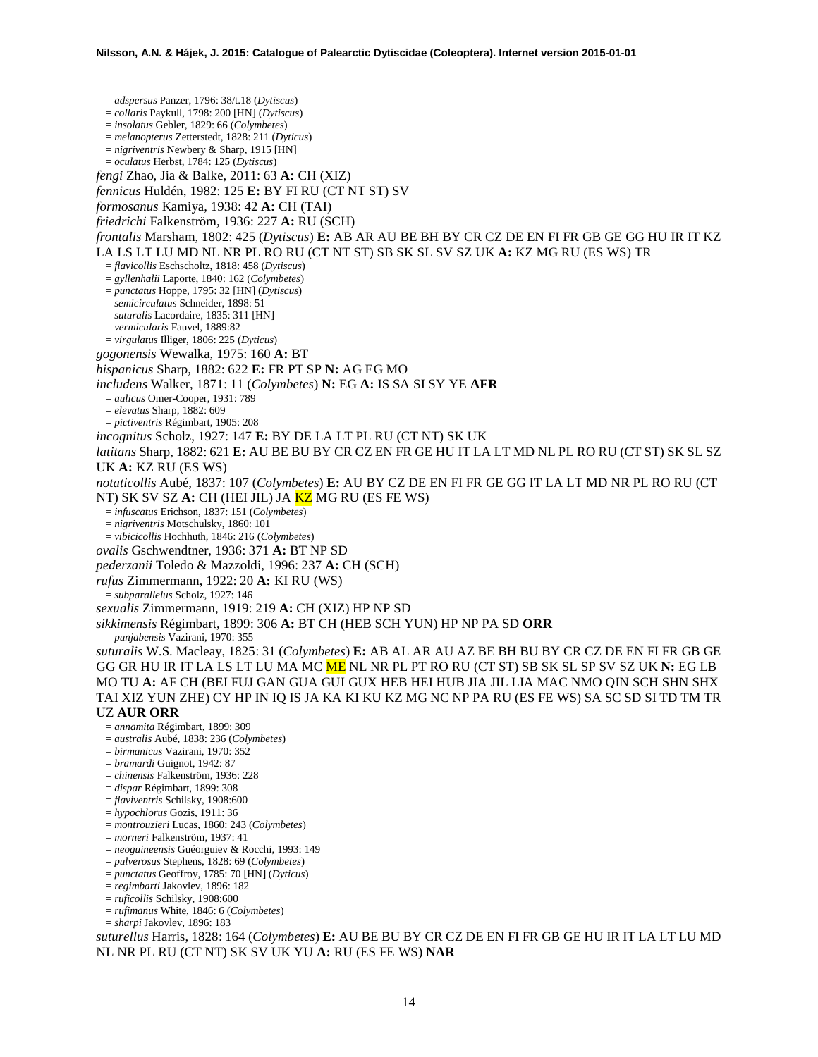= *adspersus* Panzer, 1796: 38/t.18 (*Dytiscus*)
= *collaris* Paykull, 1798: 200 [HN] (*Dytiscus*)
= *insolatus* Gebler, 1829: 66 (*Colymbetes*)
= *melanopterus* Zetterstedt, 1828: 211 (*Dyticus*)
= *nigriventris* Newbery & Sharp, 1915 [HN]
= *oculatus* Herbst, 1784: 125 (*Dytiscus*)

*fengi* Zhao, Jia & Balke, 2011: 63 **A:** CH (XIZ)

*fennicus* Huldén, 1982: 125 **E:** BY FI RU (CT NT ST) SV

*formosanus* Kamiya, 1938: 42 **A:** CH (TAI)

*friedrichi* Falkenström, 1936: 227 **A:** RU (SCH)

*frontalis* Marsham, 1802: 425 (*Dytiscus*) **E:** AB AR AU BE BH BY CR CZ DE EN FI FR GB GE GG HU IR IT KZ LA LS LT LU MD NL NR PL RO RU (CT NT ST) SB SK SL SV SZ UK **A:** KZ MG RU (ES WS) TR
= *flavicollis* Eschscholtz, 1818: 458 (*Dytiscus*)
= *gyllenhalii* Laporte, 1840: 162 (*Colymbetes*)
= *punctatus* Hoppe, 1795: 32 [HN] (*Dytiscus*)
= *semicirculatus* Schneider, 1898: 51
= *suturalis* Lacordaire, 1835: 311 [HN]
= *vermicularis* Fauvel, 1889:82
= *virgulatus* Illiger, 1806: 225 (*Dyticus*)

*gogonensis* Wewalka, 1975: 160 **A:** BT

*hispanicus* Sharp, 1882: 622 **E:** FR PT SP **N:** AG EG MO

*includens* Walker, 1871: 11 (*Colymbetes*) **N:** EG **A:** IS SA SI SY YE **AFR**
= *aulicus* Omer-Cooper, 1931: 789
= *elevatus* Sharp, 1882: 609
= *pictiventris* Régimbart, 1905: 208

*incognitus* Scholz, 1927: 147 **E:** BY DE LA LT PL RU (CT NT) SK UK

*latitans* Sharp, 1882: 621 **E:** AU BE BU BY CR CZ EN FR GE HU IT LA LT MD NL PL RO RU (CT ST) SK SL SZ UK **A:** KZ RU (ES WS)

*notaticollis* Aubé, 1837: 107 (*Colymbetes*) **E:** AU BY CZ DE EN FI FR GE GG IT LA LT MD NR PL RO RU (CT NT) SK SV SZ **A:** CH (HEI JIL) JA KZ MG RU (ES FE WS)
= *infuscatus* Erichson, 1837: 151 (*Colymbetes*)
= *nigriventris* Motschulsky, 1860: 101
= *vibicicollis* Hochhuth, 1846: 216 (*Colymbetes*)

*ovalis* Gschwendtner, 1936: 371 **A:** BT NP SD

*pederzanii* Toledo & Mazzoldi, 1996: 237 **A:** CH (SCH)

*rufus* Zimmermann, 1922: 20 **A:** KI RU (WS)
= *subparallelus* Scholz, 1927: 146

*sexualis* Zimmermann, 1919: 219 **A:** CH (XIZ) HP NP SD

*sikkimensis* Régimbart, 1899: 306 **A:** BT CH (HEB SCH YUN) HP NP PA SD **ORR**
= *punjabensis* Vazirani, 1970: 355

*suturalis* W.S. Macleay, 1825: 31 (*Colymbetes*) **E:** AB AL AR AU AZ BE BH BU BY CR CZ DE EN FI FR GB GE GG GR HU IR IT LA LS LT LU MA MC ME NL NR PL PT RO RU (CT ST) SB SK SL SP SV SZ UK **N:** EG LB MO TU **A:** AF CH (BEI FUJ GAN GUA GUI GUX HEB HEI HUB JIA JIL LIA MAC NMO QIN SCH SHN SHX TAI XIZ YUN ZHE) CY HP IN IQ IS JA KA KI KU KZ MG NC NP PA RU (ES FE WS) SA SC SD SI TD TM TR UZ **AUR ORR**
= *annamita* Régimbart, 1899: 309
= *australis* Aubé, 1838: 236 (*Colymbetes*)
= *birmanicus* Vazirani, 1970: 352
= *bramardi* Guignot, 1942: 87
= *chinensis* Falkenström, 1936: 228
= *dispar* Régimbart, 1899: 308
= *flaviventris* Schilsky, 1908:600
= *hypochlorus* Gozis, 1911: 36
= *montrouzieri* Lucas, 1860: 243 (*Colymbetes*)
= *morneri* Falkenström, 1937: 41
= *neoguineensis* Guéorguiev & Rocchi, 1993: 149
= *pulverosus* Stephens, 1828: 69 (*Colymbetes*)
= *punctatus* Geoffroy, 1785: 70 [HN] (*Dyticus*)
= *regimbarti* Jakovlev, 1896: 182
= *ruficollis* Schilsky, 1908:600
= *rufimanus* White, 1846: 6 (*Colymbetes*)
= *sharpi* Jakovlev, 1896: 183

*suturellus* Harris, 1828: 164 (*Colymbetes*) **E:** AU BE BU BY CR CZ DE EN FI FR GB GE HU IR IT LA LT LU MD NL NR PL RU (CT NT) SK SV UK YU **A:** RU (ES FE WS) **NAR**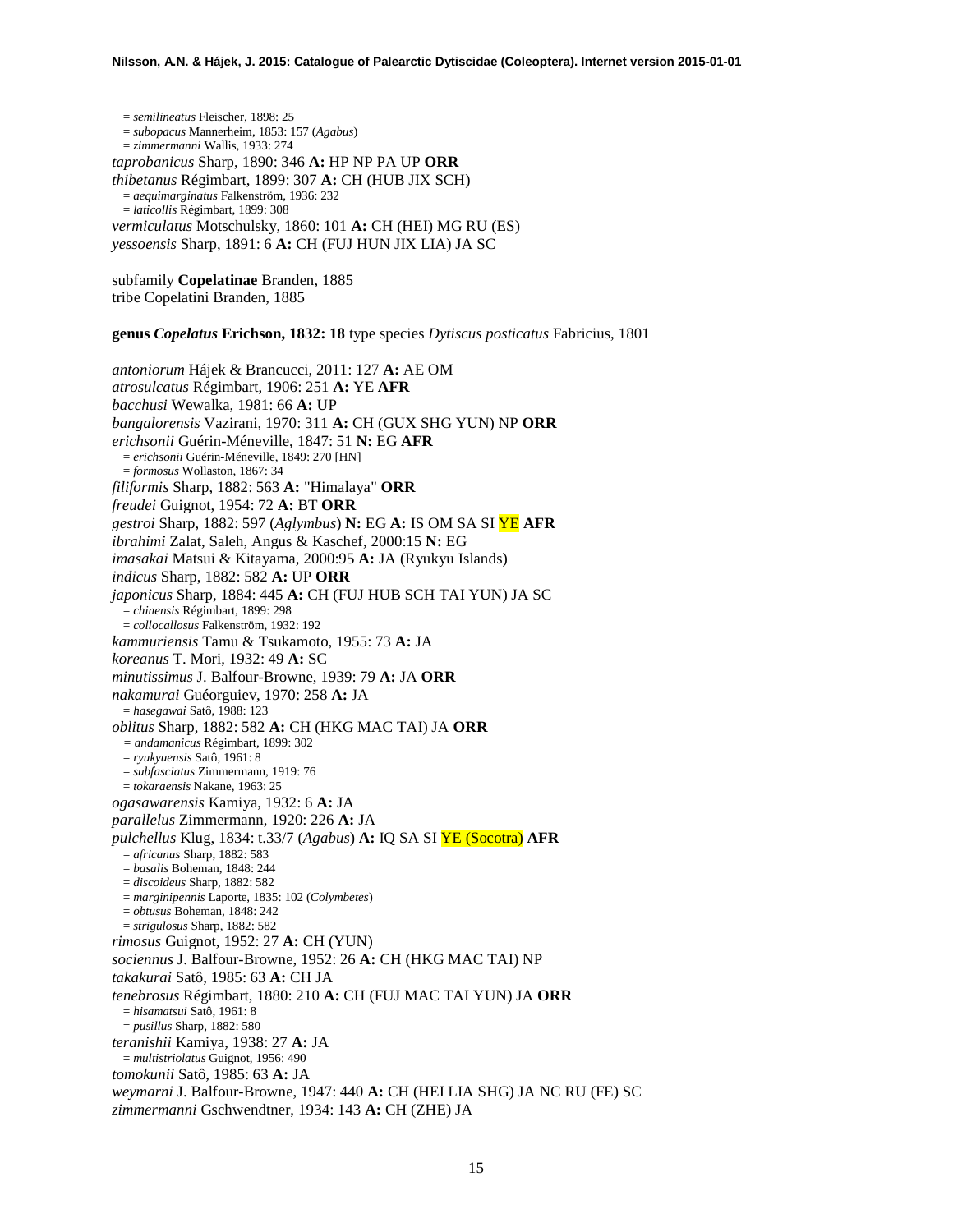= *semilineatus* Fleischer, 1898: 25
= *subopacus* Mannerheim, 1853: 157 (*Agabus*)
= *zimmermanni* Wallis, 1933: 274

*taprobanicus* Sharp, 1890: 346 **A:** HP NP PA UP **ORR**

*thibetanus* Régimbart, 1899: 307 **A:** CH (HUB JIX SCH)
= *aequimarginatus* Falkenström, 1936: 232
= *laticollis* Régimbart, 1899: 308

*vermiculatus* Motschulsky, 1860: 101 **A:** CH (HEI) MG RU (ES)

*yessoensis* Sharp, 1891: 6 **A:** CH (FUJ HUN JIX LIA) JA SC

subfamily **Copelatinae** Branden, 1885
tribe Copelatini Branden, 1885

**genus *Copelatus* Erichson, 1832: 18** type species *Dytiscus posticatus* Fabricius, 1801

*antoniorum* Hájek & Brancucci, 2011: 127 **A:** AE OM

*atrosulcatus* Régimbart, 1906: 251 **A:** YE **AFR**

*bacchusi* Wewalka, 1981: 66 **A:** UP

*bangalorensis* Vazirani, 1970: 311 **A:** CH (GUX SHG YUN) NP **ORR**

*erichsonii* Guérin-Méneville, 1847: 51 **N:** EG **AFR**
= *erichsonii* Guérin-Méneville, 1849: 270 [HN]
= *formosus* Wollaston, 1867: 34

*filiformis* Sharp, 1882: 563 **A:** "Himalaya" **ORR**

*freudei* Guignot, 1954: 72 **A:** BT **ORR**

*gestroi* Sharp, 1882: 597 (*Aglymbus*) **N:** EG **A:** IS OM SA SI YE **AFR**

*ibrahimi* Zalat, Saleh, Angus & Kaschef, 2000:15 **N:** EG

*imasakai* Matsui & Kitayama, 2000:95 **A:** JA (Ryukyu Islands)

*indicus* Sharp, 1882: 582 **A:** UP **ORR**

*japonicus* Sharp, 1884: 445 **A:** CH (FUJ HUB SCH TAI YUN) JA SC
= *chinensis* Régimbart, 1899: 298
= *collocallosus* Falkenström, 1932: 192

*kammuriensis* Tamu & Tsukamoto, 1955: 73 **A:** JA

*koreanus* T. Mori, 1932: 49 **A:** SC

*minutissimus* J. Balfour-Browne, 1939: 79 **A:** JA **ORR**

*nakamurai* Guéorguiev, 1970: 258 **A:** JA
= *hasegawai* Satô, 1988: 123

*oblitus* Sharp, 1882: 582 **A:** CH (HKG MAC TAI) JA **ORR**
= *andamanicus* Régimbart, 1899: 302
= *ryukyuensis* Satô, 1961: 8
= *subfasciatus* Zimmermann, 1919: 76
= *tokaraensis* Nakane, 1963: 25

*ogasawarensis* Kamiya, 1932: 6 **A:** JA

*parallelus* Zimmermann, 1920: 226 **A:** JA

*pulchellus* Klug, 1834: t.33/7 (*Agabus*) **A:** IQ SA SI YE (Socotra) **AFR**
= *africanus* Sharp, 1882: 583
= *basalis* Boheman, 1848: 244
= *discoideus* Sharp, 1882: 582
= *marginipennis* Laporte, 1835: 102 (*Colymbetes*)
= *obtusus* Boheman, 1848: 242
= *strigulosus* Sharp, 1882: 582

*rimosus* Guignot, 1952: 27 **A:** CH (YUN)

*sociennus* J. Balfour-Browne, 1952: 26 **A:** CH (HKG MAC TAI) NP

*takakurai* Satô, 1985: 63 **A:** CH JA

*tenebrosus* Régimbart, 1880: 210 **A:** CH (FUJ MAC TAI YUN) JA **ORR**
= *hisamatsui* Satô, 1961: 8
= *pusillus* Sharp, 1882: 580

*teranishii* Kamiya, 1938: 27 **A:** JA
= *multistriolatus* Guignot, 1956: 490

*tomokunii* Satô, 1985: 63 **A:** JA

*weymarni* J. Balfour-Browne, 1947: 440 **A:** CH (HEI LIA SHG) JA NC RU (FE) SC

*zimmermanni* Gschwendtner, 1934: 143 **A:** CH (ZHE) JA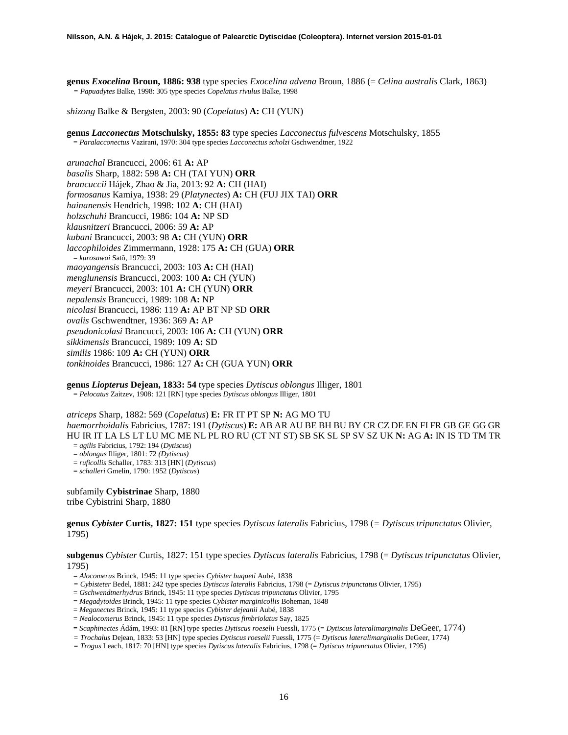**genus *Exocelina* Broun, 1886: 938** type species *Exocelina advena* Broun, 1886 (= *Celina australis* Clark, 1863)
= *Papuadytes* Balke, 1998: 305 type species *Copelatus rivulus* Balke, 1998

*shizong* Balke & Bergsten, 2003: 90 (*Copelatus*) **A:** CH (YUN)

**genus *Lacconectus* Motschulsky, 1855: 83** type species *Lacconectus fulvescens* Motschulsky, 1855
= *Paralacconectus* Vazirani, 1970: 304 type species *Lacconectus scholzi* Gschwendtner, 1922

*arunachal* Brancucci, 2006: 61 **A:** AP
*basalis* Sharp, 1882: 598 **A:** CH (TAI YUN) **ORR**
*brancuccii* Hájek, Zhao & Jia, 2013: 92 **A:** CH (HAI)
*formosanus* Kamiya, 1938: 29 (*Platynectes*) **A:** CH (FUJ JIX TAI) **ORR**
*hainanensis* Hendrich, 1998: 102 **A:** CH (HAI)
*holzschuhi* Brancucci, 1986: 104 **A:** NP SD
*klausnitzeri* Brancucci, 2006: 59 **A:** AP
*kubani* Brancucci, 2003: 98 **A:** CH (YUN) **ORR**
*laccophiloides* Zimmermann, 1928: 175 **A:** CH (GUA) **ORR**
= *kurosawai* Satô, 1979: 39
*maoyangensis* Brancucci, 2003: 103 **A:** CH (HAI)
*menglunensis* Brancucci, 2003: 100 **A:** CH (YUN)
*meyeri* Brancucci, 2003: 101 **A:** CH (YUN) **ORR**
*nepalensis* Brancucci, 1989: 108 **A:** NP
*nicolasi* Brancucci, 1986: 119 **A:** AP BT NP SD **ORR**
*ovalis* Gschwendtner, 1936: 369 **A:** AP
*pseudonicolasi* Brancucci, 2003: 106 **A:** CH (YUN) **ORR**
*sikkimensis* Brancucci, 1989: 109 **A:** SD
*similis* 1986: 109 **A:** CH (YUN) **ORR**
*tonkinoides* Brancucci, 1986: 127 **A:** CH (GUA YUN) **ORR**

**genus *Liopterus* Dejean, 1833: 54** type species *Dytiscus oblongus* Illiger, 1801
= *Pelocatus* Zaitzev, 1908: 121 [RN] type species *Dytiscus oblongus* Illiger, 1801

*atriceps* Sharp, 1882: 569 (*Copelatus*) **E:** FR IT PT SP **N:** AG MO TU
*haemorrhoidalis* Fabricius, 1787: 191 (*Dytiscus*) **E:** AB AR AU BE BH BU BY CR CZ DE EN FI FR GB GE GG GR HU IR IT LA LS LT LU MC ME NL PL RO RU (CT NT ST) SB SK SL SP SV SZ UK **N:** AG **A:** IN IS TD TM TR
= *agilis* Fabricius, 1792: 194 (*Dytiscus*)
= *oblongus* Illiger, 1801: 72 *(Dytiscus)*
= *ruficollis* Schaller, 1783: 313 [HN] (*Dytiscus*)
= *schalleri* Gmelin, 1790: 1952 (*Dytiscus*)

subfamily **Cybistrinae** Sharp, 1880
tribe Cybistrini Sharp, 1880

**genus *Cybister* Curtis, 1827: 151** type species *Dytiscus lateralis* Fabricius, 1798 (= *Dytiscus tripunctatus* Olivier, 1795)

**subgenus** *Cybister* Curtis, 1827: 151 type species *Dytiscus lateralis* Fabricius, 1798 (= *Dytiscus tripunctatus* Olivier, 1795)
= *Alocomerus* Brinck, 1945: 11 type species *Cybister buqueti* Aubé, 1838
= *Cybisteter* Bedel, 1881: 242 type species *Dytiscus lateralis* Fabricius, 1798 (= *Dytiscus tripunctatus* Olivier, 1795)
= *Gschwendtnerhydrus* Brinck, 1945: 11 type species *Dytiscus tripunctatus* Olivier, 1795
= *Megadytoides* Brinck, 1945: 11 type species *Cybister marginicollis* Boheman, 1848
= *Meganectes* Brinck, 1945: 11 type species *Cybister dejeanii* Aubé, 1838
= *Nealocomerus* Brinck, 1945: 11 type species *Dytiscus fimbriolatus* Say, 1825
= *Scaphinectes* Ádám, 1993: 81 [RN] type species *Dytiscus roeselii* Fuessli, 1775 (= *Dytiscus lateralimarginalis* DeGeer, 1774)
= *Trochalus* Dejean, 1833: 53 [HN] type species *Dytiscus roeselii* Fuessli, 1775 (= *Dytiscus lateralimarginalis* DeGeer, 1774)
= *Trogus* Leach, 1817: 70 [HN] type species *Dytiscus lateralis* Fabricius, 1798 (= *Dytiscus tripunctatus* Olivier, 1795)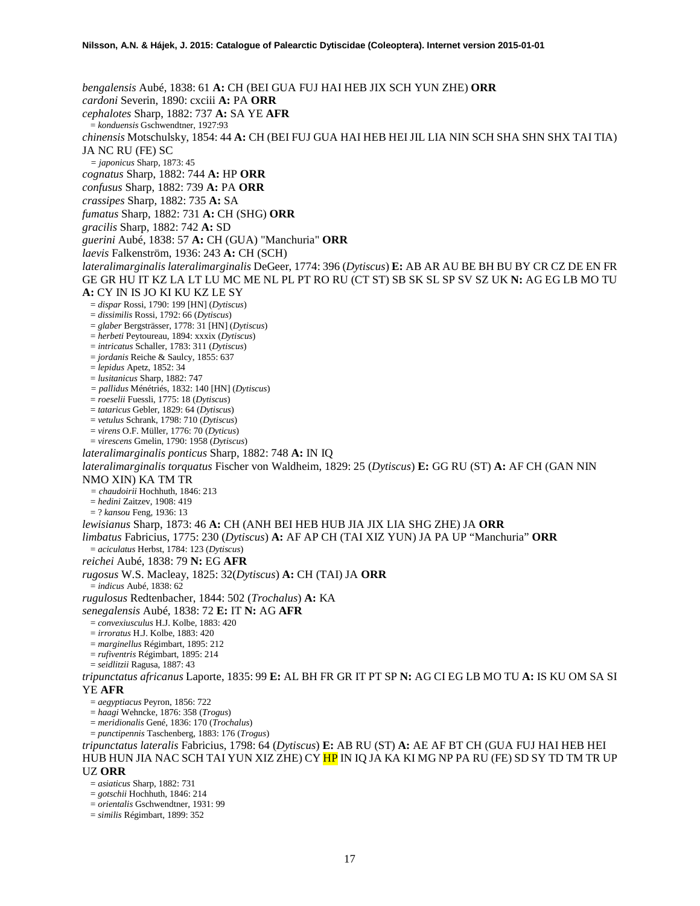*bengalensis* Aubé, 1838: 61 **A:** CH (BEI GUA FUJ HAI HEB JIX SCH YUN ZHE) **ORR**

*cardoni* Severin, 1890: cxciii **A:** PA **ORR**

*cephalotes* Sharp, 1882: 737 **A:** SA YE **AFR**

= *konduensis* Gschwendtner, 1927:93

*chinensis* Motschulsky, 1854: 44 **A:** CH (BEI FUJ GUA HAI HEB HEI JIL LIA NIN SCH SHA SHN SHX TAI TIA) JA NC RU (FE) SC

= *japonicus* Sharp, 1873: 45

*cognatus* Sharp, 1882: 744 **A:** HP **ORR**

*confusus* Sharp, 1882: 739 **A:** PA **ORR**

*crassipes* Sharp, 1882: 735 **A:** SA

*fumatus* Sharp, 1882: 731 **A:** CH (SHG) **ORR**

*gracilis* Sharp, 1882: 742 **A:** SD

*guerini* Aubé, 1838: 57 **A:** CH (GUA) "Manchuria" **ORR**

*laevis* Falkenström, 1936: 243 **A:** CH (SCH)

*lateralimarginalis lateralimarginalis* DeGeer, 1774: 396 (*Dytiscus*) **E:** AB AR AU BE BH BU BY CR CZ DE EN FR GE GR HU IT KZ LA LT LU MC ME NL PL PT RO RU (CT ST) SB SK SL SP SV SZ UK **N:** AG EG LB MO TU **A:** CY IN IS JO KI KU KZ LE SY

= *dispar* Rossi, 1790: 199 [HN] (*Dytiscus*)

= *dissimilis* Rossi, 1792: 66 (*Dytiscus*)

= *glaber* Bergsträsser, 1778: 31 [HN] (*Dytiscus*)

= *herbeti* Peytoureau, 1894: xxxix (*Dytiscus*)

= *intricatus* Schaller, 1783: 311 (*Dytiscus*)

= *jordanis* Reiche & Saulcy, 1855: 637

= *lepidus* Apetz, 1852: 34

= *lusitanicus* Sharp, 1882: 747

= *pallidus* Ménétriés, 1832: 140 [HN] (*Dytiscus*)

= *roeselii* Fuessli, 1775: 18 (*Dytiscus*)

= *tataricus* Gebler, 1829: 64 (*Dytiscus*)

= *vetulus* Schrank, 1798: 710 (*Dytiscus*)

= *virens* O.F. Müller, 1776: 70 (*Dyticus*)

= *virescens* Gmelin, 1790: 1958 (*Dytiscus*)

*lateralimarginalis ponticus* Sharp, 1882: 748 **A:** IN IQ

*lateralimarginalis torquatus* Fischer von Waldheim, 1829: 25 (*Dytiscus*) **E:** GG RU (ST) **A:** AF CH (GAN NIN NMO XIN) KA TM TR

= *chaudoirii* Hochhuth, 1846: 213

= *hedini* Zaitzev, 1908: 419

= ? *kansou* Feng, 1936: 13

*lewisianus* Sharp, 1873: 46 **A:** CH (ANH BEI HEB HUB JIA JIX LIA SHG ZHE) JA **ORR**

*limbatus* Fabricius, 1775: 230 (*Dytiscus*) **A:** AF AP CH (TAI XIZ YUN) JA PA UP "Manchuria" **ORR**

= *aciculatus* Herbst, 1784: 123 (*Dytiscus*)

*reichei* Aubé, 1838: 79 **N:** EG **AFR**

*rugosus* W.S. Macleay, 1825: 32(*Dytiscus*) **A:** CH (TAI) JA **ORR**

= *indicus* Aubé, 1838: 62

*rugulosus* Redtenbacher, 1844: 502 (*Trochalus*) **A:** KA

*senegalensis* Aubé, 1838: 72 **E:** IT **N:** AG **AFR**

= *convexiusculus* H.J. Kolbe, 1883: 420

= *irroratus* H.J. Kolbe, 1883: 420

= *marginellus* Régimbart, 1895: 212

= *rufiventris* Régimbart, 1895: 214

= *seidlitzii* Ragusa, 1887: 43

*tripunctatus africanus* Laporte, 1835: 99 **E:** AL BH FR GR IT PT SP **N:** AG CI EG LB MO TU **A:** IS KU OM SA SI YE **AFR**

= *aegyptiacus* Peyron, 1856: 722

= *haagi* Wehncke, 1876: 358 (*Trogus*)

= *meridionalis* Gené, 1836: 170 (*Trochalus*)

= *punctipennis* Taschenberg, 1883: 176 (*Trogus*)

*tripunctatus lateralis* Fabricius, 1798: 64 (*Dytiscus*) **E:** AB RU (ST) **A:** AE AF BT CH (GUA FUJ HAI HEB HEI HUB HUN JIA NAC SCH TAI YUN XIZ ZHE) CY HP IN IQ JA KA KI MG NP PA RU (FE) SD SY TD TM TR UP UZ **ORR**

= *asiaticus* Sharp, 1882: 731

= *gotschii* Hochhuth, 1846: 214

= *orientalis* Gschwendtner, 1931: 99

= *similis* Régimbart, 1899: 352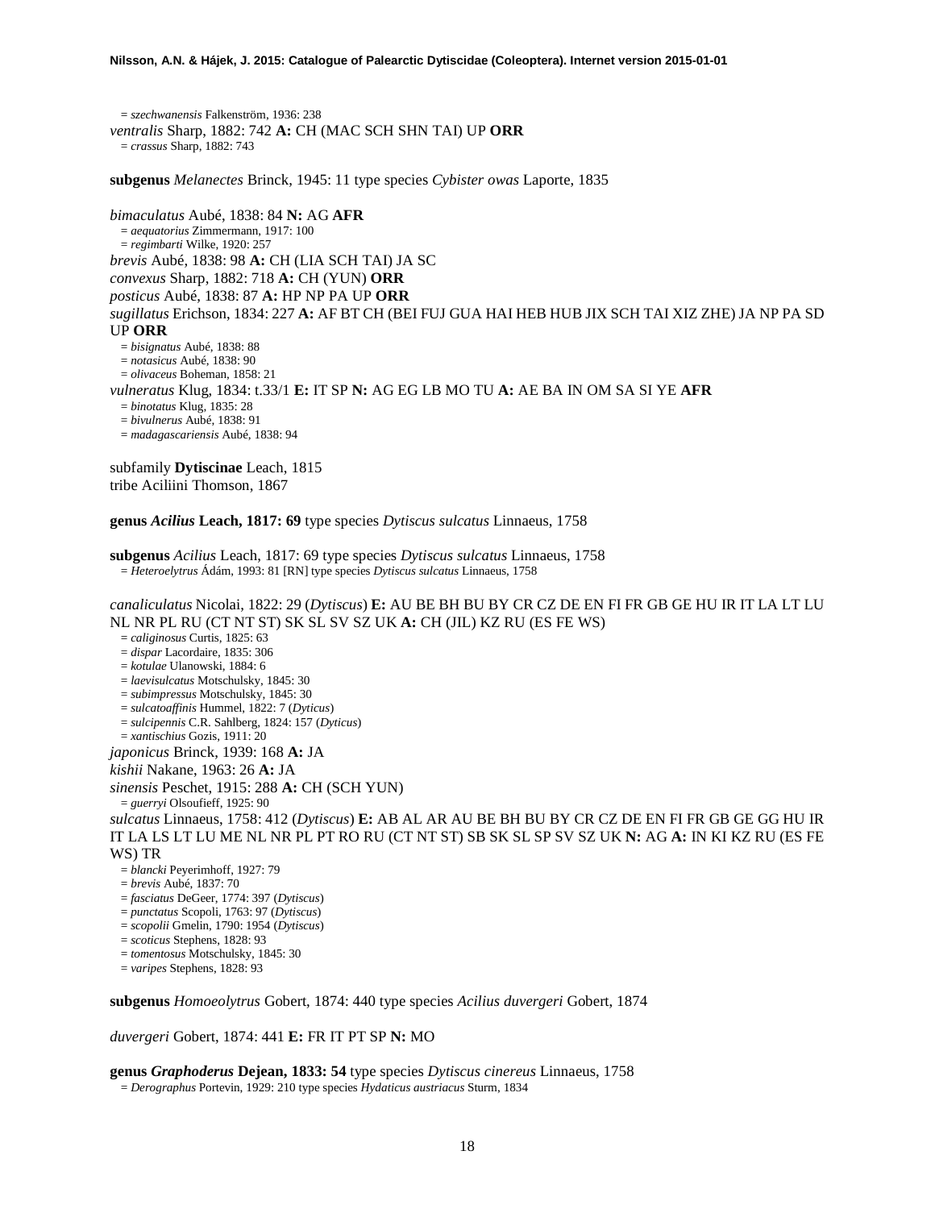= *szechwanensis* Falkenström, 1936: 238
*ventralis* Sharp, 1882: 742 **A:** CH (MAC SCH SHN TAI) UP **ORR**
= *crassus* Sharp, 1882: 743

**subgenus** *Melanectes* Brinck, 1945: 11 type species *Cybister owas* Laporte, 1835

*bimaculatus* Aubé, 1838: 84 **N:** AG **AFR**
= *aequatorius* Zimmermann, 1917: 100
= *regimbarti* Wilke, 1920: 257
*brevis* Aubé, 1838: 98 **A:** CH (LIA SCH TAI) JA SC
*convexus* Sharp, 1882: 718 **A:** CH (YUN) **ORR**
*posticus* Aubé, 1838: 87 **A:** HP NP PA UP **ORR**
*sugillatus* Erichson, 1834: 227 **A:** AF BT CH (BEI FUJ GUA HAI HEB HUB JIX SCH TAI XIZ ZHE) JA NP PA SD UP **ORR**
= *bisignatus* Aubé, 1838: 88
= *notasicus* Aubé, 1838: 90
= *olivaceus* Boheman, 1858: 21
*vulneratus* Klug, 1834: t.33/1 **E:** IT SP **N:** AG EG LB MO TU **A:** AE BA IN OM SA SI YE **AFR**
= *binotatus* Klug, 1835: 28
= *bivulnerus* Aubé, 1838: 91
= *madagascariensis* Aubé, 1838: 94

subfamily **Dytiscinae** Leach, 1815
tribe Aciliini Thomson, 1867

**genus *Acilius* Leach, 1817: 69** type species *Dytiscus sulcatus* Linnaeus, 1758

**subgenus** *Acilius* Leach, 1817: 69 type species *Dytiscus sulcatus* Linnaeus, 1758
= *Heteroelytrus* Ádám, 1993: 81 [RN] type species *Dytiscus sulcatus* Linnaeus, 1758

*canaliculatus* Nicolai, 1822: 29 (*Dytiscus*) **E:** AU BE BH BU BY CR CZ DE EN FI FR GB GE HU IR IT LA LT LU NL NR PL RU (CT NT ST) SK SL SV SZ UK **A:** CH (JIL) KZ RU (ES FE WS)
= *caliginosus* Curtis, 1825: 63
= *dispar* Lacordaire, 1835: 306
= *kotulae* Ulanowski, 1884: 6
= *laevisulcatus* Motschulsky, 1845: 30
= *subimpressus* Motschulsky, 1845: 30
= *sulcatoaffinis* Hummel, 1822: 7 (*Dyticus*)
= *sulcipennis* C.R. Sahlberg, 1824: 157 (*Dyticus*)
= *xantischius* Gozis, 1911: 20
*japonicus* Brinck, 1939: 168 **A:** JA
*kishii* Nakane, 1963: 26 **A:** JA
*sinensis* Peschet, 1915: 288 **A:** CH (SCH YUN)
= *guerryi* Olsoufieff, 1925: 90
*sulcatus* Linnaeus, 1758: 412 (*Dytiscus*) **E:** AB AL AR AU BE BH BU BY CR CZ DE EN FI FR GB GE GG HU IR IT LA LS LT LU ME NL NR PL PT RO RU (CT NT ST) SB SK SL SP SV SZ UK **N:** AG **A:** IN KI KZ RU (ES FE WS) TR
= *blancki* Peyerimhoff, 1927: 79
= *brevis* Aubé, 1837: 70
= *fasciatus* DeGeer, 1774: 397 (*Dytiscus*)
= *punctatus* Scopoli, 1763: 97 (*Dytiscus*)
= *scopolii* Gmelin, 1790: 1954 (*Dytiscus*)
= *scoticus* Stephens, 1828: 93
= *tomentosus* Motschulsky, 1845: 30
= *varipes* Stephens, 1828: 93

**subgenus** *Homoeolytrus* Gobert, 1874: 440 type species *Acilius duvergeri* Gobert, 1874

*duvergeri* Gobert, 1874: 441 **E:** FR IT PT SP **N:** MO

**genus *Graphoderus* Dejean, 1833: 54** type species *Dytiscus cinereus* Linnaeus, 1758
= *Derographus* Portevin, 1929: 210 type species *Hydaticus austriacus* Sturm, 1834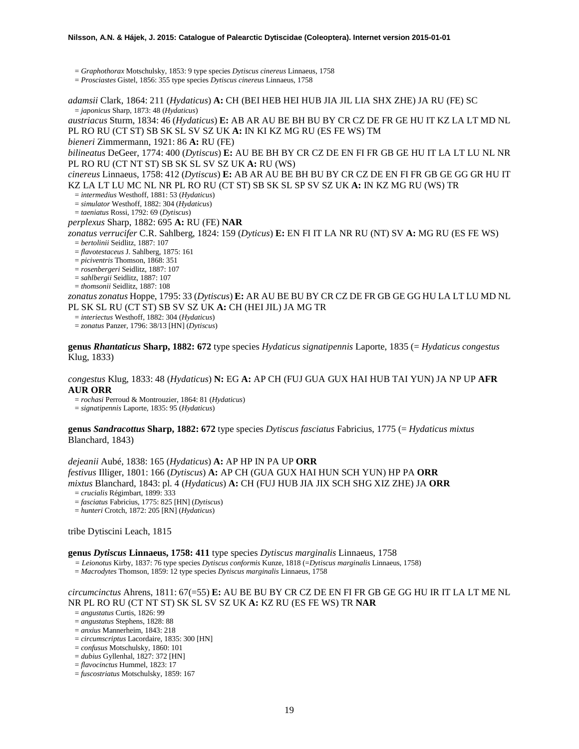= *Graphothorax* Motschulsky, 1853: 9 type species *Dytiscus cinereus* Linnaeus, 1758
= *Prosciastes* Gistel, 1856: 355 type species *Dytiscus cinereus* Linnaeus, 1758

*adamsii* Clark, 1864: 211 (*Hydaticus*) **A:** CH (BEI HEB HEI HUB JIA JIL LIA SHX ZHE) JA RU (FE) SC
= *japonicus* Sharp, 1873: 48 (*Hydaticus*)

*austriacus* Sturm, 1834: 46 (*Hydaticus*) **E:** AB AR AU BE BH BU BY CR CZ DE FR GE HU IT KZ LA LT MD NL PL RO RU (CT ST) SB SK SL SV SZ UK **A:** IN KI KZ MG RU (ES FE WS) TM

*bieneri* Zimmermann, 1921: 86 **A:** RU (FE)

*bilineatus* DeGeer, 1774: 400 (*Dytiscus*) **E:** AU BE BH BY CR CZ DE EN FI FR GB GE HU IT LA LT LU NL NR PL RO RU (CT NT ST) SB SK SL SV SZ UK **A:** RU (WS)

*cinereus* Linnaeus, 1758: 412 (*Dytiscus*) **E:** AB AR AU BE BH BU BY CR CZ DE EN FI FR GB GE GG GR HU IT KZ LA LT LU MC NL NR PL RO RU (CT ST) SB SK SL SP SV SZ UK **A:** IN KZ MG RU (WS) TR
= *intermedius* Westhoff, 1881: 53 (*Hydaticus*)
= *simulator* Westhoff, 1882: 304 (*Hydaticus*)
= *taeniatus* Rossi, 1792: 69 (*Dytiscus*)

*perplexus* Sharp, 1882: 695 **A:** RU (FE) **NAR**

*zonatus verrucifer* C.R. Sahlberg, 1824: 159 (*Dyticus*) **E:** EN FI IT LA NR RU (NT) SV **A:** MG RU (ES FE WS)
= *bertolinii* Seidlitz, 1887: 107
= *flavotestaceus* J. Sahlberg, 1875: 161
= *piciventris* Thomson, 1868: 351
= *rosenbergeri* Seidlitz, 1887: 107
= *sahlbergii* Seidlitz, 1887: 107
= *thomsonii* Seidlitz, 1887: 108

*zonatus zonatus* Hoppe, 1795: 33 (*Dytiscus*) **E:** AR AU BE BU BY CR CZ DE FR GB GE GG HU LA LT LU MD NL PL SK SL RU (CT ST) SB SV SZ UK **A:** CH (HEI JIL) JA MG TR
= *interiectus* Westhoff, 1882: 304 (*Hydaticus*)
= *zonatus* Panzer, 1796: 38/13 [HN] (*Dytiscus*)

**genus *Rhantaticus* Sharp, 1882: 672** type species *Hydaticus signatipennis* Laporte, 1835 (= *Hydaticus congestus* Klug, 1833)

*congestus* Klug, 1833: 48 (*Hydaticus*) **N:** EG **A:** AP CH (FUJ GUA GUX HAI HUB TAI YUN) JA NP UP **AFR AUR ORR**
= *rochasi* Perroud & Montrouzier, 1864: 81 (*Hydaticus*)
= *signatipennis* Laporte, 1835: 95 (*Hydaticus*)

**genus *Sandracottus* Sharp, 1882: 672** type species *Dytiscus fasciatus* Fabricius, 1775 (= *Hydaticus mixtus* Blanchard, 1843)

*dejeanii* Aubé, 1838: 165 (*Hydaticus*) **A:** AP HP IN PA UP **ORR**

*festivus* Illiger, 1801: 166 (*Dytiscus*) **A:** AP CH (GUA GUX HAI HUN SCH YUN) HP PA **ORR**

*mixtus* Blanchard, 1843: pl. 4 (*Hydaticus*) **A:** CH (FUJ HUB JIA JIX SCH SHG XIZ ZHE) JA **ORR**
= *crucialis* Régimbart, 1899: 333
= *fasciatus* Fabricius, 1775: 825 [HN] (*Dytiscus*)
= *hunteri* Crotch, 1872: 205 [RN] (*Hydaticus*)

tribe Dytiscini Leach, 1815

**genus *Dytiscus* Linnaeus, 1758: 411** type species *Dytiscus marginalis* Linnaeus, 1758
= *Leionotus* Kirby, 1837: 76 type species *Dytiscus conformis* Kunze, 1818 (=*Dytiscus marginalis* Linnaeus, 1758)
= *Macrodytes* Thomson, 1859: 12 type species *Dytiscus marginalis* Linnaeus, 1758

*circumcinctus* Ahrens, 1811: 67(=55) **E:** AU BE BU BY CR CZ DE EN FI FR GB GE GG HU IR IT LA LT ME NL NR PL RO RU (CT NT ST) SK SL SV SZ UK **A:** KZ RU (ES FE WS) TR **NAR**
= *angustatus* Curtis, 1826: 99
= *angustatus* Stephens, 1828: 88
= *anxius* Mannerheim, 1843: 218
= *circumscriptus* Lacordaire, 1835: 300 [HN]
= *confusus* Motschulsky, 1860: 101
= *dubius* Gyllenhal, 1827: 372 [HN]
= *flavocinctus* Hummel, 1823: 17
= *fuscostriatus* Motschulsky, 1859: 167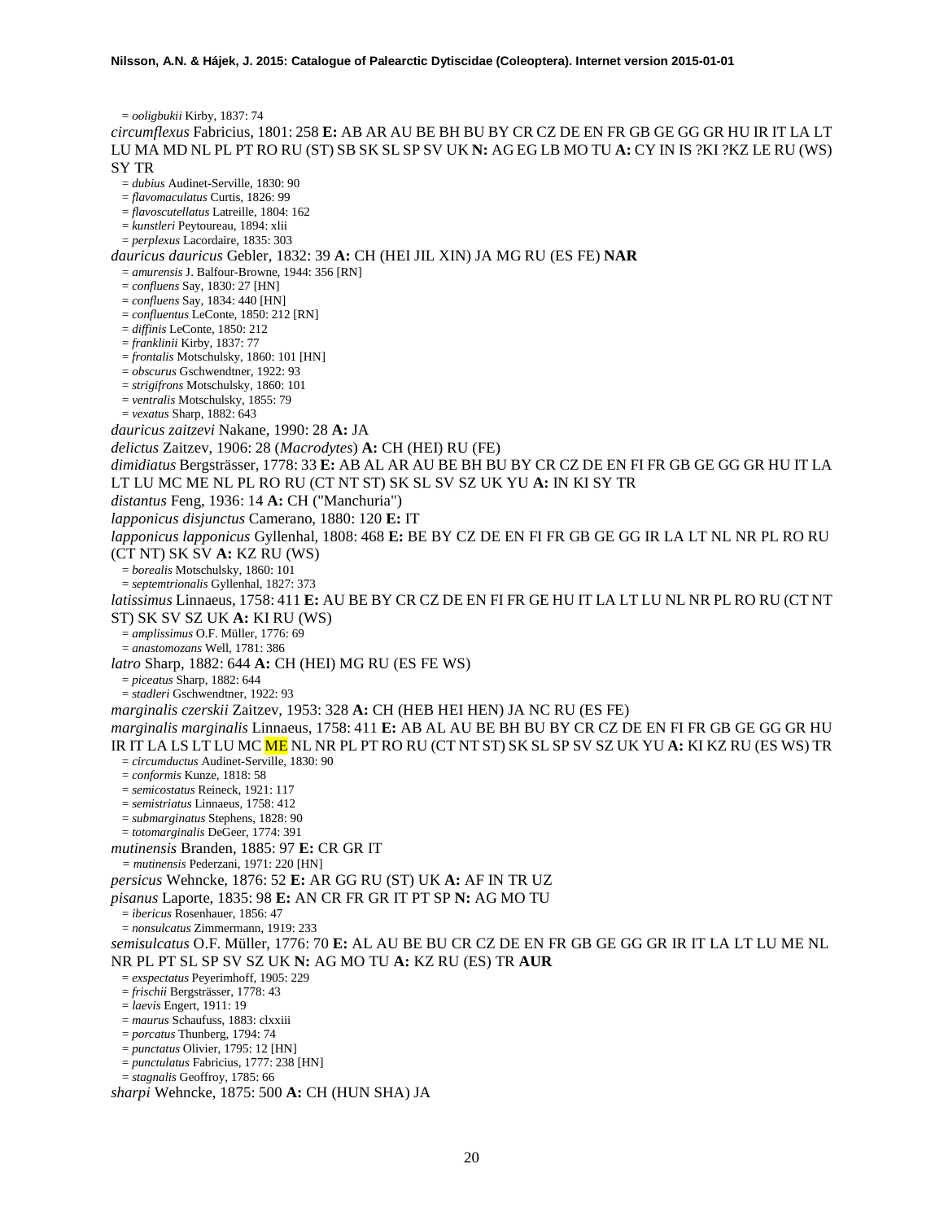= *ooligbukii* Kirby, 1837: 74

*circumflexus* Fabricius, 1801: 258 **E:** AB AR AU BE BH BU BY CR CZ DE EN FR GB GE GG GR HU IR IT LA LT LU MA MD NL PL PT RO RU (ST) SB SK SL SP SV UK **N:** AG EG LB MO TU **A:** CY IN IS ?KI ?KZ LE RU (WS) SY TR

= *dubius* Audinet-Serville, 1830: 90
= *flavomaculatus* Curtis, 1826: 99
= *flavoscutellatus* Latreille, 1804: 162
= *kunstleri* Peytoureau, 1894: xlii
= *perplexus* Lacordaire, 1835: 303

*dauricus dauricus* Gebler, 1832: 39 **A:** CH (HEI JIL XIN) JA MG RU (ES FE) **NAR**

= *amurensis* J. Balfour-Browne, 1944: 356 [RN]
= *confluens* Say, 1830: 27 [HN]
= *confluens* Say, 1834: 440 [HN]
= *confluentus* LeConte, 1850: 212 [RN]
= *diffinis* LeConte, 1850: 212
= *franklinii* Kirby, 1837: 77
= *frontalis* Motschulsky, 1860: 101 [HN]
= *obscurus* Gschwendtner, 1922: 93
= *strigifrons* Motschulsky, 1860: 101
= *ventralis* Motschulsky, 1855: 79
= *vexatus* Sharp, 1882: 643

*dauricus zaitzevi* Nakane, 1990: 28 **A:** JA

*delictus* Zaitzev, 1906: 28 (*Macrodytes*) **A:** CH (HEI) RU (FE)

*dimidiatus* Bergsträsser, 1778: 33 **E:** AB AL AR AU BE BH BU BY CR CZ DE EN FI FR GB GE GG GR HU IT LA LT LU MC ME NL PL RO RU (CT NT ST) SK SL SV SZ UK YU **A:** IN KI SY TR

*distantus* Feng, 1936: 14 **A:** CH ("Manchuria")

*lapponicus disjunctus* Camerano, 1880: 120 **E:** IT

*lapponicus lapponicus* Gyllenhal, 1808: 468 **E:** BE BY CZ DE EN FI FR GB GE GG IR LA LT NL NR PL RO RU (CT NT) SK SV **A:** KZ RU (WS)

= *borealis* Motschulsky, 1860: 101
= *septemtrionalis* Gyllenhal, 1827: 373

*latissimus* Linnaeus, 1758: 411 **E:** AU BE BY CR CZ DE EN FI FR GE HU IT LA LT LU NL NR PL RO RU (CT NT ST) SK SV SZ UK **A:** KI RU (WS)

= *amplissimus* O.F. Müller, 1776: 69
= *anastomozans* Well, 1781: 386

*latro* Sharp, 1882: 644 **A:** CH (HEI) MG RU (ES FE WS)

= *piceatus* Sharp, 1882: 644
= *stadleri* Gschwendtner, 1922: 93

*marginalis czerskii* Zaitzev, 1953: 328 **A:** CH (HEB HEI HEN) JA NC RU (ES FE)

*marginalis marginalis* Linnaeus, 1758: 411 **E:** AB AL AU BE BH BU BY CR CZ DE EN FI FR GB GE GG GR HU IR IT LA LS LT LU MC ME NL NR PL PT RO RU (CT NT ST) SK SL SP SV SZ UK YU **A:** KI KZ RU (ES WS) TR

= *circumductus* Audinet-Serville, 1830: 90
= *conformis* Kunze, 1818: 58
= *semicostatus* Reineck, 1921: 117
= *semistriatus* Linnaeus, 1758: 412
= *submarginatus* Stephens, 1828: 90
= *totomarginalis* DeGeer, 1774: 391

*mutinensis* Branden, 1885: 97 **E:** CR GR IT

= *mutinensis* Pederzani, 1971: 220 [HN]

*persicus* Wehncke, 1876: 52 **E:** AR GG RU (ST) UK **A:** AF IN TR UZ

*pisanus* Laporte, 1835: 98 **E:** AN CR FR GR IT PT SP **N:** AG MO TU

= *ibericus* Rosenhauer, 1856: 47
= *nonsulcatus* Zimmermann, 1919: 233

*semisulcatus* O.F. Müller, 1776: 70 **E:** AL AU BE BU CR CZ DE EN FR GB GE GG GR IR IT LA LT LU ME NL NR PL PT SL SP SV SZ UK **N:** AG MO TU **A:** KZ RU (ES) TR **AUR**

= *exspectatus* Peyerimhoff, 1905: 229
= *frischii* Bergsträsser, 1778: 43
= *laevis* Engert, 1911: 19
= *maurus* Schaufuss, 1883: clxxiii
= *porcatus* Thunberg, 1794: 74
= *punctatus* Olivier, 1795: 12 [HN]
= *punctulatus* Fabricius, 1777: 238 [HN]
= *stagnalis* Geoffroy, 1785: 66

*sharpi* Wehncke, 1875: 500 **A:** CH (HUN SHA) JA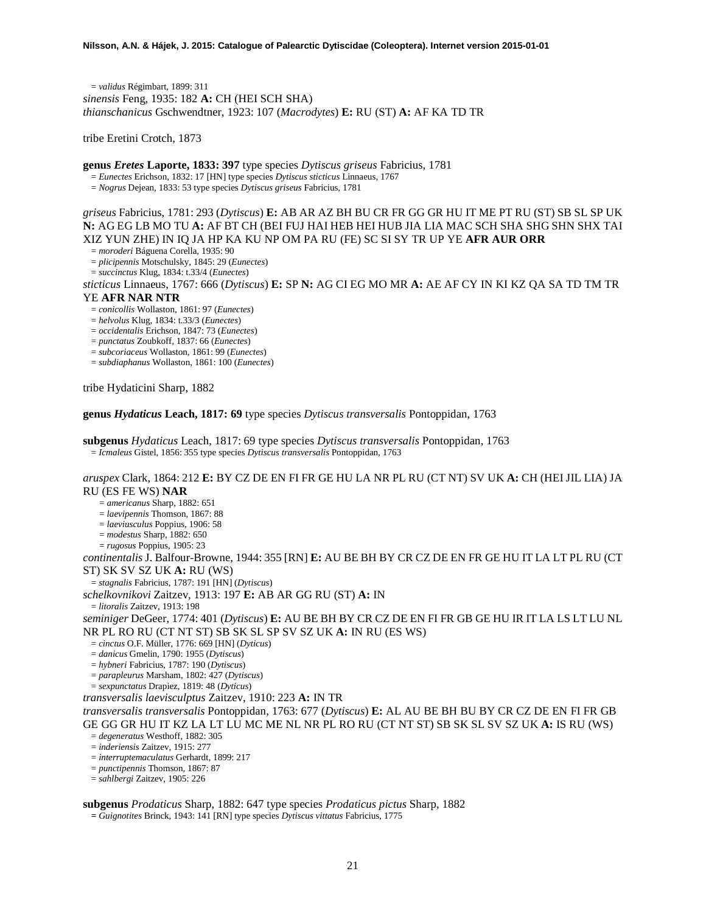= *validus* Régimbart, 1899: 311

*sinensis* Feng, 1935: 182 **A:** CH (HEI SCH SHA)

*thianschanicus* Gschwendtner, 1923: 107 (*Macrodytes*) **E:** RU (ST) **A:** AF KA TD TR

tribe Eretini Crotch, 1873

**genus *Eretes* Laporte, 1833: 397** type species *Dytiscus griseus* Fabricius, 1781

= *Eunectes* Erichson, 1832: 17 [HN] type species *Dytiscus sticticus* Linnaeus, 1767

= *Nogrus* Dejean, 1833: 53 type species *Dytiscus griseus* Fabricius, 1781

*griseus* Fabricius, 1781: 293 (*Dytiscus*) **E:** AB AR AZ BH BU CR FR GG GR HU IT ME PT RU (ST) SB SL SP UK **N:** AG EG LB MO TU **A:** AF BT CH (BEI FUJ HAI HEB HEI HUB JIA LIA MAC SCH SHA SHG SHN SHX TAI XIZ YUN ZHE) IN IQ JA HP KA KU NP OM PA RU (FE) SC SI SY TR UP YE **AFR AUR ORR**

= *moroderi* Báguena Corella, 1935: 90

= *plicipennis* Motschulsky, 1845: 29 (*Eunectes*)

= *succinctus* Klug, 1834: t.33/4 (*Eunectes*)

*sticticus* Linnaeus, 1767: 666 (*Dytiscus*) **E:** SP **N:** AG CI EG MO MR **A:** AE AF CY IN KI KZ QA SA TD TM TR YE **AFR NAR NTR**

= *conicollis* Wollaston, 1861: 97 (*Eunectes*)

= *helvolus* Klug, 1834: t.33/3 (*Eunectes*)

= *occidentalis* Erichson, 1847: 73 (*Eunectes*)

= *punctatus* Zoubkoff, 1837: 66 (*Eunectes*)

= *subcoriaceus* Wollaston, 1861: 99 (*Eunectes*)

= *subdiaphanus* Wollaston, 1861: 100 (*Eunectes*)

tribe Hydaticini Sharp, 1882

**genus *Hydaticus* Leach, 1817: 69** type species *Dytiscus transversalis* Pontoppidan, 1763

**subgenus** *Hydaticus* Leach, 1817: 69 type species *Dytiscus transversalis* Pontoppidan, 1763

= *Icmaleus* Gistel, 1856: 355 type species *Dytiscus transversalis* Pontoppidan, 1763

*aruspex* Clark, 1864: 212 **E:** BY CZ DE EN FI FR GE HU LA NR PL RU (CT NT) SV UK **A:** CH (HEI JIL LIA) JA RU (ES FE WS) **NAR**

= *americanus* Sharp, 1882: 651

= *laevipennis* Thomson, 1867: 88

= *laeviusculus* Poppius, 1906: 58

= *modestus* Sharp, 1882: 650

= *rugosus* Poppius, 1905: 23

*continentalis* J. Balfour-Browne, 1944: 355 [RN] **E:** AU BE BH BY CR CZ DE EN FR GE HU IT LA LT PL RU (CT ST) SK SV SZ UK **A:** RU (WS)

= *stagnalis* Fabricius, 1787: 191 [HN] (*Dytiscus*)

*schelkovnikovi* Zaitzev, 1913: 197 **E:** AB AR GG RU (ST) **A:** IN

= *litoralis* Zaitzev, 1913: 198

*seminiger* DeGeer, 1774: 401 (*Dytiscus*) **E:** AU BE BH BY CR CZ DE EN FI FR GB GE HU IR IT LA LS LT LU NL NR PL RO RU (CT NT ST) SB SK SL SP SV SZ UK **A:** IN RU (ES WS)

= *cinctus* O.F. Müller, 1776: 669 [HN] (*Dyticus*)

= *danicus* Gmelin, 1790: 1955 (*Dytiscus*)

= *hybneri* Fabricius, 1787: 190 (*Dytiscus*)

= *parapleurus* Marsham, 1802: 427 (*Dytiscus*)

= *sexpunctatus* Drapiez, 1819: 48 (*Dyticus*)

*transversalis laevisculptus* Zaitzev, 1910: 223 **A:** IN TR

*transversalis transversalis* Pontoppidan, 1763: 677 (*Dytiscus*) **E:** AL AU BE BH BU BY CR CZ DE EN FI FR GB GE GG GR HU IT KZ LA LT LU MC ME NL NR PL RO RU (CT NT ST) SB SK SL SV SZ UK **A:** IS RU (WS)

= *degeneratus* Westhoff, 1882: 305

= *inderiensis* Zaitzev, 1915: 277

= *interruptemaculatus* Gerhardt, 1899: 217

= *punctipennis* Thomson, 1867: 87

= *sahlbergi* Zaitzev, 1905: 226

**subgenus** *Prodaticus* Sharp, 1882: 647 type species *Prodaticus pictus* Sharp, 1882

= *Guignotites* Brinck, 1943: 141 [RN] type species *Dytiscus vittatus* Fabricius, 1775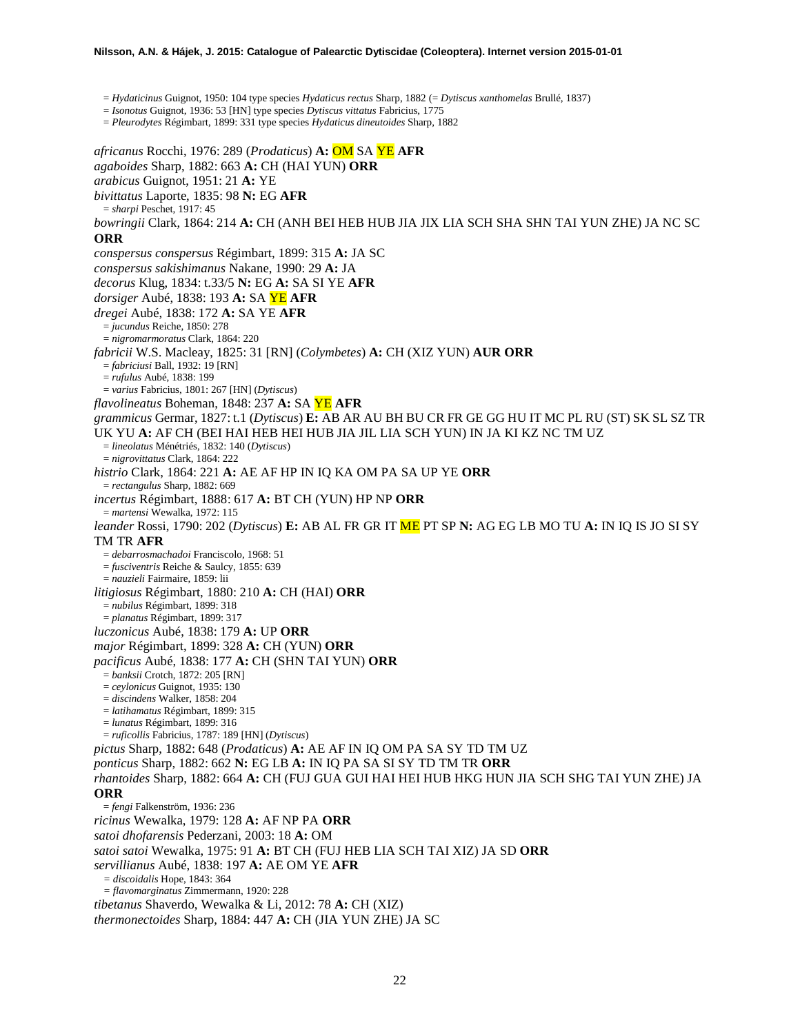= *Hydaticinus* Guignot, 1950: 104 type species *Hydaticus rectus* Sharp, 1882 (= *Dyticus xanthomelas* Brullé, 1837)
= *Isonotus* Guignot, 1936: 53 [HN] type species *Dytiscus vittatus* Fabricius, 1775
= *Pleurodytes* Régimbart, 1899: 331 type species *Hydaticus dineutoides* Sharp, 1882

*africanus* Rocchi, 1976: 289 (*Prodaticus*) **A:** OM SA YE **AFR**
*agaboides* Sharp, 1882: 663 **A:** CH (HAI YUN) **ORR**
*arabicus* Guignot, 1951: 21 **A:** YE
*bivittatus* Laporte, 1835: 98 **N:** EG **AFR**
= *sharpi* Peschet, 1917: 45
*bowringii* Clark, 1864: 214 **A:** CH (ANH BEI HEB HUB JIA JIX LIA SCH SHA SHN TAI YUN ZHE) JA NC SC **ORR**
*conspersus conspersus* Régimbart, 1899: 315 **A:** JA SC
*conspersus sakishimanus* Nakane, 1990: 29 **A:** JA
*decorus* Klug, 1834: t.33/5 **N:** EG **A:** SA SI YE **AFR**
*dorsiger* Aubé, 1838: 193 **A:** SA YE **AFR**
*dregei* Aubé, 1838: 172 **A:** SA YE **AFR**
= *jucundus* Reiche, 1850: 278
= *nigromarmoratus* Clark, 1864: 220
*fabricii* W.S. Macleay, 1825: 31 [RN] (*Colymbetes*) **A:** CH (XIZ YUN) **AUR ORR**
= *fabriciusi* Ball, 1932: 19 [RN]
= *rufulus* Aubé, 1838: 199
= *varius* Fabricius, 1801: 267 [HN] (*Dytiscus*)
*flavolineatus* Boheman, 1848: 237 **A:** SA YE **AFR**
*grammicus* Germar, 1827: t.1 (*Dytiscus*) **E:** AB AR AU BH BU CR FR GE GG HU IT MC PL RU (ST) SK SL SZ TR UK YU **A:** AF CH (BEI HAI HEB HEI HUB JIA JIL LIA SCH YUN) IN JA KI KZ NC TM UZ
= *lineolatus* Ménétriés, 1832: 140 (*Dytiscus*)
= *nigrovittatus* Clark, 1864: 222
*histrio* Clark, 1864: 221 **A:** AE AF HP IN IQ KA OM PA SA UP YE **ORR**
= *rectangulus* Sharp, 1882: 669
*incertus* Régimbart, 1888: 617 **A:** BT CH (YUN) HP NP **ORR**
= *martensi* Wewalka, 1972: 115
*leander* Rossi, 1790: 202 (*Dytiscus*) **E:** AB AL FR GR IT ME PT SP **N:** AG EG LB MO TU **A:** IN IQ IS JO SI SY TM TR **AFR**
= *debarrosmachadoi* Franciscolo, 1968: 51
= *fusciventris* Reiche & Saulcy, 1855: 639
= *nauzieli* Fairmaire, 1859: lii
*litigiosus* Régimbart, 1880: 210 **A:** CH (HAI) **ORR**
= *nubilus* Régimbart, 1899: 318
= *planatus* Régimbart, 1899: 317
*luczonicus* Aubé, 1838: 179 **A:** UP **ORR**
*major* Régimbart, 1899: 328 **A:** CH (YUN) **ORR**
*pacificus* Aubé, 1838: 177 **A:** CH (SHN TAI YUN) **ORR**
= *banksii* Crotch, 1872: 205 [RN]
= *ceylonicus* Guignot, 1935: 130
= *discindens* Walker, 1858: 204
= *latihamatus* Régimbart, 1899: 315
= *lunatus* Régimbart, 1899: 316
= *ruficollis* Fabricius, 1787: 189 [HN] (*Dytiscus*)
*pictus* Sharp, 1882: 648 (*Prodaticus*) **A:** AE AF IN IQ OM PA SA SY TD TM UZ
*ponticus* Sharp, 1882: 662 **N:** EG LB **A:** IN IQ PA SA SI SY TD TM TR **ORR**
*rhantoides* Sharp, 1882: 664 **A:** CH (FUJ GUA GUI HAI HEI HUB HKG HUN JIA SCH SHG TAI YUN ZHE) JA **ORR**
= *fengi* Falkenström, 1936: 236
*ricinus* Wewalka, 1979: 128 **A:** AF NP PA **ORR**
*satoi dhofarensis* Pederzani, 2003: 18 **A:** OM
*satoi satoi* Wewalka, 1975: 91 **A:** BT CH (FUJ HEB LIA SCH TAI XIZ) JA SD **ORR**
*servillianus* Aubé, 1838: 197 **A:** AE OM YE **AFR**
= *discoidalis* Hope, 1843: 364
= *flavomarginatus* Zimmermann, 1920: 228
*tibetanus* Shaverdo, Wewalka & Li, 2012: 78 **A:** CH (XIZ)
*thermonectoides* Sharp, 1884: 447 **A:** CH (JIA YUN ZHE) JA SC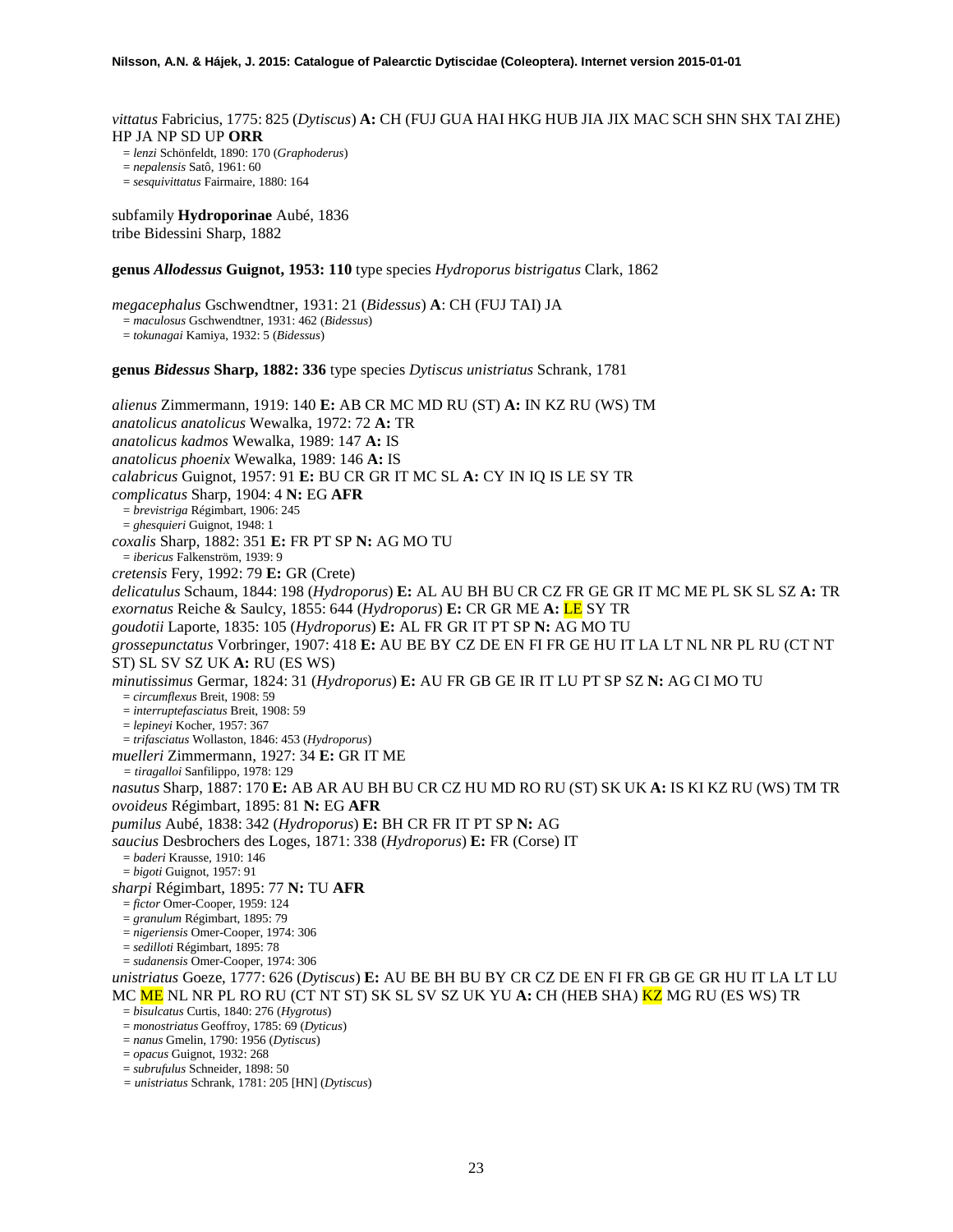*vittatus* Fabricius, 1775: 825 (*Dytiscus*) **A:** CH (FUJ GUA HAI HKG HUB JIA JIX MAC SCH SHN SHX TAI ZHE) HP JA NP SD UP **ORR**

= *lenzi* Schönfeldt, 1890: 170 (*Graphoderus*)
= *nepalensis* Satô, 1961: 60
= *sesquivittatus* Fairmaire, 1880: 164

subfamily **Hydroporinae** Aubé, 1836
tribe Bidessini Sharp, 1882

**genus *Allodessus* Guignot, 1953: 110** type species *Hydroporus bistrigatus* Clark, 1862

*megacephalus* Gschwendtner, 1931: 21 (*Bidessus*) **A**: CH (FUJ TAI) JA

= *maculosus* Gschwendtner, 1931: 462 (*Bidessus*)
= *tokunagai* Kamiya, 1932: 5 (*Bidessus*)

**genus *Bidessus* Sharp, 1882: 336** type species *Dytiscus unistriatus* Schrank, 1781

*alienus* Zimmermann, 1919: 140 **E:** AB CR MC MD RU (ST) **A:** IN KZ RU (WS) TM
*anatolicus anatolicus* Wewalka, 1972: 72 **A:** TR
*anatolicus kadmos* Wewalka, 1989: 147 **A:** IS
*anatolicus phoenix* Wewalka, 1989: 146 **A:** IS
*calabricus* Guignot, 1957: 91 **E:** BU CR GR IT MC SL **A:** CY IN IQ IS LE SY TR
*complicatus* Sharp, 1904: 4 **N:** EG **AFR**

= *brevistriga* Régimbart, 1906: 245
= *ghesquieri* Guignot, 1948: 1

*coxalis* Sharp, 1882: 351 **E:** FR PT SP **N:** AG MO TU

= *ibericus* Falkenström, 1939: 9

*cretensis* Fery, 1992: 79 **E:** GR (Crete)
*delicatulus* Schaum, 1844: 198 (*Hydroporus*) **E:** AL AU BH BU CR CZ FR GE GR IT MC ME PL SK SL SZ **A:** TR
*exornatus* Reiche & Saulcy, 1855: 644 (*Hydroporus*) **E:** CR GR ME **A:** LE SY TR
*goudotii* Laporte, 1835: 105 (*Hydroporus*) **E:** AL FR GR IT PT SP **N:** AG MO TU
*grossepunctatus* Vorbringer, 1907: 418 **E:** AU BE BY CZ DE EN FI FR GE HU IT LA LT NL NR PL RU (CT NT ST) SL SV SZ UK **A:** RU (ES WS)
*minutissimus* Germar, 1824: 31 (*Hydroporus*) **E:** AU FR GB GE IR IT LU PT SP SZ **N:** AG CI MO TU

= *circumflexus* Breit, 1908: 59
= *interruptefasciatus* Breit, 1908: 59
= *lepineyi* Kocher, 1957: 367
= *trifasciatus* Wollaston, 1846: 453 (*Hydroporus*)

*muelleri* Zimmermann, 1927: 34 **E:** GR IT ME

= *tiragalloi* Sanfilippo, 1978: 129

*nasutus* Sharp, 1887: 170 **E:** AB AR AU BH BU CR CZ HU MD RO RU (ST) SK UK **A:** IS KI KZ RU (WS) TM TR
*ovoideus* Régimbart, 1895: 81 **N:** EG **AFR**
*pumilus* Aubé, 1838: 342 (*Hydroporus*) **E:** BH CR FR IT PT SP **N:** AG
*saucius* Desbrochers des Loges, 1871: 338 (*Hydroporus*) **E:** FR (Corse) IT

= *baderi* Krausse, 1910: 146
= *bigoti* Guignot, 1957: 91

*sharpi* Régimbart, 1895: 77 **N:** TU **AFR**

= *fictor* Omer-Cooper, 1959: 124
= *granulum* Régimbart, 1895: 79
= *nigeriensis* Omer-Cooper, 1974: 306
= *sedilloti* Régimbart, 1895: 78
= *sudanensis* Omer-Cooper, 1974: 306

*unistriatus* Goeze, 1777: 626 (*Dytiscus*) **E:** AU BE BH BU BY CR CZ DE EN FI FR GB GE GR HU IT LA LT LU MC ME NL NR PL RO RU (CT NT ST) SK SL SV SZ UK YU **A:** CH (HEB SHA) KZ MG RU (ES WS) TR

= *bisulcatus* Curtis, 1840: 276 (*Hygrotus*)
= *monostriatus* Geoffroy, 1785: 69 (*Dyticus*)
= *nanus* Gmelin, 1790: 1956 (*Dytiscus*)
= *opacus* Guignot, 1932: 268
= *subrufulus* Schneider, 1898: 50
= *unistriatus* Schrank, 1781: 205 [HN] (*Dytiscus*)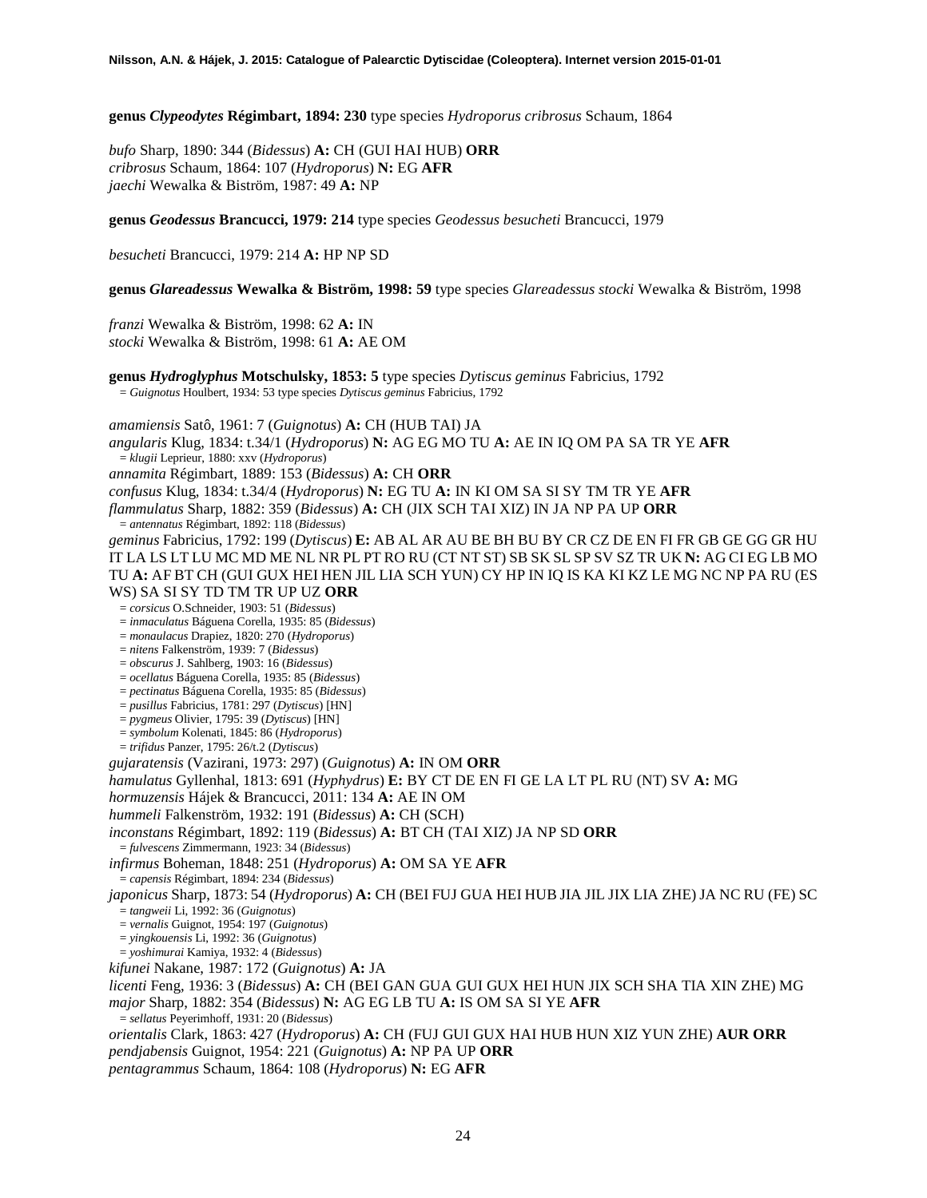**genus *Clypeodytes* Régimbart, 1894: 230** type species *Hydroporus cribrosus* Schaum, 1864

*bufo* Sharp, 1890: 344 (*Bidessus*) **A:** CH (GUI HAI HUB) **ORR**
*cribrosus* Schaum, 1864: 107 (*Hydroporus*) **N:** EG **AFR**
*jaechi* Wewalka & Biström, 1987: 49 **A:** NP

**genus *Geodessus* Brancucci, 1979: 214** type species *Geodessus besucheti* Brancucci, 1979

*besucheti* Brancucci, 1979: 214 **A:** HP NP SD

**genus *Glareadessus* Wewalka & Biström, 1998: 59** type species *Glareadessus stocki* Wewalka & Biström, 1998

*franzi* Wewalka & Biström, 1998: 62 **A:** IN
*stocki* Wewalka & Biström, 1998: 61 **A:** AE OM

**genus *Hydroglyphus* Motschulsky, 1853: 5** type species *Dytiscus geminus* Fabricius, 1792
= *Guignotus* Houlbert, 1934: 53 type species *Dytiscus geminus* Fabricius, 1792

*amamiensis* Satô, 1961: 7 (*Guignotus*) **A:** CH (HUB TAI) JA
*angularis* Klug, 1834: t.34/1 (*Hydroporus*) **N:** AG EG MO TU **A:** AE IN IQ OM PA SA TR YE **AFR**
= *klugii* Leprieur, 1880: xxv (*Hydroporus*)
*annamita* Régimbart, 1889: 153 (*Bidessus*) **A:** CH **ORR**
*confusus* Klug, 1834: t.34/4 (*Hydroporus*) **N:** EG TU **A:** IN KI OM SA SI SY TM TR YE **AFR**
*flammulatus* Sharp, 1882: 359 (*Bidessus*) **A:** CH (JIX SCH TAI XIZ) IN JA NP PA UP **ORR**
= *antennatus* Régimbart, 1892: 118 (*Bidessus*)
*geminus* Fabricius, 1792: 199 (*Dytiscus*) **E:** AB AL AR AU BE BH BU BY CR CZ DE EN FI FR GB GE GG GR HU IT LA LS LT LU MC MD ME NL NR PL PT RO RU (CT NT ST) SB SK SL SP SV SZ TR UK **N:** AG CI EG LB MO TU **A:** AF BT CH (GUI GUX HEI HEN JIL LIA SCH YUN) CY HP IN IQ IS KA KI KZ LE MG NC NP PA RU (ES WS) SA SI SY TD TM TR UP UZ **ORR**
= *corsicus* O.Schneider, 1903: 51 (*Bidessus*)
= *inmaculatus* Báguena Corella, 1935: 85 (*Bidessus*)
= *monaulacus* Drapiez, 1820: 270 (*Hydroporus*)
= *nitens* Falkenström, 1939: 7 (*Bidessus*)
= *obscurus* J. Sahlberg, 1903: 16 (*Bidessus*)
= *ocellatus* Báguena Corella, 1935: 85 (*Bidessus*)
= *pectinatus* Báguena Corella, 1935: 85 (*Bidessus*)
= *pusillus* Fabricius, 1781: 297 (*Dytiscus*) [HN]
= *pygmeus* Olivier, 1795: 39 (*Dytiscus*) [HN]
= *symbolum* Kolenati, 1845: 86 (*Hydroporus*)
= *trifidus* Panzer, 1795: 26/t.2 (*Dytiscus*)
*gujaratensis* (Vazirani, 1973: 297) (*Guignotus*) **A:** IN OM **ORR**
*hamulatus* Gyllenhal, 1813: 691 (*Hyphydrus*) **E:** BY CT DE EN FI GE LA LT PL RU (NT) SV **A:** MG
*hormuzensis* Hájek & Brancucci, 2011: 134 **A:** AE IN OM
*hummeli* Falkenström, 1932: 191 (*Bidessus*) **A:** CH (SCH)
*inconstans* Régimbart, 1892: 119 (*Bidessus*) **A:** BT CH (TAI XIZ) JA NP SD **ORR**
= *fulvescens* Zimmermann, 1923: 34 (*Bidessus*)
*infirmus* Boheman, 1848: 251 (*Hydroporus*) **A:** OM SA YE **AFR**
= *capensis* Régimbart, 1894: 234 (*Bidessus*)
*japonicus* Sharp, 1873: 54 (*Hydroporus*) **A:** CH (BEI FUJ GUA HEI HUB JIA JIL JIX LIA ZHE) JA NC RU (FE) SC
= *tangweii* Li, 1992: 36 (*Guignotus*)
= *vernalis* Guignot, 1954: 197 (*Guignotus*)
= *yingkouensis* Li, 1992: 36 (*Guignotus*)
= *yoshimurai* Kamiya, 1932: 4 (*Bidessus*)
*kifunei* Nakane, 1987: 172 (*Guignotus*) **A:** JA
*licenti* Feng, 1936: 3 (*Bidessus*) **A:** CH (BEI GAN GUA GUI GUX HEI HUN JIX SCH SHA TIA XIN ZHE) MG
*major* Sharp, 1882: 354 (*Bidessus*) **N:** AG EG LB TU **A:** IS OM SA SI YE **AFR**
= *sellatus* Peyerimhoff, 1931: 20 (*Bidessus*)
*orientalis* Clark, 1863: 427 (*Hydroporus*) **A:** CH (FUJ GUI GUX HAI HUB HUN XIZ YUN ZHE) **AUR ORR**
*pendjabensis* Guignot, 1954: 221 (*Guignotus*) **A:** NP PA UP **ORR**
*pentagrammus* Schaum, 1864: 108 (*Hydroporus*) **N:** EG **AFR**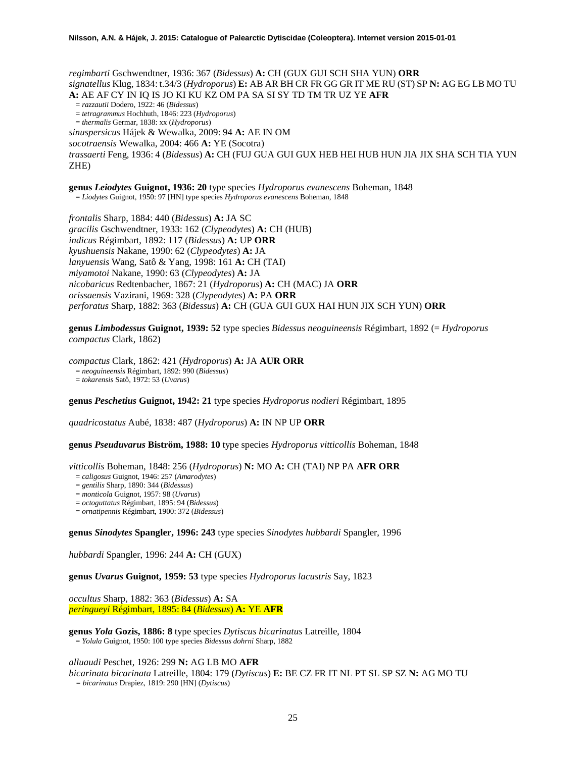*regimbarti* Gschwendtner, 1936: 367 (*Bidessus*) **A:** CH (GUX GUI SCH SHA YUN) **ORR**
*signatellus* Klug, 1834: t.34/3 (*Hydroporus*) **E:** AB AR BH CR FR GG GR IT ME RU (ST) SP **N:** AG EG LB MO TU **A:** AE AF CY IN IQ IS JO KI KU KZ OM PA SA SI SY TD TM TR UZ YE **AFR**
= *razzautii* Dodero, 1922: 46 (*Bidessus*)
= *tetragrammus* Hochhuth, 1846: 223 (*Hydroporus*)
= *thermalis* Germar, 1838: xx (*Hydroporus*)
*sinuspersicus* Hájek & Wewalka, 2009: 94 **A:** AE IN OM
*socotraensis* Wewalka, 2004: 466 **A:** YE (Socotra)
*trassaerti* Feng, 1936: 4 (*Bidessus*) **A:** CH (FUJ GUA GUI GUX HEB HEI HUB HUN JIA JIX SHA SCH TIA YUN ZHE)

**genus *Leiodytes* Guignot, 1936: 20** type species *Hydroporus evanescens* Boheman, 1848
= *Liodytes* Guignot, 1950: 97 [HN] type species *Hydroporus evanescens* Boheman, 1848

*frontalis* Sharp, 1884: 440 (*Bidessus*) **A:** JA SC
*gracilis* Gschwendtner, 1933: 162 (*Clypeodytes*) **A:** CH (HUB)
*indicus* Régimbart, 1892: 117 (*Bidessus*) **A:** UP **ORR**
*kyushuensis* Nakane, 1990: 62 (*Clypeodytes*) **A:** JA
*lanyuensis* Wang, Satô & Yang, 1998: 161 **A:** CH (TAI)
*miyamotoi* Nakane, 1990: 63 (*Clypeodytes*) **A:** JA
*nicobaricus* Redtenbacher, 1867: 21 (*Hydroporus*) **A:** CH (MAC) JA **ORR**
*orissaensis* Vazirani, 1969: 328 (*Clypeodytes*) **A:** PA **ORR**
*perforatus* Sharp, 1882: 363 (*Bidessus*) **A:** CH (GUA GUI GUX HAI HUN JIX SCH YUN) **ORR**

**genus *Limbodessus* Guignot, 1939: 52** type species *Bidessus neoguineensis* Régimbart, 1892 (= *Hydroporus compactus* Clark, 1862)

*compactus* Clark, 1862: 421 (*Hydroporus*) **A:** JA **AUR ORR**
= *neoguineensis* Régimbart, 1892: 990 (*Bidessus*)
= *tokarensis* Satô, 1972: 53 (*Uvarus*)

**genus *Peschetius* Guignot, 1942: 21** type species *Hydroporus nodieri* Régimbart, 1895

*quadricostatus* Aubé, 1838: 487 (*Hydroporus*) **A:** IN NP UP **ORR**

**genus *Pseuduvarus* Biström, 1988: 10** type species *Hydroporus vitticollis* Boheman, 1848

*vitticollis* Boheman, 1848: 256 (*Hydroporus*) **N:** MO **A:** CH (TAI) NP PA **AFR ORR**
= *caligosus* Guignot, 1946: 257 (*Amarodytes*)
= *gentilis* Sharp, 1890: 344 (*Bidessus*)
= *monticola* Guignot, 1957: 98 (*Uvarus*)
= *octoguttatus* Régimbart, 1895: 94 (*Bidessus*)
= *ornatipennis* Régimbart, 1900: 372 (*Bidessus*)

**genus *Sinodytes* Spangler, 1996: 243** type species *Sinodytes hubbardi* Spangler, 1996

*hubbardi* Spangler, 1996: 244 **A:** CH (GUX)

**genus *Uvarus* Guignot, 1959: 53** type species *Hydroporus lacustris* Say, 1823

*occultus* Sharp, 1882: 363 (*Bidessus*) **A:** SA
*peringueyi* Régimbart, 1895: 84 (*Bidessus*) **A:** YE **AFR**

**genus *Yola* Gozis, 1886: 8** type species *Dytiscus bicarinatus* Latreille, 1804
= *Yolula* Guignot, 1950: 100 type species *Bidessus dohrni* Sharp, 1882

*alluaudi* Peschet, 1926: 299 **N:** AG LB MO **AFR**
*bicarinata bicarinata* Latreille, 1804: 179 (*Dytiscus*) **E:** BE CZ FR IT NL PT SL SP SZ **N:** AG MO TU
= *bicarinatus* Drapiez, 1819: 290 [HN] (*Dytiscus*)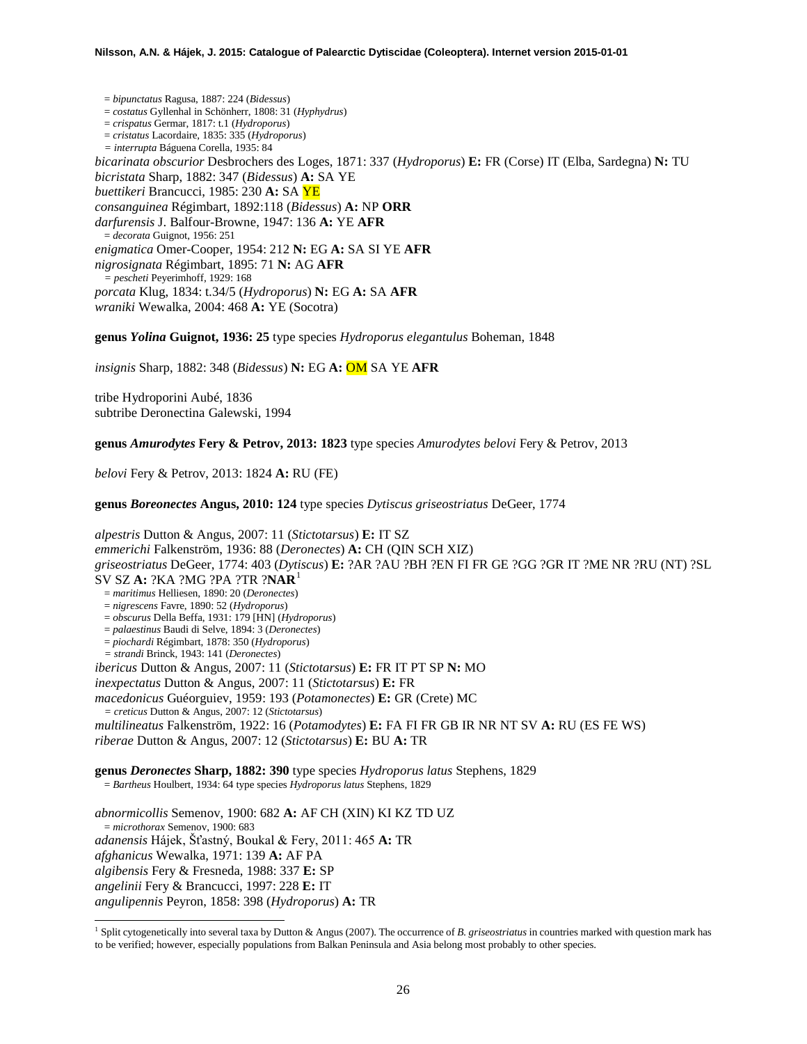= *bipunctatus* Ragusa, 1887: 224 (*Bidessus*)
= *costatus* Gyllenhal in Schönherr, 1808: 31 (*Hyphydrus*)
= *crispatus* Germar, 1817: t.1 (*Hydroporus*)
= *cristatus* Lacordaire, 1835: 335 (*Hydroporus*)
= *interrupta* Báguena Corella, 1935: 84

*bicarinata obscurior* Desbrochers des Loges, 1871: 337 (*Hydroporus*) **E:** FR (Corse) IT (Elba, Sardegna) **N:** TU
*bicristata* Sharp, 1882: 347 (*Bidessus*) **A:** SA YE
*buettikeri* Brancucci, 1985: 230 **A:** SA YE
*consanguinea* Régimbart, 1892:118 (*Bidessus*) **A:** NP **ORR**
*darfurensis* J. Balfour-Browne, 1947: 136 **A:** YE **AFR**
= *decorata* Guignot, 1956: 251
*enigmatica* Omer-Cooper, 1954: 212 **N:** EG **A:** SA SI YE **AFR**
*nigrosignata* Régimbart, 1895: 71 **N:** AG **AFR**
= *pescheti* Peyerimhoff, 1929: 168
*porcata* Klug, 1834: t.34/5 (*Hydroporus*) **N:** EG **A:** SA **AFR**
*wraniki* Wewalka, 2004: 468 **A:** YE (Socotra)

**genus *Yolina* Guignot, 1936: 25** type species *Hydroporus elegantulus* Boheman, 1848

*insignis* Sharp, 1882: 348 (*Bidessus*) **N:** EG **A:** OM SA YE **AFR**

tribe Hydroporini Aubé, 1836
subtribe Deronectina Galewski, 1994

**genus *Amurodytes* Fery & Petrov, 2013: 1823** type species *Amurodytes belovi* Fery & Petrov, 2013

*belovi* Fery & Petrov, 2013: 1824 **A:** RU (FE)

**genus *Boreonectes* Angus, 2010: 124** type species *Dytiscus griseostriatus* DeGeer, 1774

*alpestris* Dutton & Angus, 2007: 11 (*Stictotarsus*) **E:** IT SZ
*emmerichi* Falkenström, 1936: 88 (*Deronectes*) **A:** CH (QIN SCH XIZ)
*griseostriatus* DeGeer, 1774: 403 (*Dytiscus*) **E:** ?AR ?AU ?BH ?EN FI FR GE ?GG ?GR IT ?ME NR ?RU (NT) ?SL SV SZ **A:** ?KA ?MG ?PA ?TR ?**NAR**[1]
= *maritimus* Helliesen, 1890: 20 (*Deronectes*)
= *nigrescens* Favre, 1890: 52 (*Hydroporus*)
= *obscurus* Della Beffa, 1931: 179 [HN] (*Hydroporus*)
= *palaestinus* Baudi di Selve, 1894: 3 (*Deronectes*)
= *piochardi* Régimbart, 1878: 350 (*Hydroporus*)
= *strandi* Brinck, 1943: 141 (*Deronectes*)
*ibericus* Dutton & Angus, 2007: 11 (*Stictotarsus*) **E:** FR IT PT SP **N:** MO
*inexpectatus* Dutton & Angus, 2007: 11 (*Stictotarsus*) **E:** FR
*macedonicus* Guéorguiev, 1959: 193 (*Potamonectes*) **E:** GR (Crete) MC
= *creticus* Dutton & Angus, 2007: 12 (*Stictotarsus*)
*multilineatus* Falkenström, 1922: 16 (*Potamodytes*) **E:** FA FI FR GB IR NR NT SV **A:** RU (ES FE WS)
*riberae* Dutton & Angus, 2007: 12 (*Stictotarsus*) **E:** BU **A:** TR

**genus *Deronectes* Sharp, 1882: 390** type species *Hydroporus latus* Stephens, 1829
= *Bartheus* Houlbert, 1934: 64 type species *Hydroporus latus* Stephens, 1829

*abnormicollis* Semenov, 1900: 682 **A:** AF CH (XIN) KI KZ TD UZ
= *microthorax* Semenov, 1900: 683
*adanensis* Hájek, Šťastný, Boukal & Fery, 2011: 465 **A:** TR
*afghanicus* Wewalka, 1971: 139 **A:** AF PA
*algibensis* Fery & Fresneda, 1988: 337 **E:** SP
*angelinii* Fery & Brancucci, 1997: 228 **E:** IT
*angulipennis* Peyron, 1858: 398 (*Hydroporus*) **A:** TR

[1] Split cytogenetically into several taxa by Dutton & Angus (2007). The occurrence of *B. griseostriatus* in countries marked with question mark has to be verified; however, especially populations from Balkan Peninsula and Asia belong most probably to other species.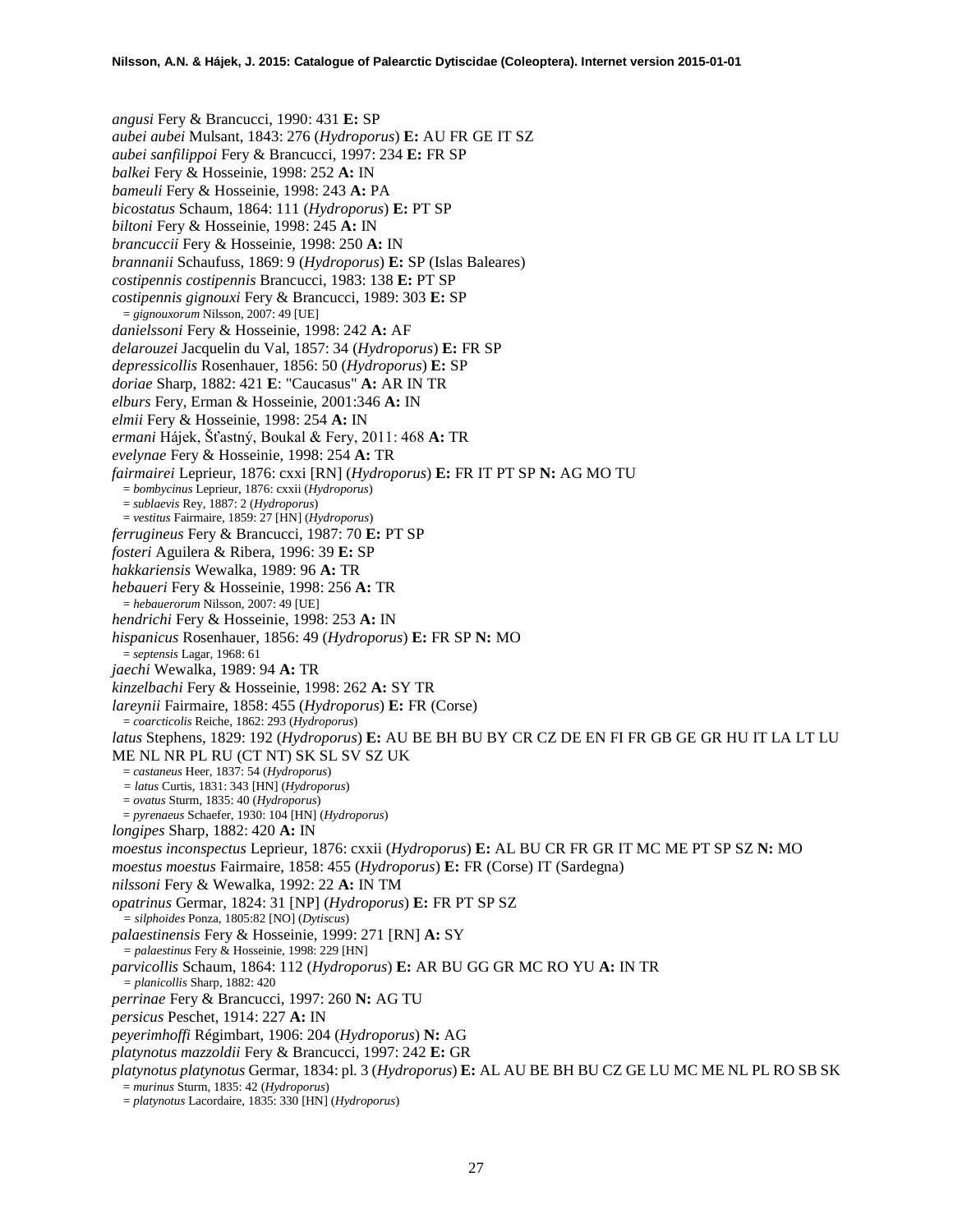*angusi* Fery & Brancucci, 1990: 431 **E:** SP
*aubei aubei* Mulsant, 1843: 276 (*Hydroporus*) **E:** AU FR GE IT SZ
*aubei sanfilippoi* Fery & Brancucci, 1997: 234 **E:** FR SP
*balkei* Fery & Hosseinie, 1998: 252 **A:** IN
*bameuli* Fery & Hosseinie, 1998: 243 **A:** PA
*bicostatus* Schaum, 1864: 111 (*Hydroporus*) **E:** PT SP
*biltoni* Fery & Hosseinie, 1998: 245 **A:** IN
*brancuccii* Fery & Hosseinie, 1998: 250 **A:** IN
*brannanii* Schaufuss, 1869: 9 (*Hydroporus*) **E:** SP (Islas Baleares)
*costipennis costipennis* Brancucci, 1983: 138 **E:** PT SP
*costipennis gignouxi* Fery & Brancucci, 1989: 303 **E:** SP
= *gignouxorum* Nilsson, 2007: 49 [UE]
*danielssoni* Fery & Hosseinie, 1998: 242 **A:** AF
*delarouzei* Jacquelin du Val, 1857: 34 (*Hydroporus*) **E:** FR SP
*depressicollis* Rosenhauer, 1856: 50 (*Hydroporus*) **E:** SP
*doriae* Sharp, 1882: 421 **E**: "Caucasus" **A:** AR IN TR
*elburs* Fery, Erman & Hosseinie, 2001:346 **A:** IN
*elmii* Fery & Hosseinie, 1998: 254 **A:** IN
*ermani* Hájek, Šťastný, Boukal & Fery, 2011: 468 **A:** TR
*evelynae* Fery & Hosseinie, 1998: 254 **A:** TR
*fairmairei* Leprieur, 1876: cxxi [RN] (*Hydroporus*) **E:** FR IT PT SP **N:** AG MO TU
= *bombycinus* Leprieur, 1876: cxxii (*Hydroporus*)
= *sublaevis* Rey, 1887: 2 (*Hydroporus*)
= *vestitus* Fairmaire, 1859: 27 [HN] (*Hydroporus*)
*ferrugineus* Fery & Brancucci, 1987: 70 **E:** PT SP
*fosteri* Aguilera & Ribera, 1996: 39 **E:** SP
*hakkariensis* Wewalka, 1989: 96 **A:** TR
*hebaueri* Fery & Hosseinie, 1998: 256 **A:** TR
= *hebauerorum* Nilsson, 2007: 49 [UE]
*hendrichi* Fery & Hosseinie, 1998: 253 **A:** IN
*hispanicus* Rosenhauer, 1856: 49 (*Hydroporus*) **E:** FR SP **N:** MO
= *septensis* Lagar, 1968: 61
*jaechi* Wewalka, 1989: 94 **A:** TR
*kinzelbachi* Fery & Hosseinie, 1998: 262 **A:** SY TR
*lareynii* Fairmaire, 1858: 455 (*Hydroporus*) **E:** FR (Corse)
= *coarcticolis* Reiche, 1862: 293 (*Hydroporus*)
*latus* Stephens, 1829: 192 (*Hydroporus*) **E:** AU BE BH BU BY CR CZ DE EN FI FR GB GE GR HU IT LA LT LU ME NL NR PL RU (CT NT) SK SL SV SZ UK
= *castaneus* Heer, 1837: 54 (*Hydroporus*)
= *latus* Curtis, 1831: 343 [HN] (*Hydroporus*)
= *ovatus* Sturm, 1835: 40 (*Hydroporus*)
= *pyrenaeus* Schaefer, 1930: 104 [HN] (*Hydroporus*)
*longipes* Sharp, 1882: 420 **A:** IN
*moestus inconspectus* Leprieur, 1876: cxxii (*Hydroporus*) **E:** AL BU CR FR GR IT MC ME PT SP SZ **N:** MO
*moestus moestus* Fairmaire, 1858: 455 (*Hydroporus*) **E:** FR (Corse) IT (Sardegna)
*nilssoni* Fery & Wewalka, 1992: 22 **A:** IN TM
*opatrinus* Germar, 1824: 31 [NP] (*Hydroporus*) **E:** FR PT SP SZ
= *silphoides* Ponza, 1805:82 [NO] (*Dytiscus*)
*palaestinensis* Fery & Hosseinie, 1999: 271 [RN] **A:** SY
= *palaestinus* Fery & Hosseinie, 1998: 229 [HN]
*parvicollis* Schaum, 1864: 112 (*Hydroporus*) **E:** AR BU GG GR MC RO YU **A:** IN TR
= *planicollis* Sharp, 1882: 420
*perrinae* Fery & Brancucci, 1997: 260 **N:** AG TU
*persicus* Peschet, 1914: 227 **A:** IN
*peyerimhoffi* Régimbart, 1906: 204 (*Hydroporus*) **N:** AG
*platynotus mazzoldii* Fery & Brancucci, 1997: 242 **E:** GR
*platynotus platynotus* Germar, 1834: pl. 3 (*Hydroporus*) **E:** AL AU BE BH BU CZ GE LU MC ME NL PL RO SB SK
= *murinus* Sturm, 1835: 42 (*Hydroporus*)
= *platynotus* Lacordaire, 1835: 330 [HN] (*Hydroporus*)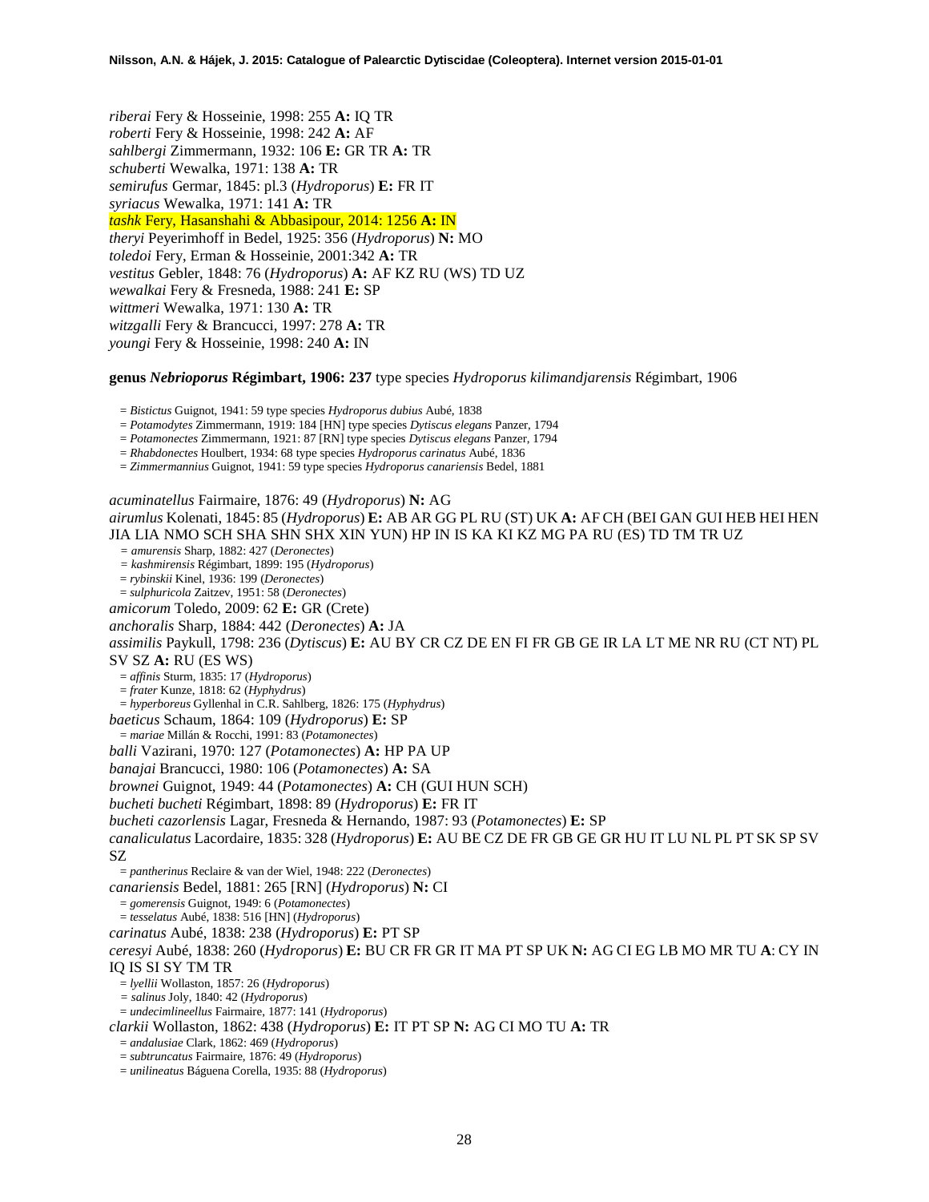*riberai* Fery & Hosseinie, 1998: 255 **A:** IQ TR
*roberti* Fery & Hosseinie, 1998: 242 **A:** AF
*sahlbergi* Zimmermann, 1932: 106 **E:** GR TR **A:** TR
*schuberti* Wewalka, 1971: 138 **A:** TR
*semirufus* Germar, 1845: pl.3 (*Hydroporus*) **E:** FR IT
*syriacus* Wewalka, 1971: 141 **A:** TR
*tashk* Fery, Hasanshahi & Abbasipour, 2014: 1256 **A:** IN
*theryi* Peyerimhoff in Bedel, 1925: 356 (*Hydroporus*) **N:** MO
*toledoi* Fery, Erman & Hosseinie, 2001:342 **A:** TR
*vestitus* Gebler, 1848: 76 (*Hydroporus*) **A:** AF KZ RU (WS) TD UZ
*wewalkai* Fery & Fresneda, 1988: 241 **E:** SP
*wittmeri* Wewalka, 1971: 130 **A:** TR
*witzgalli* Fery & Brancucci, 1997: 278 **A:** TR
*youngi* Fery & Hosseinie, 1998: 240 **A:** IN

**genus *Nebrioporus* Régimbart, 1906: 237** type species *Hydroporus kilimandjarensis* Régimbart, 1906

= *Bistictus* Guignot, 1941: 59 type species *Hydroporus dubius* Aubé, 1838
= *Potamodytes* Zimmermann, 1919: 184 [HN] type species *Dytiscus elegans* Panzer, 1794
= *Potamonectes* Zimmermann, 1921: 87 [RN] type species *Dytiscus elegans* Panzer, 1794
= *Rhabdonectes* Houlbert, 1934: 68 type species *Hydroporus carinatus* Aubé, 1836
= *Zimmermannius* Guignot, 1941: 59 type species *Hydroporus canariensis* Bedel, 1881

*acuminatellus* Fairmaire, 1876: 49 (*Hydroporus*) **N:** AG
*airumlus* Kolenati, 1845: 85 (*Hydroporus*) **E:** AB AR GG PL RU (ST) UK **A:** AF CH (BEI GAN GUI HEB HEI HEN JIA LIA NMO SCH SHA SHN SHX XIN YUN) HP IN IS KA KI KZ MG PA RU (ES) TD TM TR UZ
= *amurensis* Sharp, 1882: 427 (*Deronectes*)
= *kashmirensis* Régimbart, 1899: 195 (*Hydroporus*)
= *rybinskii* Kinel, 1936: 199 (*Deronectes*)
= *sulphuricola* Zaitzev, 1951: 58 (*Deronectes*)
*amicorum* Toledo, 2009: 62 **E:** GR (Crete)
*anchoralis* Sharp, 1884: 442 (*Deronectes*) **A:** JA
*assimilis* Paykull, 1798: 236 (*Dytiscus*) **E:** AU BY CR CZ DE EN FI FR GB GE IR LA LT ME NR RU (CT NT) PL SV SZ **A:** RU (ES WS)
= *affinis* Sturm, 1835: 17 (*Hydroporus*)
= *frater* Kunze, 1818: 62 (*Hyphydrus*)
= *hyperboreus* Gyllenhal in C.R. Sahlberg, 1826: 175 (*Hyphydrus*)
*baeticus* Schaum, 1864: 109 (*Hydroporus*) **E:** SP
= *mariae* Millán & Rocchi, 1991: 83 (*Potamonectes*)
*balli* Vazirani, 1970: 127 (*Potamonectes*) **A:** HP PA UP
*banajai* Brancucci, 1980: 106 (*Potamonectes*) **A:** SA
*brownei* Guignot, 1949: 44 (*Potamonectes*) **A:** CH (GUI HUN SCH)
*bucheti bucheti* Régimbart, 1898: 89 (*Hydroporus*) **E:** FR IT
*bucheti cazorlensis* Lagar, Fresneda & Hernando, 1987: 93 (*Potamonectes*) **E:** SP
*canaliculatus* Lacordaire, 1835: 328 (*Hydroporus*) **E:** AU BE CZ DE FR GB GE GR HU IT LU NL PL PT SK SP SV SZ
= *pantherinus* Reclaire & van der Wiel, 1948: 222 (*Deronectes*)
*canariensis* Bedel, 1881: 265 [RN] (*Hydroporus*) **N:** CI
= *gomerensis* Guignot, 1949: 6 (*Potamonectes*)
= *tesselatus* Aubé, 1838: 516 [HN] (*Hydroporus*)
*carinatus* Aubé, 1838: 238 (*Hydroporus*) **E:** PT SP
*ceresyi* Aubé, 1838: 260 (*Hydroporus*) **E:** BU CR FR GR IT MA PT SP UK **N:** AG CI EG LB MO MR TU **A**: CY IN IQ IS SI SY TM TR
= *lyellii* Wollaston, 1857: 26 (*Hydroporus*)
= *salinus* Joly, 1840: 42 (*Hydroporus*)
= *undecimlineellus* Fairmaire, 1877: 141 (*Hydroporus*)
*clarkii* Wollaston, 1862: 438 (*Hydroporus*) **E:** IT PT SP **N:** AG CI MO TU **A:** TR
= *andalusiae* Clark, 1862: 469 (*Hydroporus*)
= *subtruncatus* Fairmaire, 1876: 49 (*Hydroporus*)
= *unilineatus* Báguena Corella, 1935: 88 (*Hydroporus*)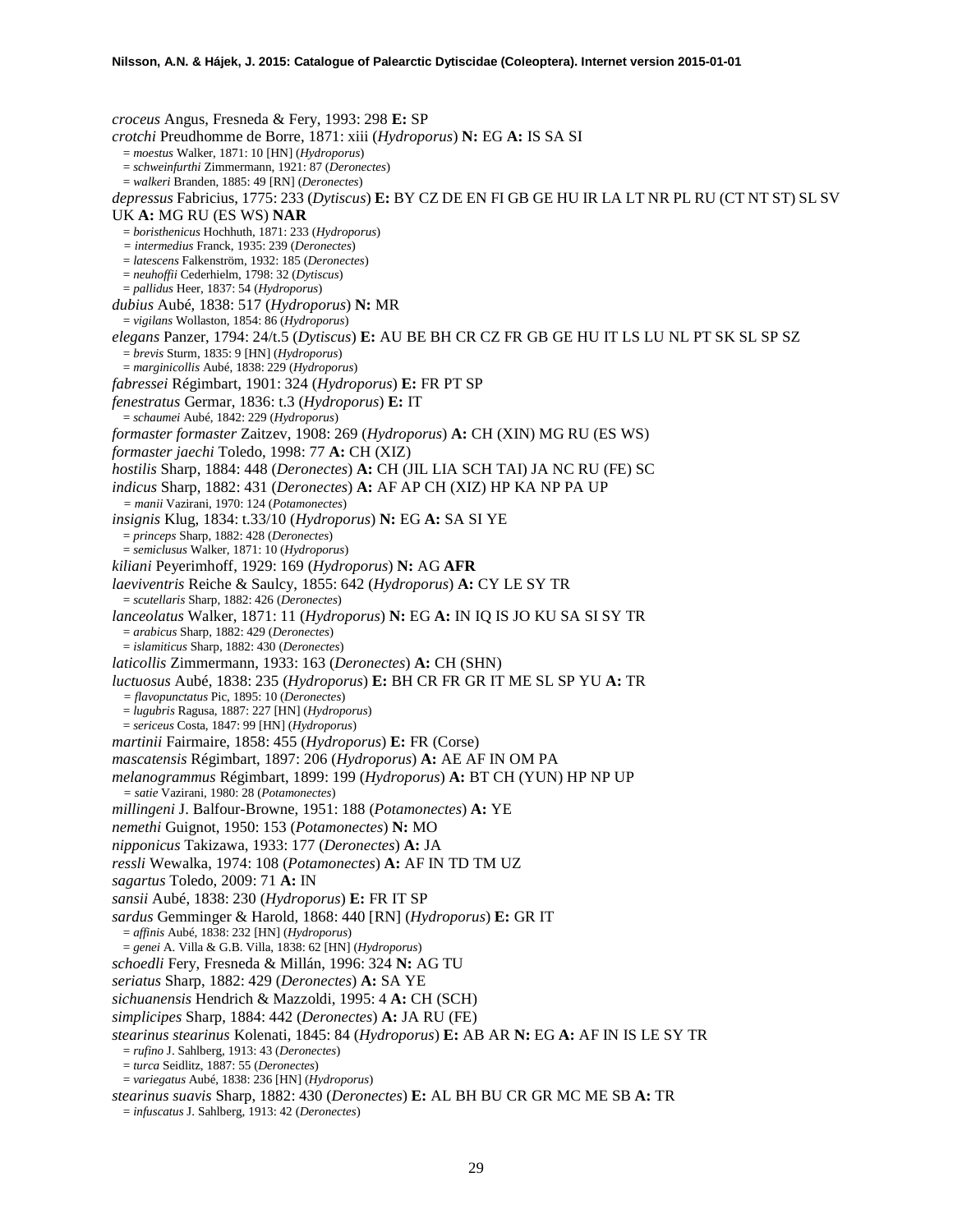*croceus* Angus, Fresneda & Fery, 1993: 298 **E:** SP
*crotchi* Preudhomme de Borre, 1871: xiii (*Hydroporus*) **N:** EG **A:** IS SA SI
= *moestus* Walker, 1871: 10 [HN] (*Hydroporus*)
= *schweinfurthi* Zimmermann, 1921: 87 (*Deronectes*)
= *walkeri* Branden, 1885: 49 [RN] (*Deronectes*)
*depressus* Fabricius, 1775: 233 (*Dytiscus*) **E:** BY CZ DE EN FI GB GE HU IR LA LT NR PL RU (CT NT ST) SL SV UK **A:** MG RU (ES WS) **NAR**
= *boristhenicus* Hochhuth, 1871: 233 (*Hydroporus*)
= *intermedius* Franck, 1935: 239 (*Deronectes*)
= *latescens* Falkenström, 1932: 185 (*Deronectes*)
= *neuhoffii* Cederhielm, 1798: 32 (*Dytiscus*)
= *pallidus* Heer, 1837: 54 (*Hydroporus*)
*dubius* Aubé, 1838: 517 (*Hydroporus*) **N:** MR
= *vigilans* Wollaston, 1854: 86 (*Hydroporus*)
*elegans* Panzer, 1794: 24/t.5 (*Dytiscus*) **E:** AU BE BH CR CZ FR GB GE HU IT LS LU NL PT SK SL SP SZ
= *brevis* Sturm, 1835: 9 [HN] (*Hydroporus*)
= *marginicollis* Aubé, 1838: 229 (*Hydroporus*)
*fabressei* Régimbart, 1901: 324 (*Hydroporus*) **E:** FR PT SP
*fenestratus* Germar, 1836: t.3 (*Hydroporus*) **E:** IT
= *schaumei* Aubé, 1842: 229 (*Hydroporus*)
*formaster formaster* Zaitzev, 1908: 269 (*Hydroporus*) **A:** CH (XIN) MG RU (ES WS)
*formaster jaechi* Toledo, 1998: 77 **A:** CH (XIZ)
*hostilis* Sharp, 1884: 448 (*Deronectes*) **A:** CH (JIL LIA SCH TAI) JA NC RU (FE) SC
*indicus* Sharp, 1882: 431 (*Deronectes*) **A:** AF AP CH (XIZ) HP KA NP PA UP
= *manii* Vazirani, 1970: 124 (*Potamonectes*)
*insignis* Klug, 1834: t.33/10 (*Hydroporus*) **N:** EG **A:** SA SI YE
= *princeps* Sharp, 1882: 428 (*Deronectes*)
= *semiclusus* Walker, 1871: 10 (*Hydroporus*)
*kiliani* Peyerimhoff, 1929: 169 (*Hydroporus*) **N:** AG **AFR**
*laeviventris* Reiche & Saulcy, 1855: 642 (*Hydroporus*) **A:** CY LE SY TR
= *scutellaris* Sharp, 1882: 426 (*Deronectes*)
*lanceolatus* Walker, 1871: 11 (*Hydroporus*) **N:** EG **A:** IN IQ IS JO KU SA SI SY TR
= *arabicus* Sharp, 1882: 429 (*Deronectes*)
= *islamiticus* Sharp, 1882: 430 (*Deronectes*)
*laticollis* Zimmermann, 1933: 163 (*Deronectes*) **A:** CH (SHN)
*luctuosus* Aubé, 1838: 235 (*Hydroporus*) **E:** BH CR FR GR IT ME SL SP YU **A:** TR
= *flavopunctatus* Pic, 1895: 10 (*Deronectes*)
= *lugubris* Ragusa, 1887: 227 [HN] (*Hydroporus*)
= *sericeus* Costa, 1847: 99 [HN] (*Hydroporus*)
*martinii* Fairmaire, 1858: 455 (*Hydroporus*) **E:** FR (Corse)
*mascatensis* Régimbart, 1897: 206 (*Hydroporus*) **A:** AE AF IN OM PA
*melanogrammus* Régimbart, 1899: 199 (*Hydroporus*) **A:** BT CH (YUN) HP NP UP
= *satie* Vazirani, 1980: 28 (*Potamonectes*)
*millingeni* J. Balfour-Browne, 1951: 188 (*Potamonectes*) **A:** YE
*nemethi* Guignot, 1950: 153 (*Potamonectes*) **N:** MO
*nipponicus* Takizawa, 1933: 177 (*Deronectes*) **A:** JA
*ressli* Wewalka, 1974: 108 (*Potamonectes*) **A:** AF IN TD TM UZ
*sagartus* Toledo, 2009: 71 **A:** IN
*sansii* Aubé, 1838: 230 (*Hydroporus*) **E:** FR IT SP
*sardus* Gemminger & Harold, 1868: 440 [RN] (*Hydroporus*) **E:** GR IT
= *affinis* Aubé, 1838: 232 [HN] (*Hydroporus*)
= *genei* A. Villa & G.B. Villa, 1838: 62 [HN] (*Hydroporus*)
*schoedli* Fery, Fresneda & Millán, 1996: 324 **N:** AG TU
*seriatus* Sharp, 1882: 429 (*Deronectes*) **A:** SA YE
*sichuanensis* Hendrich & Mazzoldi, 1995: 4 **A:** CH (SCH)
*simplicipes* Sharp, 1884: 442 (*Deronectes*) **A:** JA RU (FE)
*stearinus stearinus* Kolenati, 1845: 84 (*Hydroporus*) **E:** AB AR **N:** EG **A:** AF IN IS LE SY TR
= *rufino* J. Sahlberg, 1913: 43 (*Deronectes*)
= *turca* Seidlitz, 1887: 55 (*Deronectes*)
= *variegatus* Aubé, 1838: 236 [HN] (*Hydroporus*)
*stearinus suavis* Sharp, 1882: 430 (*Deronectes*) **E:** AL BH BU CR GR MC ME SB **A:** TR
= *infuscatus* J. Sahlberg, 1913: 42 (*Deronectes*)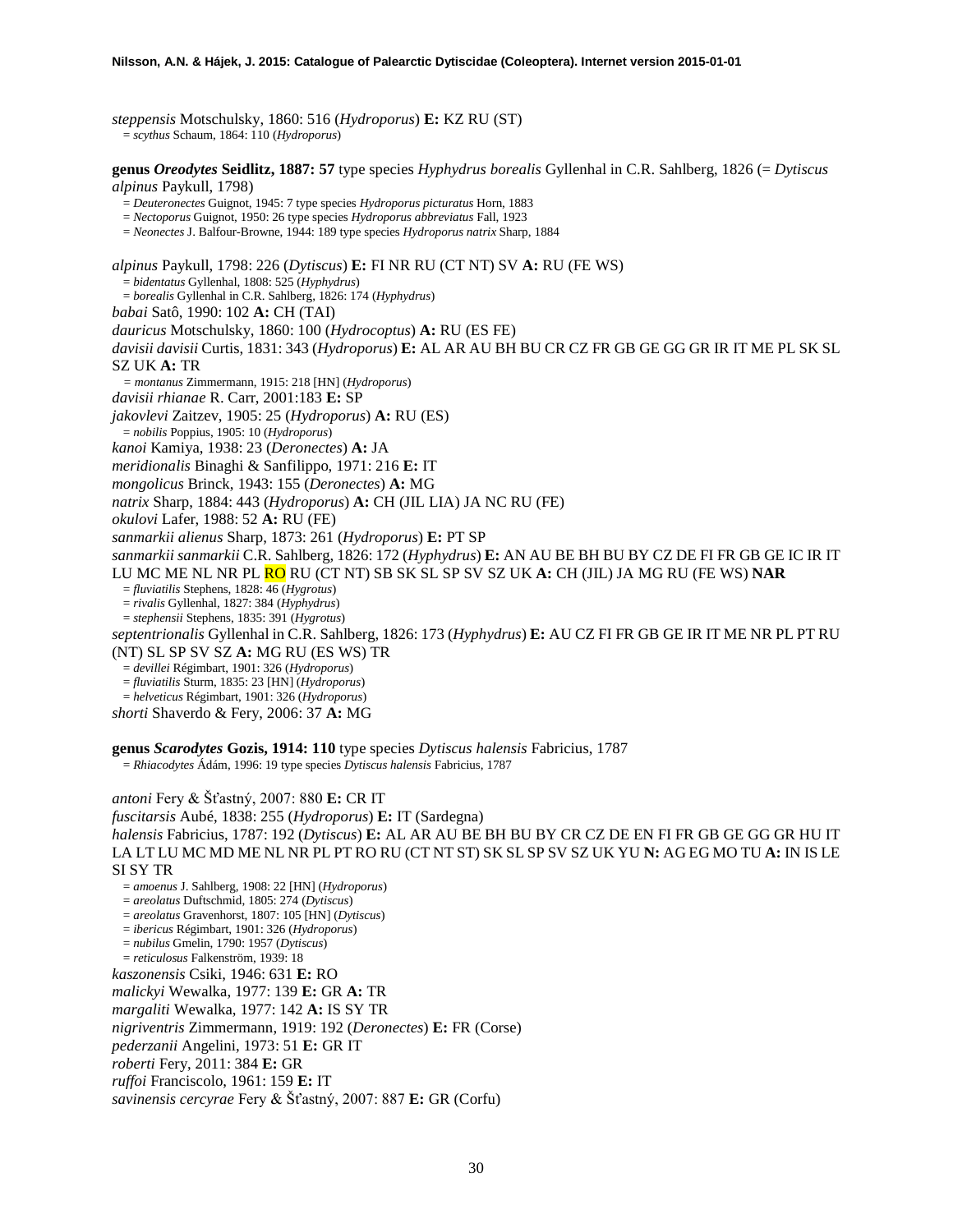*steppensis* Motschulsky, 1860: 516 (*Hydroporus*) **E:** KZ RU (ST)
= *scythus* Schaum, 1864: 110 (*Hydroporus*)

**genus *Oreodytes* Seidlitz, 1887: 57** type species *Hyphydrus borealis* Gyllenhal in C.R. Sahlberg, 1826 (= *Dytiscus alpinus* Paykull, 1798)
= *Deuteronectes* Guignot, 1945: 7 type species *Hydroporus picturatus* Horn, 1883
= *Nectoporus* Guignot, 1950: 26 type species *Hydroporus abbreviatus* Fall, 1923
= *Neonectes* J. Balfour-Browne, 1944: 189 type species *Hydroporus natrix* Sharp, 1884

*alpinus* Paykull, 1798: 226 (*Dytiscus*) **E:** FI NR RU (CT NT) SV **A:** RU (FE WS)
= *bidentatus* Gyllenhal, 1808: 525 (*Hyphydrus*)
= *borealis* Gyllenhal in C.R. Sahlberg, 1826: 174 (*Hyphydrus*)
*babai* Satô, 1990: 102 **A:** CH (TAI)
*dauricus* Motschulsky, 1860: 100 (*Hydrocoptus*) **A:** RU (ES FE)
*davisii davisii* Curtis, 1831: 343 (*Hydroporus*) **E:** AL AR AU BH BU CR CZ FR GB GE GG GR IR IT ME PL SK SL SZ UK **A:** TR
= *montanus* Zimmermann, 1915: 218 [HN] (*Hydroporus*)
*davisii rhianae* R. Carr, 2001:183 **E:** SP
*jakovlevi* Zaitzev, 1905: 25 (*Hydroporus*) **A:** RU (ES)
= *nobilis* Poppius, 1905: 10 (*Hydroporus*)
*kanoi* Kamiya, 1938: 23 (*Deronectes*) **A:** JA
*meridionalis* Binaghi & Sanfilippo, 1971: 216 **E:** IT
*mongolicus* Brinck, 1943: 155 (*Deronectes*) **A:** MG
*natrix* Sharp, 1884: 443 (*Hydroporus*) **A:** CH (JIL LIA) JA NC RU (FE)
*okulovi* Lafer, 1988: 52 **A:** RU (FE)
*sanmarkii alienus* Sharp, 1873: 261 (*Hydroporus*) **E:** PT SP
*sanmarkii sanmarkii* C.R. Sahlberg, 1826: 172 (*Hyphydrus*) **E:** AN AU BE BH BU BY CZ DE FI FR GB GE IC IR IT LU MC ME NL NR PL RO RU (CT NT) SB SK SL SP SV SZ UK **A:** CH (JIL) JA MG RU (FE WS) **NAR**
= *fluviatilis* Stephens, 1828: 46 (*Hygrotus*)
= *rivalis* Gyllenhal, 1827: 384 (*Hyphydrus*)
= *stephensii* Stephens, 1835: 391 (*Hygrotus*)
*septentrionalis* Gyllenhal in C.R. Sahlberg, 1826: 173 (*Hyphydrus*) **E:** AU CZ FI FR GB GE IR IT ME NR PL PT RU (NT) SL SP SV SZ **A:** MG RU (ES WS) TR
= *devillei* Régimbart, 1901: 326 (*Hydroporus*)
= *fluviatilis* Sturm, 1835: 23 [HN] (*Hydroporus*)
= *helveticus* Régimbart, 1901: 326 (*Hydroporus*)
*shorti* Shaverdo & Fery, 2006: 37 **A:** MG

**genus *Scarodytes* Gozis, 1914: 110** type species *Dytiscus halensis* Fabricius, 1787
= *Rhiacodytes* Ádám, 1996: 19 type species *Dytiscus halensis* Fabricius, 1787

*antoni* Fery & Šťastný, 2007: 880 **E:** CR IT
*fuscitarsis* Aubé, 1838: 255 (*Hydroporus*) **E:** IT (Sardegna)
*halensis* Fabricius, 1787: 192 (*Dytiscus*) **E:** AL AR AU BE BH BU BY CR CZ DE EN FI FR GB GE GG GR HU IT LA LT LU MC MD ME NL NR PL PT RO RU (CT NT ST) SK SL SP SV SZ UK YU **N:** AG EG MO TU **A:** IN IS LE SI SY TR
= *amoenus* J. Sahlberg, 1908: 22 [HN] (*Hydroporus*)
= *areolatus* Duftschmid, 1805: 274 (*Dytiscus*)
= *areolatus* Gravenhorst, 1807: 105 [HN] (*Dytiscus*)
= *ibericus* Régimbart, 1901: 326 (*Hydroporus*)
= *nubilus* Gmelin, 1790: 1957 (*Dytiscus*)
= *reticulosus* Falkenström, 1939: 18
*kaszonensis* Csiki, 1946: 631 **E:** RO
*malickyi* Wewalka, 1977: 139 **E:** GR **A:** TR
*margaliti* Wewalka, 1977: 142 **A:** IS SY TR
*nigriventris* Zimmermann, 1919: 192 (*Deronectes*) **E:** FR (Corse)
*pederzanii* Angelini, 1973: 51 **E:** GR IT
*roberti* Fery, 2011: 384 **E:** GR
*ruffoi* Franciscolo, 1961: 159 **E:** IT
*savinensis cercyrae* Fery & Šťastný, 2007: 887 **E:** GR (Corfu)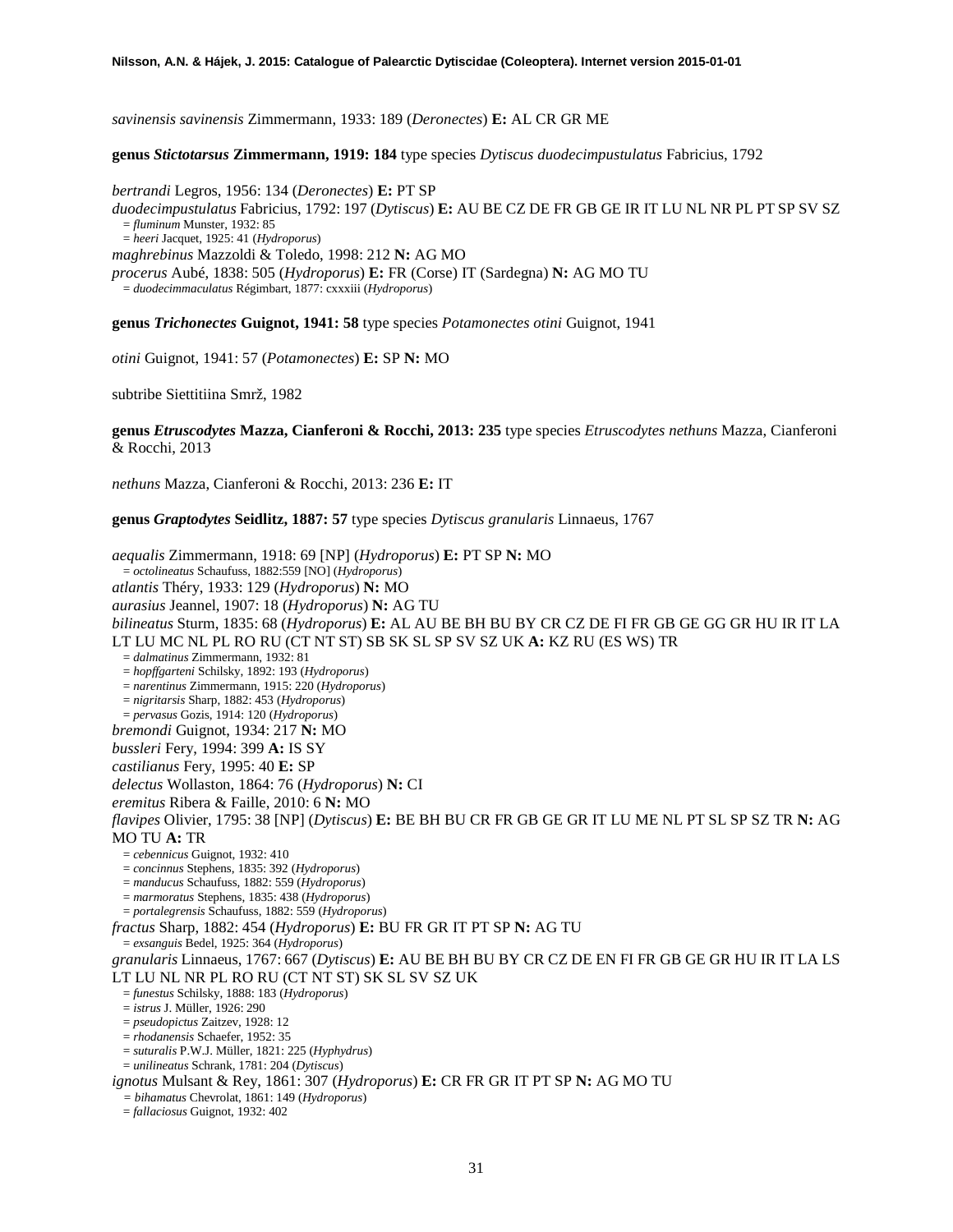*savinensis savinensis* Zimmermann, 1933: 189 (*Deronectes*) **E:** AL CR GR ME

**genus *Stictotarsus* Zimmermann, 1919: 184** type species *Dytiscus duodecimpustulatus* Fabricius, 1792

*bertrandi* Legros, 1956: 134 (*Deronectes*) **E:** PT SP
*duodecimpustulatus* Fabricius, 1792: 197 (*Dytiscus*) **E:** AU BE CZ DE FR GB GE IR IT LU NL NR PL PT SP SV SZ
= *fluminum* Munster, 1932: 85
= *heeri* Jacquet, 1925: 41 (*Hydroporus*)
*maghrebinus* Mazzoldi & Toledo, 1998: 212 **N:** AG MO
*procerus* Aubé, 1838: 505 (*Hydroporus*) **E:** FR (Corse) IT (Sardegna) **N:** AG MO TU
= *duodecimmaculatus* Régimbart, 1877: cxxxiii (*Hydroporus*)

**genus *Trichonectes* Guignot, 1941: 58** type species *Potamonectes otini* Guignot, 1941

*otini* Guignot, 1941: 57 (*Potamonectes*) **E:** SP **N:** MO

subtribe Siettitiina Smrž, 1982

**genus *Etruscodytes* Mazza, Cianferoni & Rocchi, 2013: 235** type species *Etruscodytes nethuns* Mazza, Cianferoni & Rocchi, 2013

*nethuns* Mazza, Cianferoni & Rocchi, 2013: 236 **E:** IT

**genus *Graptodytes* Seidlitz, 1887: 57** type species *Dytiscus granularis* Linnaeus, 1767

*aequalis* Zimmermann, 1918: 69 [NP] (*Hydroporus*) **E:** PT SP **N:** MO
= *octolineatus* Schaufuss, 1882:559 [NO] (*Hydroporus*)
*atlantis* Théry, 1933: 129 (*Hydroporus*) **N:** MO
*aurasius* Jeannel, 1907: 18 (*Hydroporus*) **N:** AG TU
*bilineatus* Sturm, 1835: 68 (*Hydroporus*) **E:** AL AU BE BH BU BY CR CZ DE FI FR GB GE GG GR HU IR IT LA LT LU MC NL PL RO RU (CT NT ST) SB SK SL SP SV SZ UK **A:** KZ RU (ES WS) TR
= *dalmatinus* Zimmermann, 1932: 81
= *hopffgarteni* Schilsky, 1892: 193 (*Hydroporus*)
= *narentinus* Zimmermann, 1915: 220 (*Hydroporus*)
= *nigritarsis* Sharp, 1882: 453 (*Hydroporus*)
= *pervasus* Gozis, 1914: 120 (*Hydroporus*)
*bremondi* Guignot, 1934: 217 **N:** MO
*bussleri* Fery, 1994: 399 **A:** IS SY
*castilianus* Fery, 1995: 40 **E:** SP
*delectus* Wollaston, 1864: 76 (*Hydroporus*) **N:** CI
*eremitus* Ribera & Faille, 2010: 6 **N:** MO
*flavipes* Olivier, 1795: 38 [NP] (*Dytiscus*) **E:** BE BH BU CR FR GB GE GR IT LU ME NL PT SL SP SZ TR **N:** AG MO TU **A:** TR
= *cebennicus* Guignot, 1932: 410
= *concinnus* Stephens, 1835: 392 (*Hydroporus*)
= *manducus* Schaufuss, 1882: 559 (*Hydroporus*)
= *marmoratus* Stephens, 1835: 438 (*Hydroporus*)
= *portalegrensis* Schaufuss, 1882: 559 (*Hydroporus*)
*fractus* Sharp, 1882: 454 (*Hydroporus*) **E:** BU FR GR IT PT SP **N:** AG TU
= *exsanguis* Bedel, 1925: 364 (*Hydroporus*)
*granularis* Linnaeus, 1767: 667 (*Dytiscus*) **E:** AU BE BH BU BY CR CZ DE EN FI FR GB GE GR HU IR IT LA LS LT LU NL NR PL RO RU (CT NT ST) SK SL SV SZ UK
= *funestus* Schilsky, 1888: 183 (*Hydroporus*)
= *istrus* J. Müller, 1926: 290
= *pseudopictus* Zaitzev, 1928: 12
= *rhodanensis* Schaefer, 1952: 35
= *suturalis* P.W.J. Müller, 1821: 225 (*Hyphydrus*)
= *unilineatus* Schrank, 1781: 204 (*Dytiscus*)
*ignotus* Mulsant & Rey, 1861: 307 (*Hydroporus*) **E:** CR FR GR IT PT SP **N:** AG MO TU
= *bihamatus* Chevrolat, 1861: 149 (*Hydroporus*)
= *fallaciosus* Guignot, 1932: 402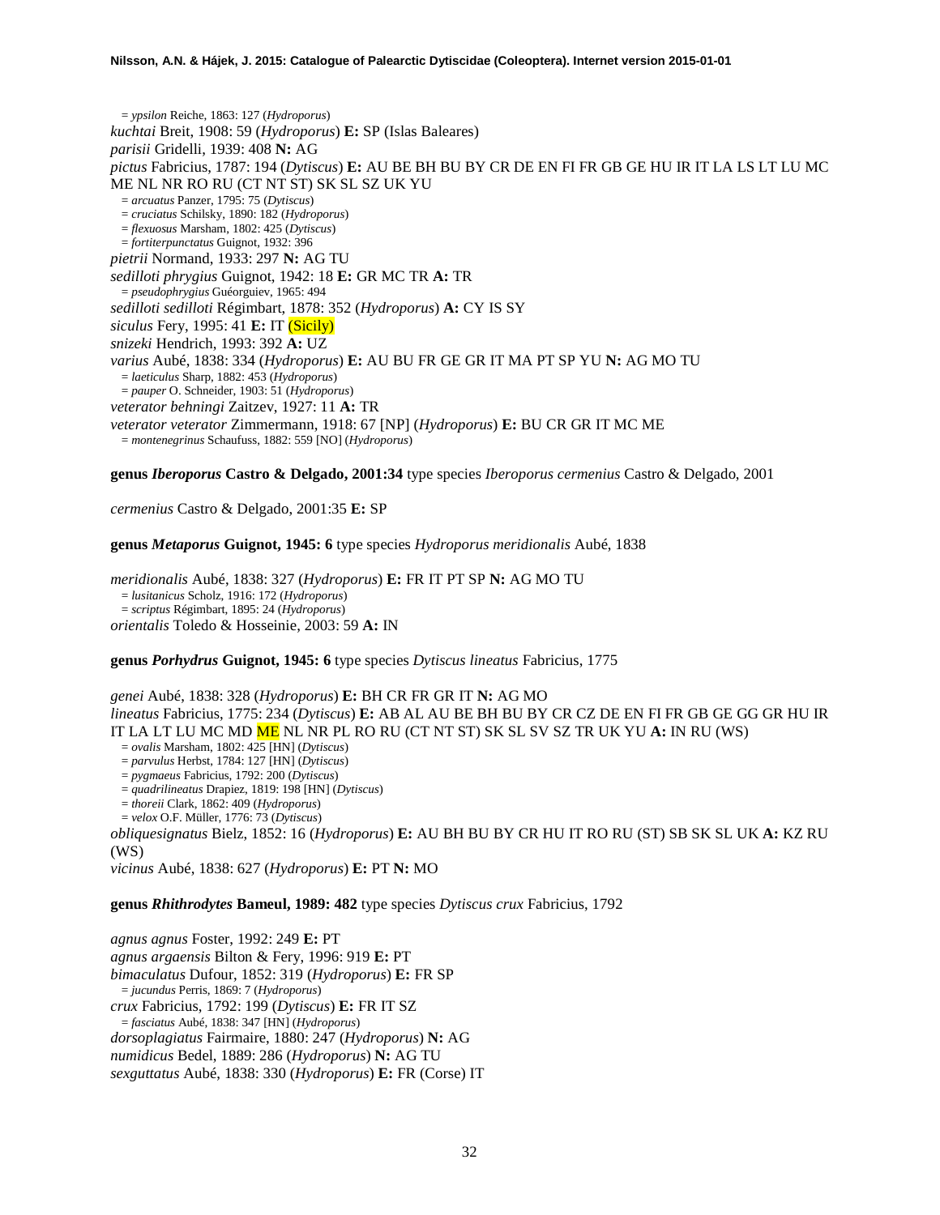= *ypsilon* Reiche, 1863: 127 (*Hydroporus*)

*kuchtai* Breit, 1908: 59 (*Hydroporus*) **E:** SP (Islas Baleares)

*parisii* Gridelli, 1939: 408 **N:** AG

*pictus* Fabricius, 1787: 194 (*Dytiscus*) **E:** AU BE BH BU BY CR DE EN FI FR GB GE HU IR IT LA LS LT LU MC ME NL NR RO RU (CT NT ST) SK SL SZ UK YU

= *arcuatus* Panzer, 1795: 75 (*Dytiscus*)

= *cruciatus* Schilsky, 1890: 182 (*Hydroporus*)

= *flexuosus* Marsham, 1802: 425 (*Dytiscus*)

= *fortiterpunctatus* Guignot, 1932: 396

*pietrii* Normand, 1933: 297 **N:** AG TU

*sedilloti phrygius* Guignot, 1942: 18 **E:** GR MC TR **A:** TR

= *pseudophrygius* Guéorguiev, 1965: 494

*sedilloti sedilloti* Régimbart, 1878: 352 (*Hydroporus*) **A:** CY IS SY

*siculus* Fery, 1995: 41 **E:** IT (Sicily)

*snizeki* Hendrich, 1993: 392 **A:** UZ

*varius* Aubé, 1838: 334 (*Hydroporus*) **E:** AU BU FR GE GR IT MA PT SP YU **N:** AG MO TU

= *laeticulus* Sharp, 1882: 453 (*Hydroporus*)

= *pauper* O. Schneider, 1903: 51 (*Hydroporus*)

*veterator behningi* Zaitzev, 1927: 11 **A:** TR

*veterator veterator* Zimmermann, 1918: 67 [NP] (*Hydroporus*) **E:** BU CR GR IT MC ME

= *montenegrinus* Schaufuss, 1882: 559 [NO] (*Hydroporus*)

**genus *Iberoporus* Castro & Delgado, 2001:34** type species *Iberoporus cermenius* Castro & Delgado, 2001

*cermenius* Castro & Delgado, 2001:35 **E:** SP

**genus *Metaporus* Guignot, 1945: 6** type species *Hydroporus meridionalis* Aubé, 1838

*meridionalis* Aubé, 1838: 327 (*Hydroporus*) **E:** FR IT PT SP **N:** AG MO TU

= *lusitanicus* Scholz, 1916: 172 (*Hydroporus*)

= *scriptus* Régimbart, 1895: 24 (*Hydroporus*)

*orientalis* Toledo & Hosseinie, 2003: 59 **A:** IN

**genus *Porhydrus* Guignot, 1945: 6** type species *Dytiscus lineatus* Fabricius, 1775

*genei* Aubé, 1838: 328 (*Hydroporus*) **E:** BH CR FR GR IT **N:** AG MO

*lineatus* Fabricius, 1775: 234 (*Dytiscus*) **E:** AB AL AU BE BH BU BY CR CZ DE EN FI FR GB GE GG GR HU IR IT LA LT LU MC MD ME NL NR PL RO RU (CT NT ST) SK SL SV SZ TR UK YU **A:** IN RU (WS)

= *ovalis* Marsham, 1802: 425 [HN] (*Dytiscus*)

= *parvulus* Herbst, 1784: 127 [HN] (*Dytiscus*)

= *pygmaeus* Fabricius, 1792: 200 (*Dytiscus*)

= *quadrilineatus* Drapiez, 1819: 198 [HN] (*Dytiscus*)

= *thoreii* Clark, 1862: 409 (*Hydroporus*)

= *velox* O.F. Müller, 1776: 73 (*Dytiscus*)

*obliquesignatus* Bielz, 1852: 16 (*Hydroporus*) **E:** AU BH BU BY CR HU IT RO RU (ST) SB SK SL UK **A:** KZ RU (WS)

*vicinus* Aubé, 1838: 627 (*Hydroporus*) **E:** PT **N:** MO

**genus *Rhithrodytes* Bameul, 1989: 482** type species *Dytiscus crux* Fabricius, 1792

*agnus agnus* Foster, 1992: 249 **E:** PT

*agnus argaensis* Bilton & Fery, 1996: 919 **E:** PT

*bimaculatus* Dufour, 1852: 319 (*Hydroporus*) **E:** FR SP

= *jucundus* Perris, 1869: 7 (*Hydroporus*)

*crux* Fabricius, 1792: 199 (*Dytiscus*) **E:** FR IT SZ

= *fasciatus* Aubé, 1838: 347 [HN] (*Hydroporus*)

*dorsoplagiatus* Fairmaire, 1880: 247 (*Hydroporus*) **N:** AG

*numidicus* Bedel, 1889: 286 (*Hydroporus*) **N:** AG TU

*sexguttatus* Aubé, 1838: 330 (*Hydroporus*) **E:** FR (Corse) IT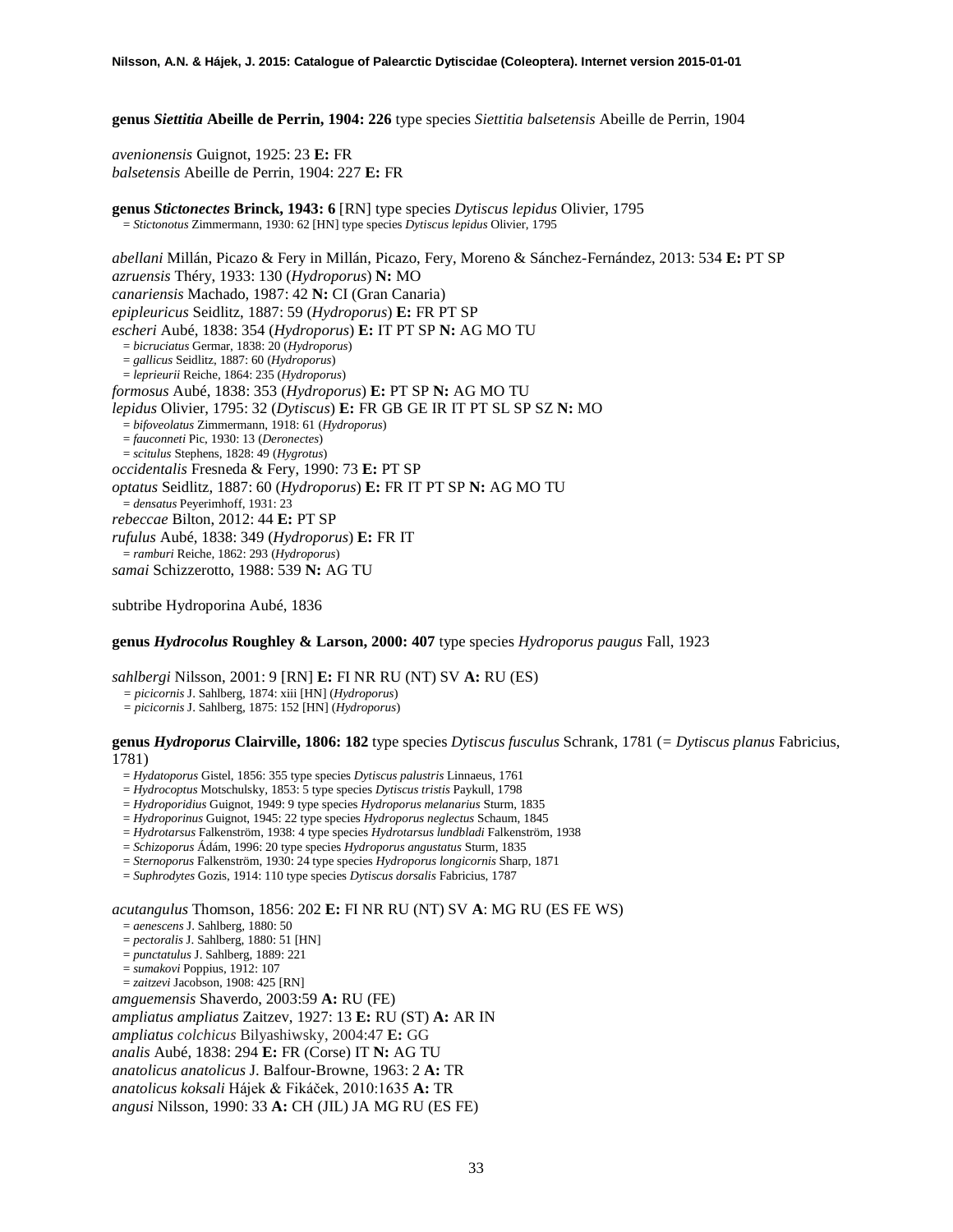**genus *Siettitia* Abeille de Perrin, 1904: 226** type species *Siettitia balsetensis* Abeille de Perrin, 1904

*avenionensis* Guignot, 1925: 23 **E:** FR
*balsetensis* Abeille de Perrin, 1904: 227 **E:** FR

**genus *Stictonectes* Brinck, 1943: 6** [RN] type species *Dytiscus lepidus* Olivier, 1795
= *Stictonotus* Zimmermann, 1930: 62 [HN] type species *Dytiscus lepidus* Olivier, 1795

*abellani* Millán, Picazo & Fery in Millán, Picazo, Fery, Moreno & Sánchez-Fernández, 2013: 534 **E:** PT SP
*azruensis* Théry, 1933: 130 (*Hydroporus*) **N:** MO
*canariensis* Machado, 1987: 42 **N:** CI (Gran Canaria)
*epipleuricus* Seidlitz, 1887: 59 (*Hydroporus*) **E:** FR PT SP
*escheri* Aubé, 1838: 354 (*Hydroporus*) **E:** IT PT SP **N:** AG MO TU
= *bicruciatus* Germar, 1838: 20 (*Hydroporus*)
= *gallicus* Seidlitz, 1887: 60 (*Hydroporus*)
= *leprieurii* Reiche, 1864: 235 (*Hydroporus*)
*formosus* Aubé, 1838: 353 (*Hydroporus*) **E:** PT SP **N:** AG MO TU
*lepidus* Olivier, 1795: 32 (*Dytiscus*) **E:** FR GB GE IR IT PT SL SP SZ **N:** MO
= *bifoveolatus* Zimmermann, 1918: 61 (*Hydroporus*)
= *fauconneti* Pic, 1930: 13 (*Deronectes*)
= *scitulus* Stephens, 1828: 49 (*Hygrotus*)
*occidentalis* Fresneda & Fery, 1990: 73 **E:** PT SP
*optatus* Seidlitz, 1887: 60 (*Hydroporus*) **E:** FR IT PT SP **N:** AG MO TU
= *densatus* Peyerimhoff, 1931: 23
*rebeccae* Bilton, 2012: 44 **E:** PT SP
*rufulus* Aubé, 1838: 349 (*Hydroporus*) **E:** FR IT
= *ramburi* Reiche, 1862: 293 (*Hydroporus*)
*samai* Schizzerotto, 1988: 539 **N:** AG TU

subtribe Hydroporina Aubé, 1836

**genus *Hydrocolus* Roughley & Larson, 2000: 407** type species *Hydroporus paugus* Fall, 1923

*sahlbergi* Nilsson, 2001: 9 [RN] **E:** FI NR RU (NT) SV **A:** RU (ES)
= *picicornis* J. Sahlberg, 1874: xiii [HN] (*Hydroporus*)
= *picicornis* J. Sahlberg, 1875: 152 [HN] (*Hydroporus*)

**genus *Hydroporus* Clairville, 1806: 182** type species *Dytiscus fusculus* Schrank, 1781 (= *Dytiscus planus* Fabricius, 1781)
= *Hydatoporus* Gistel, 1856: 355 type species *Dytiscus palustris* Linnaeus, 1761
= *Hydrocoptus* Motschulsky, 1853: 5 type species *Dytiscus tristis* Paykull, 1798
= *Hydroporidius* Guignot, 1949: 9 type species *Hydroporus melanarius* Sturm, 1835
= *Hydroporinus* Guignot, 1945: 22 type species *Hydroporus neglectus* Schaum, 1845
= *Hydrotarsus* Falkenström, 1938: 4 type species *Hydrotarsus lundbladi* Falkenström, 1938
= *Schizoporus* Ádám, 1996: 20 type species *Hydroporus angustatus* Sturm, 1835
= *Sternoporus* Falkenström, 1930: 24 type species *Hydroporus longicornis* Sharp, 1871
= *Suphrodytes* Gozis, 1914: 110 type species *Dytiscus dorsalis* Fabricius, 1787

*acutangulus* Thomson, 1856: 202 **E:** FI NR RU (NT) SV **A**: MG RU (ES FE WS)
= *aenescens* J. Sahlberg, 1880: 50
= *pectoralis* J. Sahlberg, 1880: 51 [HN]
= *punctatulus* J. Sahlberg, 1889: 221
= *sumakovi* Poppius, 1912: 107
= *zaitzevi* Jacobson, 1908: 425 [RN]
*amguemensis* Shaverdo, 2003:59 **A:** RU (FE)
*ampliatus ampliatus* Zaitzev, 1927: 13 **E:** RU (ST) **A:** AR IN
*ampliatus colchicus* Bilyashiwsky, 2004:47 **E:** GG
*analis* Aubé, 1838: 294 **E:** FR (Corse) IT **N:** AG TU
*anatolicus anatolicus* J. Balfour-Browne, 1963: 2 **A:** TR
*anatolicus koksali* Hájek & Fikáček, 2010:1635 **A:** TR
*angusi* Nilsson, 1990: 33 **A:** CH (JIL) JA MG RU (ES FE)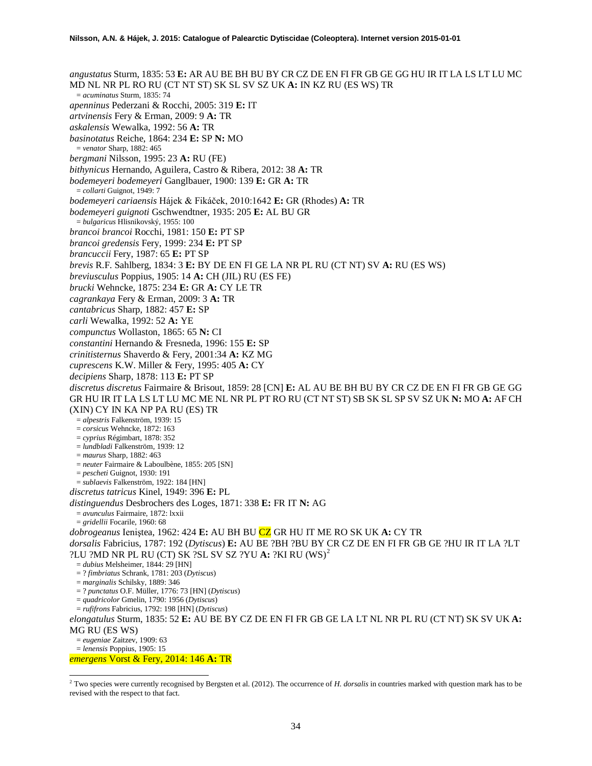*angustatus* Sturm, 1835: 53 **E:** AR AU BE BH BU BY CR CZ DE EN FI FR GB GE GG HU IR IT LA LS LT LU MC MD NL NR PL RO RU (CT NT ST) SK SL SV SZ UK **A:** IN KZ RU (ES WS) TR

= *acuminatus* Sturm, 1835: 74

*apenninus* Pederzani & Rocchi, 2005: 319 **E:** IT

*artvinensis* Fery & Erman, 2009: 9 **A:** TR

*askalensis* Wewalka, 1992: 56 **A:** TR

*basinotatus* Reiche, 1864: 234 **E:** SP **N:** MO

= *venator* Sharp, 1882: 465

*bergmani* Nilsson, 1995: 23 **A:** RU (FE)

*bithynicus* Hernando, Aguilera, Castro & Ribera, 2012: 38 **A:** TR

*bodemeyeri bodemeyeri* Ganglbauer, 1900: 139 **E:** GR **A:** TR

= *collarti* Guignot, 1949: 7

*bodemeyeri cariaensis* Hájek & Fikáček, 2010:1642 **E:** GR (Rhodes) **A:** TR

*bodemeyeri guignoti* Gschwendtner, 1935: 205 **E:** AL BU GR

= *bulgaricus* Hlisnikovský, 1955: 100

*brancoi brancoi* Rocchi, 1981: 150 **E:** PT SP

*brancoi gredensis* Fery, 1999: 234 **E:** PT SP

*brancuccii* Fery, 1987: 65 **E:** PT SP

*brevis* R.F. Sahlberg, 1834: 3 **E:** BY DE EN FI GE LA NR PL RU (CT NT) SV **A:** RU (ES WS)

*breviusculus* Poppius, 1905: 14 **A:** CH (JIL) RU (ES FE)

*brucki* Wehncke, 1875: 234 **E:** GR **A:** CY LE TR

*cagrankaya* Fery & Erman, 2009: 3 **A:** TR

*cantabricus* Sharp, 1882: 457 **E:** SP

*carli* Wewalka, 1992: 52 **A:** YE

*compunctus* Wollaston, 1865: 65 **N:** CI

*constantini* Hernando & Fresneda, 1996: 155 **E:** SP

*crinitisternus* Shaverdo & Fery, 2001:34 **A:** KZ MG

*cuprescens* K.W. Miller & Fery, 1995: 405 **A:** CY

*decipiens* Sharp, 1878: 113 **E:** PT SP

*discretus discretus* Fairmaire & Brisout, 1859: 28 [CN] **E:** AL AU BE BH BU BY CR CZ DE EN FI FR GB GE GG GR HU IR IT LA LS LT LU MC ME NL NR PL PT RO RU (CT NT ST) SB SK SL SP SV SZ UK **N:** MO **A:** AF CH (XIN) CY IN KA NP PA RU (ES) TR

= *alpestris* Falkenström, 1939: 15

= *corsicus* Wehncke, 1872: 163

= *cyprius* Régimbart, 1878: 352

= *lundbladi* Falkenström, 1939: 12

= *maurus* Sharp, 1882: 463

= *neuter* Fairmaire & Laboulbène, 1855: 205 [SN]

= *pescheti* Guignot, 1930: 191

= *sublaevis* Falkenström, 1922: 184 [HN]

*discretus tatricus* Kinel, 1949: 396 **E:** PL

*distinguendus* Desbrochers des Loges, 1871: 338 **E:** FR IT **N:** AG

= *avunculus* Fairmaire, 1872: lxxii

= *gridellii* Focarile, 1960: 68

*dobrogeanus* Ieniştea, 1962: 424 **E:** AU BH BU CZ GR HU IT ME RO SK UK **A:** CY TR

*dorsalis* Fabricius, 1787: 192 (*Dytiscus*) **E:** AU BE ?BH ?BU BY CR CZ DE EN FI FR GB GE ?HU IR IT LA ?LT ?LU ?MD NR PL RU (CT) SK ?SL SV SZ ?YU **A:** ?KI RU (WS)[2]

= *dubius* Melsheimer, 1844: 29 [HN]

= ? *fimbriatus* Schrank, 1781: 203 (*Dytiscus*)

= *marginalis* Schilsky, 1889: 346

= ? *punctatus* O.F. Müller, 1776: 73 [HN] (*Dytiscus*)

= *quadricolor* Gmelin, 1790: 1956 (*Dytiscus*)

= *rufifrons* Fabricius, 1792: 198 [HN] (*Dytiscus*)

*elongatulus* Sturm, 1835: 52 **E:** AU BE BY CZ DE EN FI FR GB GE LA LT NL NR PL RU (CT NT) SK SV UK **A:** MG RU (ES WS)

= *eugeniae* Zaitzev, 1909: 63

= *lenensis* Poppius, 1905: 15

*emergens* Vorst & Fery, 2014: 146 **A:** TR

[2] Two species were currently recognised by Bergsten et al. (2012). The occurrence of *H. dorsalis* in countries marked with question mark has to be revised with the respect to that fact.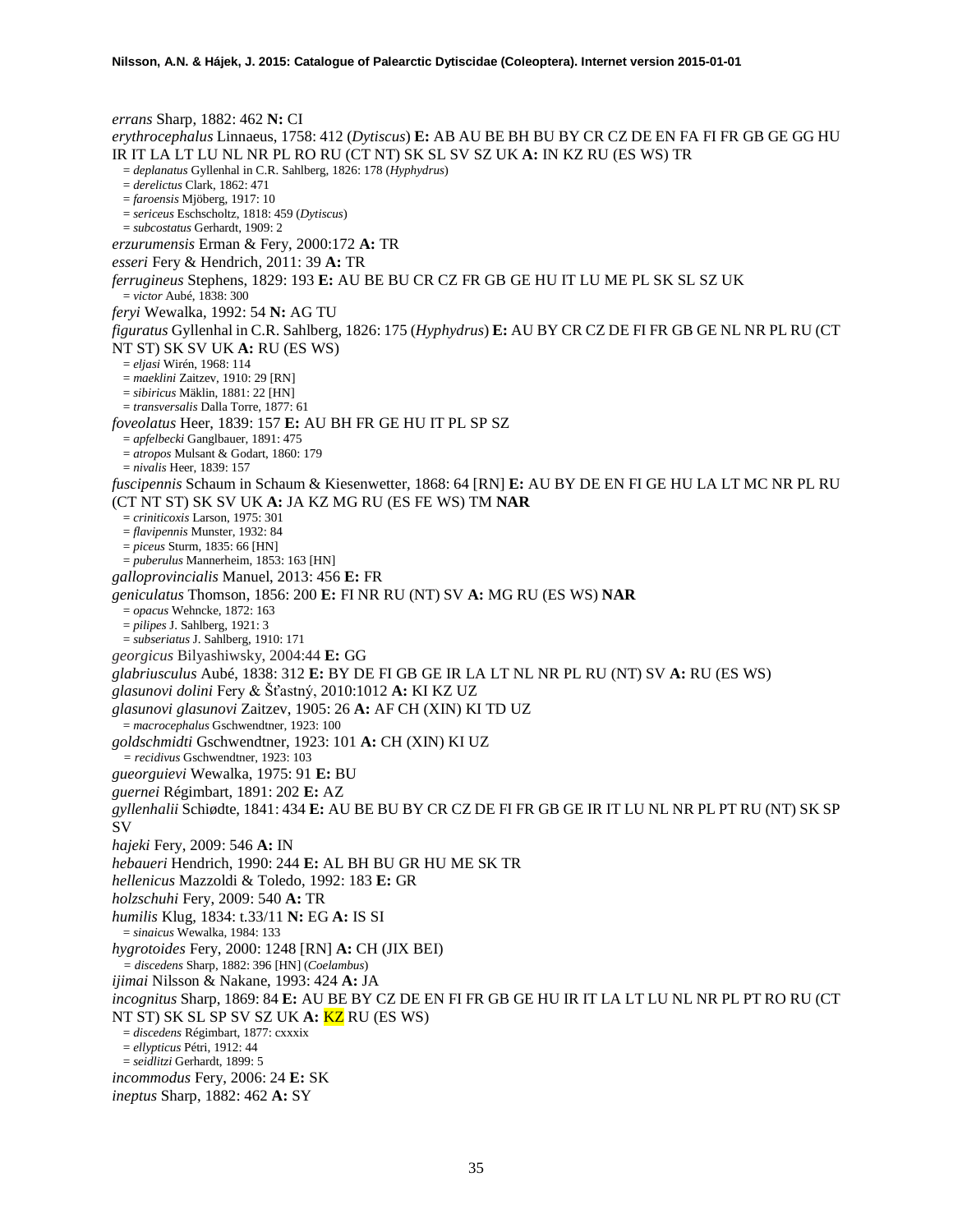*errans* Sharp, 1882: 462 **N:** CI
*erythrocephalus* Linnaeus, 1758: 412 (*Dytiscus*) **E:** AB AU BE BH BU BY CR CZ DE EN FA FI FR GB GE GG HU IR IT LA LT LU NL NR PL RO RU (CT NT) SK SL SV SZ UK **A:** IN KZ RU (ES WS) TR
= *deplanatus* Gyllenhal in C.R. Sahlberg, 1826: 178 (*Hyphydrus*)
= *derelictus* Clark, 1862: 471
= *faroensis* Mjöberg, 1917: 10
= *sericeus* Eschscholtz, 1818: 459 (*Dytiscus*)
= *subcostatus* Gerhardt, 1909: 2
*erzurumensis* Erman & Fery, 2000:172 **A:** TR
*esseri* Fery & Hendrich, 2011: 39 **A:** TR
*ferrugineus* Stephens, 1829: 193 **E:** AU BE BU CR CZ FR GB GE HU IT LU ME PL SK SL SZ UK
= *victor* Aubé, 1838: 300
*feryi* Wewalka, 1992: 54 **N:** AG TU
*figuratus* Gyllenhal in C.R. Sahlberg, 1826: 175 (*Hyphydrus*) **E:** AU BY CR CZ DE FI FR GB GE NL NR PL RU (CT NT ST) SK SV UK **A:** RU (ES WS)
= *eljasi* Wirén, 1968: 114
= *maeklini* Zaitzev, 1910: 29 [RN]
= *sibiricus* Mäklin, 1881: 22 [HN]
= *transversalis* Dalla Torre, 1877: 61
*foveolatus* Heer, 1839: 157 **E:** AU BH FR GE HU IT PL SP SZ
= *apfelbecki* Ganglbauer, 1891: 475
= *atropos* Mulsant & Godart, 1860: 179
= *nivalis* Heer, 1839: 157
*fuscipennis* Schaum in Schaum & Kiesenwetter, 1868: 64 [RN] **E:** AU BY DE EN FI GE HU LA LT MC NR PL RU (CT NT ST) SK SV UK **A:** JA KZ MG RU (ES FE WS) TM **NAR**
= *criniticoxis* Larson, 1975: 301
= *flavipennis* Munster, 1932: 84
= *piceus* Sturm, 1835: 66 [HN]
= *puberulus* Mannerheim, 1853: 163 [HN]
*galloprovincialis* Manuel, 2013: 456 **E:** FR
*geniculatus* Thomson, 1856: 200 **E:** FI NR RU (NT) SV **A:** MG RU (ES WS) **NAR**
= *opacus* Wehncke, 1872: 163
= *pilipes* J. Sahlberg, 1921: 3
= *subseriatus* J. Sahlberg, 1910: 171
*georgicus* Bilyashiwsky, 2004:44 **E:** GG
*glabriusculus* Aubé, 1838: 312 **E:** BY DE FI GB GE IR LA LT NL NR PL RU (NT) SV **A:** RU (ES WS)
*glasunovi dolini* Fery & Šťastný, 2010:1012 **A:** KI KZ UZ
*glasunovi glasunovi* Zaitzev, 1905: 26 **A:** AF CH (XIN) KI TD UZ
= *macrocephalus* Gschwendtner, 1923: 100
*goldschmidti* Gschwendtner, 1923: 101 **A:** CH (XIN) KI UZ
= *recidivus* Gschwendtner, 1923: 103
*gueorguievi* Wewalka, 1975: 91 **E:** BU
*guernei* Régimbart, 1891: 202 **E:** AZ
*gyllenhalii* Schiødte, 1841: 434 **E:** AU BE BU BY CR CZ DE FI FR GB GE IR IT LU NL NR PL PT RU (NT) SK SP SV
*hajeki* Fery, 2009: 546 **A:** IN
*hebaueri* Hendrich, 1990: 244 **E:** AL BH BU GR HU ME SK TR
*hellenicus* Mazzoldi & Toledo, 1992: 183 **E:** GR
*holzschuhi* Fery, 2009: 540 **A:** TR
*humilis* Klug, 1834: t.33/11 **N:** EG **A:** IS SI
= *sinaicus* Wewalka, 1984: 133
*hygrotoides* Fery, 2000: 1248 [RN] **A:** CH (JIX BEI)
= *discedens* Sharp, 1882: 396 [HN] (*Coelambus*)
*ijimai* Nilsson & Nakane, 1993: 424 **A:** JA
*incognitus* Sharp, 1869: 84 **E:** AU BE BY CZ DE EN FI FR GB GE HU IR IT LA LT LU NL NR PL PT RO RU (CT NT ST) SK SL SP SV SZ UK **A:** KZ RU (ES WS)
= *discedens* Régimbart, 1877: cxxxix
= *ellypticus* Pétri, 1912: 44
= *seidlitzi* Gerhardt, 1899: 5
*incommodus* Fery, 2006: 24 **E:** SK
*ineptus* Sharp, 1882: 462 **A:** SY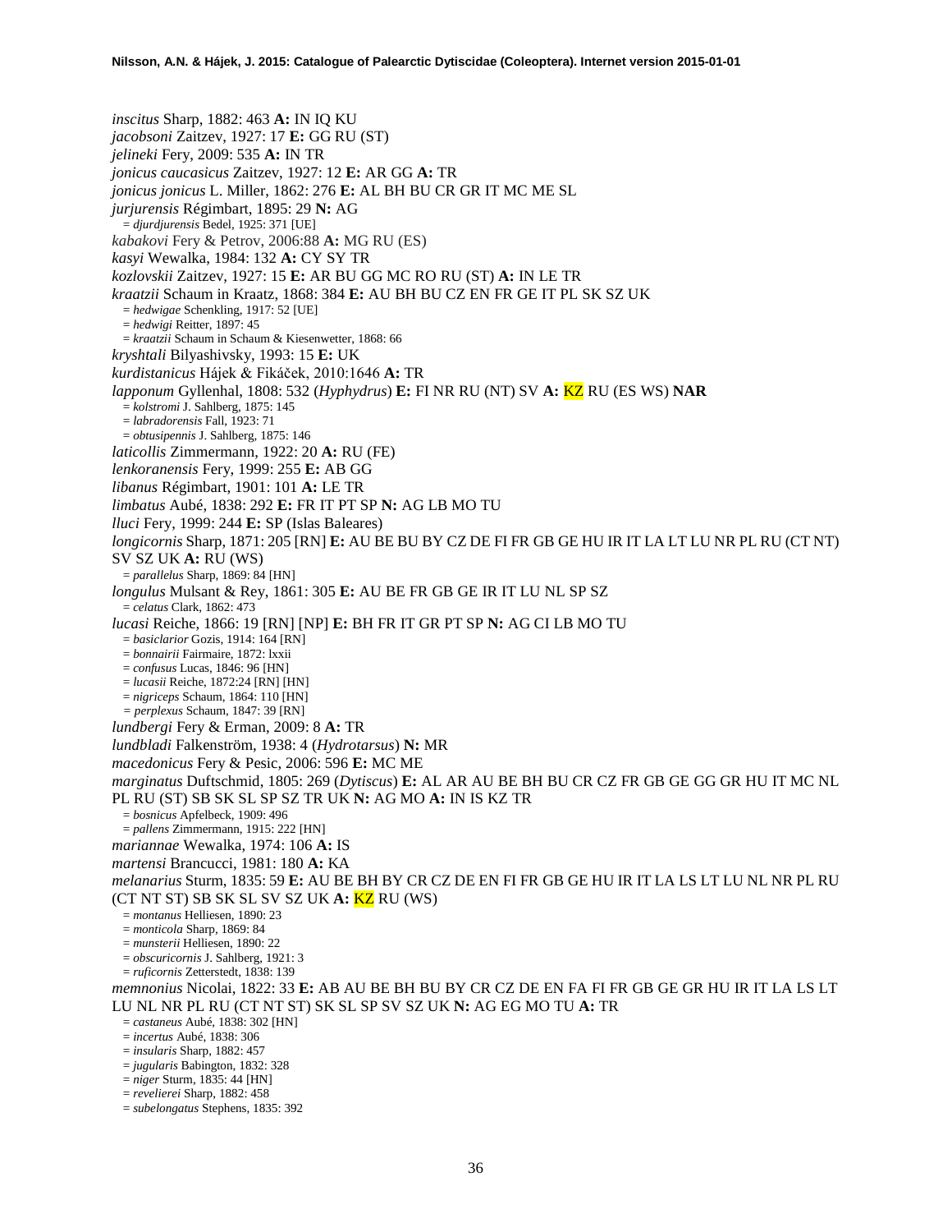*inscitus* Sharp, 1882: 463 **A:** IN IQ KU
*jacobsoni* Zaitzev, 1927: 17 **E:** GG RU (ST)
*jelineki* Fery, 2009: 535 **A:** IN TR
*jonicus caucasicus* Zaitzev, 1927: 12 **E:** AR GG **A:** TR
*jonicus jonicus* L. Miller, 1862: 276 **E:** AL BH BU CR GR IT MC ME SL
*jurjurensis* Régimbart, 1895: 29 **N:** AG
= *djurdjurensis* Bedel, 1925: 371 [UE]
*kabakovi* Fery & Petrov, 2006:88 **A:** MG RU (ES)
*kasyi* Wewalka, 1984: 132 **A:** CY SY TR
*kozlovskii* Zaitzev, 1927: 15 **E:** AR BU GG MC RO RU (ST) **A:** IN LE TR
*kraatzii* Schaum in Kraatz, 1868: 384 **E:** AU BH BU CZ EN FR GE IT PL SK SZ UK
= *hedwigae* Schenkling, 1917: 52 [UE]
= *hedwigi* Reitter, 1897: 45
= *kraatzii* Schaum in Schaum & Kiesenwetter, 1868: 66
*kryshtali* Bilyashivsky, 1993: 15 **E:** UK
*kurdistanicus* Hájek & Fikáček, 2010:1646 **A:** TR
*lapponum* Gyllenhal, 1808: 532 (*Hyphydrus*) **E:** FI NR RU (NT) SV **A:** KZ RU (ES WS) **NAR**
= *kolstromi* J. Sahlberg, 1875: 145
= *labradorensis* Fall, 1923: 71
= *obtusipennis* J. Sahlberg, 1875: 146
*laticollis* Zimmermann, 1922: 20 **A:** RU (FE)
*lenkoranensis* Fery, 1999: 255 **E:** AB GG
*libanus* Régimbart, 1901: 101 **A:** LE TR
*limbatus* Aubé, 1838: 292 **E:** FR IT PT SP **N:** AG LB MO TU
*lluci* Fery, 1999: 244 **E:** SP (Islas Baleares)
*longicornis* Sharp, 1871: 205 [RN] **E:** AU BE BU BY CZ DE FI FR GB GE HU IR IT LA LT LU NR PL RU (CT NT) SV SZ UK **A:** RU (WS)
= *parallelus* Sharp, 1869: 84 [HN]
*longulus* Mulsant & Rey, 1861: 305 **E:** AU BE FR GB GE IR IT LU NL SP SZ
= *celatus* Clark, 1862: 473
*lucasi* Reiche, 1866: 19 [RN] [NP] **E:** BH FR IT GR PT SP **N:** AG CI LB MO TU
= *basiclarior* Gozis, 1914: 164 [RN]
= *bonnairii* Fairmaire, 1872: lxxii
= *confusus* Lucas, 1846: 96 [HN]
= *lucasii* Reiche, 1872:24 [RN] [HN]
= *nigriceps* Schaum, 1864: 110 [HN]
= *perplexus* Schaum, 1847: 39 [RN]
*lundbergi* Fery & Erman, 2009: 8 **A:** TR
*lundbladi* Falkenström, 1938: 4 (*Hydrotarsus*) **N:** MR
*macedonicus* Fery & Pesic, 2006: 596 **E:** MC ME
*marginatus* Duftschmid, 1805: 269 (*Dytiscus*) **E:** AL AR AU BE BH BU CR CZ FR GB GE GG GR HU IT MC NL PL RU (ST) SB SK SL SP SZ TR UK **N:** AG MO **A:** IN IS KZ TR
= *bosnicus* Apfelbeck, 1909: 496
= *pallens* Zimmermann, 1915: 222 [HN]
*mariannae* Wewalka, 1974: 106 **A:** IS
*martensi* Brancucci, 1981: 180 **A:** KA
*melanarius* Sturm, 1835: 59 **E:** AU BE BH BY CR CZ DE EN FI FR GB GE HU IR IT LA LS LT LU NL NR PL RU (CT NT ST) SB SK SL SV SZ UK **A:** KZ RU (WS)
= *montanus* Helliesen, 1890: 23
= *monticola* Sharp, 1869: 84
= *munsterii* Helliesen, 1890: 22
= *obscuricornis* J. Sahlberg, 1921: 3
= *ruficornis* Zetterstedt, 1838: 139
*memnonius* Nicolai, 1822: 33 **E:** AB AU BE BH BU BY CR CZ DE EN FA FI FR GB GE GR HU IR IT LA LS LT LU NL NR PL RU (CT NT ST) SK SL SP SV SZ UK **N:** AG EG MO TU **A:** TR
= *castaneus* Aubé, 1838: 302 [HN]
= *incertus* Aubé, 1838: 306
= *insularis* Sharp, 1882: 457
= *jugularis* Babington, 1832: 328
= *niger* Sturm, 1835: 44 [HN]
= *revelierei* Sharp, 1882: 458
= *subelongatus* Stephens, 1835: 392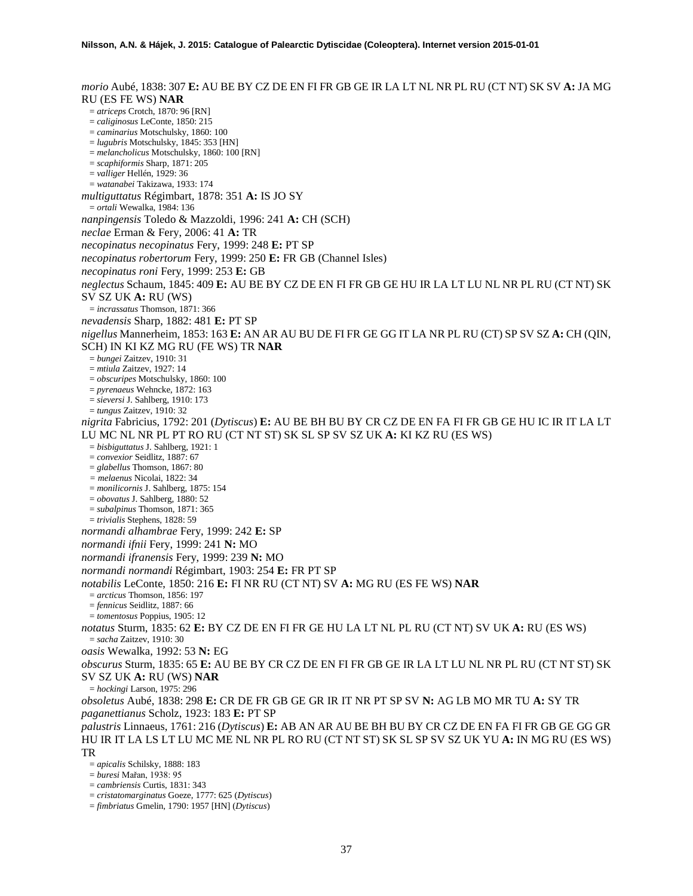*morio* Aubé, 1838: 307 **E:** AU BE BY CZ DE EN FI FR GB GE IR LA LT NL NR PL RU (CT NT) SK SV **A:** JA MG RU (ES FE WS) **NAR**

= *atriceps* Crotch, 1870: 96 [RN]
= *caliginosus* LeConte, 1850: 215
= *caminarius* Motschulsky, 1860: 100
= *lugubris* Motschulsky, 1845: 353 [HN]
= *melancholicus* Motschulsky, 1860: 100 [RN]
= *scaphiformis* Sharp, 1871: 205
= *valliger* Hellén, 1929: 36
= *watanabei* Takizawa, 1933: 174

*multiguttatus* Régimbart, 1878: 351 **A:** IS JO SY

= *ortali* Wewalka, 1984: 136

*nanpingensis* Toledo & Mazzoldi, 1996: 241 **A:** CH (SCH)

*neclae* Erman & Fery, 2006: 41 **A:** TR

*necopinatus necopinatus* Fery, 1999: 248 **E:** PT SP

*necopinatus robertorum* Fery, 1999: 250 **E:** FR GB (Channel Isles)

*necopinatus roni* Fery, 1999: 253 **E:** GB

*neglectus* Schaum, 1845: 409 **E:** AU BE BY CZ DE EN FI FR GB GE HU IR LA LT LU NL NR PL RU (CT NT) SK SV SZ UK **A:** RU (WS)

= *incrassatus* Thomson, 1871: 366

*nevadensis* Sharp, 1882: 481 **E:** PT SP

*nigellus* Mannerheim, 1853: 163 **E:** AN AR AU BU DE FI FR GE GG IT LA NR PL RU (CT) SP SV SZ **A:** CH (QIN, SCH) IN KI KZ MG RU (FE WS) TR **NAR**

= *bungei* Zaitzev, 1910: 31
= *mtiula* Zaitzev, 1927: 14
= *obscuripes* Motschulsky, 1860: 100
= *pyrenaeus* Wehncke, 1872: 163
= *sieversi* J. Sahlberg, 1910: 173
= *tungus* Zaitzev, 1910: 32

*nigrita* Fabricius, 1792: 201 (*Dytiscus*) **E:** AU BE BH BU BY CR CZ DE EN FA FI FR GB GE HU IC IR IT LA LT LU MC NL NR PL PT RO RU (CT NT ST) SK SL SP SV SZ UK **A:** KI KZ RU (ES WS)

= *bisbiguttatus* J. Sahlberg, 1921: 1
= *convexior* Seidlitz, 1887: 67
= *glabellus* Thomson, 1867: 80
= *melaenus* Nicolai, 1822: 34
= *monilicornis* J. Sahlberg, 1875: 154
= *obovatus* J. Sahlberg, 1880: 52
= *subalpinus* Thomson, 1871: 365
= *trivialis* Stephens, 1828: 59

*normandi alhambrae* Fery, 1999: 242 **E:** SP

*normandi ifnii* Fery, 1999: 241 **N:** MO

*normandi ifranensis* Fery, 1999: 239 **N:** MO

*normandi normandi* Régimbart, 1903: 254 **E:** FR PT SP

*notabilis* LeConte, 1850: 216 **E:** FI NR RU (CT NT) SV **A:** MG RU (ES FE WS) **NAR**

= *arcticus* Thomson, 1856: 197
= *fennicus* Seidlitz, 1887: 66
= *tomentosus* Poppius, 1905: 12

*notatus* Sturm, 1835: 62 **E:** BY CZ DE EN FI FR GE HU LA LT NL PL RU (CT NT) SV UK **A:** RU (ES WS)

= *sacha* Zaitzev, 1910: 30

*oasis* Wewalka, 1992: 53 **N:** EG

*obscurus* Sturm, 1835: 65 **E:** AU BE BY CR CZ DE EN FI FR GB GE IR LA LT LU NL NR PL RU (CT NT ST) SK SV SZ UK **A:** RU (WS) **NAR**

= *hockingi* Larson, 1975: 296

*obsoletus* Aubé, 1838: 298 **E:** CR DE FR GB GE GR IR IT NR PT SP SV **N:** AG LB MO MR TU **A:** SY TR

*paganettianus* Scholz, 1923: 183 **E:** PT SP

*palustris* Linnaeus, 1761: 216 (*Dytiscus*) **E:** AB AN AR AU BE BH BU BY CR CZ DE EN FA FI FR GB GE GG GR HU IR IT LA LS LT LU MC ME NL NR PL RO RU (CT NT ST) SK SL SP SV SZ UK YU **A:** IN MG RU (ES WS) TR

= *apicalis* Schilsky, 1888: 183
= *buresi* Mařan, 1938: 95
= *cambriensis* Curtis, 1831: 343
= *cristatomarginatus* Goeze, 1777: 625 (*Dytiscus*)
= *fimbriatus* Gmelin, 1790: 1957 [HN] (*Dytiscus*)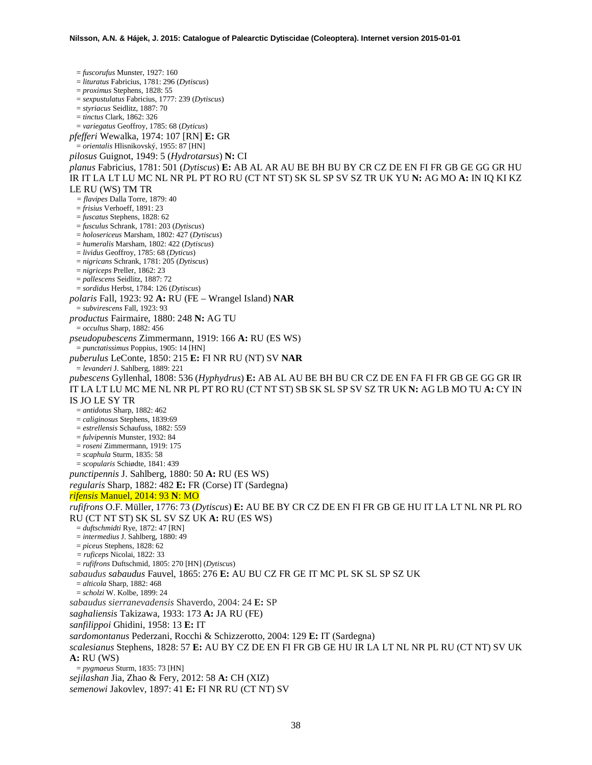= *fuscorufus* Munster, 1927: 160
= *lituratus* Fabricius, 1781: 296 (*Dytiscus*)
= *proximus* Stephens, 1828: 55
= *sexpustulatus* Fabricius, 1777: 239 (*Dytiscus*)
= *styriacus* Seidlitz, 1887: 70
= *tinctus* Clark, 1862: 326
= *variegatus* Geoffroy, 1785: 68 (*Dyticus*)

*pfefferi* Wewalka, 1974: 107 [RN] **E:** GR
= *orientalis* Hlisnikovský, 1955: 87 [HN]

*pilosus* Guignot, 1949: 5 (*Hydrotarsus*) **N:** CI

*planus* Fabricius, 1781: 501 (*Dytiscus*) **E:** AB AL AR AU BE BH BU BY CR CZ DE EN FI FR GB GE GG GR HU IR IT LA LT LU MC NL NR PL PT RO RU (CT NT ST) SK SL SP SV SZ TR UK YU **N:** AG MO **A:** IN IQ KI KZ LE RU (WS) TM TR
= *flavipes* Dalla Torre, 1879: 40
= *frisius* Verhoeff, 1891: 23
= *fuscatus* Stephens, 1828: 62
= *fusculus* Schrank, 1781: 203 (*Dytiscus*)
= *holosericeus* Marsham, 1802: 427 (*Dytiscus*)
= *humeralis* Marsham, 1802: 422 (*Dytiscus*)
= *lividus* Geoffroy, 1785: 68 (*Dyticus*)
= *nigricans* Schrank, 1781: 205 (*Dytiscus*)
= *nigriceps* Preller, 1862: 23
= *pallescens* Seidlitz, 1887: 72
= *sordidus* Herbst, 1784: 126 (*Dytiscus*)

*polaris* Fall, 1923: 92 **A:** RU (FE – Wrangel Island) **NAR**
= *subvirescens* Fall, 1923: 93

*productus* Fairmaire, 1880: 248 **N:** AG TU
= *occultus* Sharp, 1882: 456

*pseudopubescens* Zimmermann, 1919: 166 **A:** RU (ES WS)
= *punctatissimus* Poppius, 1905: 14 [HN]

*puberulus* LeConte, 1850: 215 **E:** FI NR RU (NT) SV **NAR**
= *levanderi* J. Sahlberg, 1889: 221

*pubescens* Gyllenhal, 1808: 536 (*Hyphydrus*) **E:** AB AL AU BE BH BU CR CZ DE EN FA FI FR GB GE GG GR IR IT LA LT LU MC ME NL NR PL PT RO RU (CT NT ST) SB SK SL SP SV SZ TR UK **N:** AG LB MO TU **A:** CY IN IS JO LE SY TR
= *antidotus* Sharp, 1882: 462
= *caliginosus* Stephens, 1839:69
= *estrellensis* Schaufuss, 1882: 559
= *fulvipennis* Munster, 1932: 84
= *roseni* Zimmermann, 1919: 175
= *scaphula* Sturm, 1835: 58
= *scopularis* Schiødte, 1841: 439

*punctipennis* J. Sahlberg, 1880: 50 **A:** RU (ES WS)

*regularis* Sharp, 1882: 482 **E:** FR (Corse) IT (Sardegna)

*rifensis* Manuel, 2014: 93 **N**: MO

*rufifrons* O.F. Müller, 1776: 73 (*Dytiscus*) **E:** AU BE BY CR CZ DE EN FI FR GB GE HU IT LA LT NL NR PL RO RU (CT NT ST) SK SL SV SZ UK **A:** RU (ES WS)
= *duftschmidti* Rye, 1872: 47 [RN]
= *intermedius* J. Sahlberg, 1880: 49
= *piceus* Stephens, 1828: 62
= *ruficeps* Nicolai, 1822: 33
= *rufifrons* Duftschmid, 1805: 270 [HN] (*Dytiscus*)

*sabaudus sabaudus* Fauvel, 1865: 276 **E:** AU BU CZ FR GE IT MC PL SK SL SP SZ UK
= *alticola* Sharp, 1882: 468
= *scholzi* W. Kolbe, 1899: 24

*sabaudus sierranevadensis* Shaverdo, 2004: 24 **E:** SP

*saghaliensis* Takizawa, 1933: 173 **A:** JA RU (FE)

*sanfilippoi* Ghidini, 1958: 13 **E:** IT

*sardomontanus* Pederzani, Rocchi & Schizzerotto, 2004: 129 **E:** IT (Sardegna)

*scalesianus* Stephens, 1828: 57 **E:** AU BY CZ DE EN FI FR GB GE HU IR LA LT NL NR PL RU (CT NT) SV UK **A:** RU (WS)
= *pygmaeus* Sturm, 1835: 73 [HN]

*sejilashan* Jia, Zhao & Fery, 2012: 58 **A:** CH (XIZ)

*semenowi* Jakovlev, 1897: 41 **E:** FI NR RU (CT NT) SV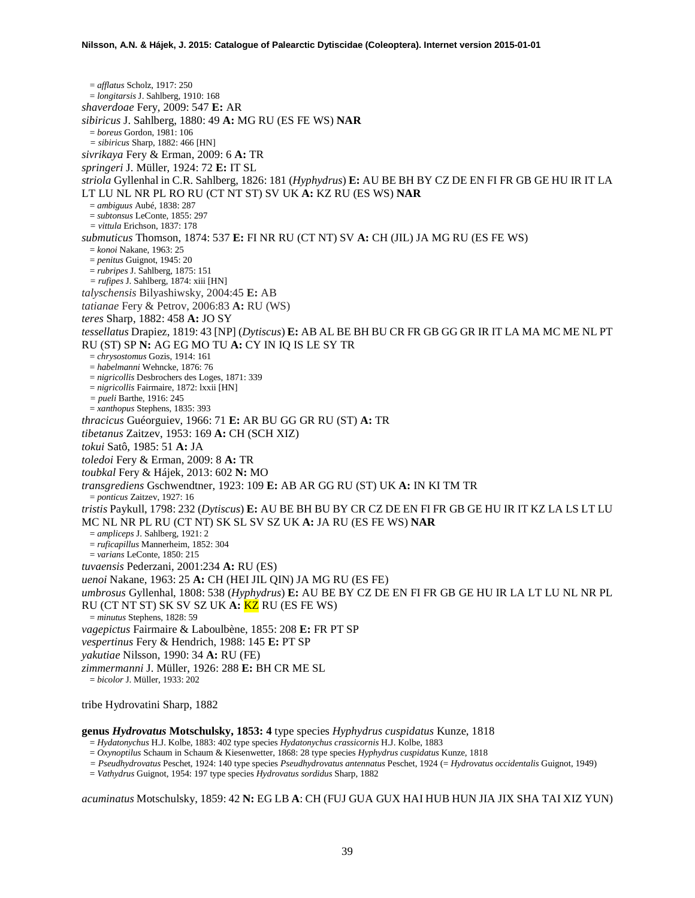= *afflatus* Scholz, 1917: 250
= *longitarsis* J. Sahlberg, 1910: 168

*shaverdoae* Fery, 2009: 547 **E:** AR

*sibiricus* J. Sahlberg, 1880: 49 **A:** MG RU (ES FE WS) **NAR**
= *boreus* Gordon, 1981: 106
= *sibiricus* Sharp, 1882: 466 [HN]

*sivrikaya* Fery & Erman, 2009: 6 **A:** TR

*springeri* J. Müller, 1924: 72 **E:** IT SL

*striola* Gyllenhal in C.R. Sahlberg, 1826: 181 (*Hyphydrus*) **E:** AU BE BH BY CZ DE EN FI FR GB GE HU IR IT LA LT LU NL NR PL RO RU (CT NT ST) SV UK **A:** KZ RU (ES WS) **NAR**
= *ambiguus* Aubé, 1838: 287
= *subtonsus* LeConte, 1855: 297
= *vittula* Erichson, 1837: 178

*submuticus* Thomson, 1874: 537 **E:** FI NR RU (CT NT) SV **A:** CH (JIL) JA MG RU (ES FE WS)
= *konoi* Nakane, 1963: 25
= *penitus* Guignot, 1945: 20
= *rubripes* J. Sahlberg, 1875: 151
= *rufipes* J. Sahlberg, 1874: xiii [HN]

*talyschensis* Bilyashiwsky, 2004:45 **E:** AB

*tatianae* Fery & Petrov, 2006:83 **A:** RU (WS)

*teres* Sharp, 1882: 458 **A:** JO SY

*tessellatus* Drapiez, 1819: 43 [NP] (*Dytiscus*) **E:** AB AL BE BH BU CR FR GB GG GR IR IT LA MA MC ME NL PT RU (ST) SP **N:** AG EG MO TU **A:** CY IN IQ IS LE SY TR
= *chrysostomus* Gozis, 1914: 161
= *habelmanni* Wehncke, 1876: 76
= *nigricollis* Desbrochers des Loges, 1871: 339
= *nigricollis* Fairmaire, 1872: lxxii [HN]
= *pueli* Barthe, 1916: 245
= *xanthopus* Stephens, 1835: 393

*thracicus* Guéorguiev, 1966: 71 **E:** AR BU GG GR RU (ST) **A:** TR

*tibetanus* Zaitzev, 1953: 169 **A:** CH (SCH XIZ)

*tokui* Satô, 1985: 51 **A:** JA

*toledoi* Fery & Erman, 2009: 8 **A:** TR

*toubkal* Fery & Hájek, 2013: 602 **N:** MO

*transgrediens* Gschwendtner, 1923: 109 **E:** AB AR GG RU (ST) UK **A:** IN KI TM TR
= *ponticus* Zaitzev, 1927: 16

*tristis* Paykull, 1798: 232 (*Dytiscus*) **E:** AU BE BH BU BY CR CZ DE EN FI FR GB GE HU IR IT KZ LA LS LT LU MC NL NR PL RU (CT NT) SK SL SV SZ UK **A:** JA RU (ES FE WS) **NAR**
= *ampliceps* J. Sahlberg, 1921: 2
= *ruficapillus* Mannerheim, 1852: 304
= *varians* LeConte, 1850: 215

*tuvaensis* Pederzani, 2001:234 **A:** RU (ES)

*uenoi* Nakane, 1963: 25 **A:** CH (HEI JIL QIN) JA MG RU (ES FE)

*umbrosus* Gyllenhal, 1808: 538 (*Hyphydrus*) **E:** AU BE BY CZ DE EN FI FR GB GE HU IR LA LT LU NL NR PL RU (CT NT ST) SK SV SZ UK **A:** KZ RU (ES FE WS)
= *minutus* Stephens, 1828: 59

*vagepictus* Fairmaire & Laboulbène, 1855: 208 **E:** FR PT SP

*vespertinus* Fery & Hendrich, 1988: 145 **E:** PT SP

*yakutiae* Nilsson, 1990: 34 **A:** RU (FE)

*zimmermanni* J. Müller, 1926: 288 **E:** BH CR ME SL
= *bicolor* J. Müller, 1933: 202

tribe Hydrovatini Sharp, 1882

**genus *Hydrovatus* Motschulsky, 1853: 4** type species *Hyphydrus cuspidatus* Kunze, 1818
= *Hydatonychus* H.J. Kolbe, 1883: 402 type species *Hydatonychus crassicornis* H.J. Kolbe, 1883
= *Oxynoptilus* Schaum in Schaum & Kiesenwetter, 1868: 28 type species *Hyphydrus cuspidatus* Kunze, 1818
= *Pseudhydrovatus* Peschet, 1924: 140 type species *Pseudhydrovatus antennatus* Peschet, 1924 (= *Hydrovatus occidentalis* Guignot, 1949)
= *Vathydrus* Guignot, 1954: 197 type species *Hydrovatus sordidus* Sharp, 1882

*acuminatus* Motschulsky, 1859: 42 **N:** EG LB **A**: CH (FUJ GUA GUX HAI HUB HUN JIA JIX SHA TAI XIZ YUN)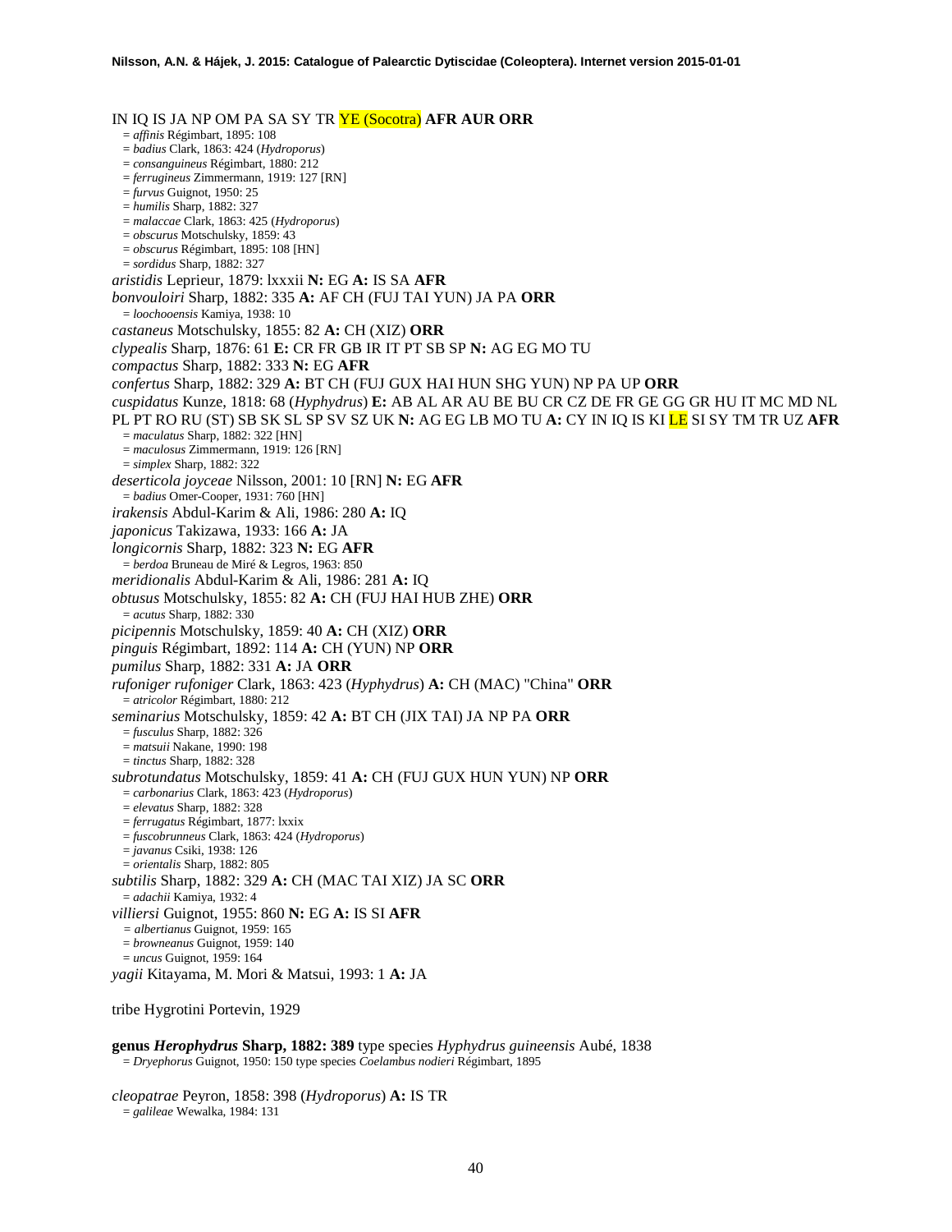IN IQ IS JA NP OM PA SA SY TR YE (Socotra) **AFR AUR ORR**

= *affinis* Régimbart, 1895: 108
= *badius* Clark, 1863: 424 (*Hydroporus*)
= *consanguineus* Régimbart, 1880: 212
= *ferrugineus* Zimmermann, 1919: 127 [RN]
= *furvus* Guignot, 1950: 25
= *humilis* Sharp, 1882: 327
= *malaccae* Clark, 1863: 425 (*Hydroporus*)
= *obscurus* Motschulsky, 1859: 43
= *obscurus* Régimbart, 1895: 108 [HN]
= *sordidus* Sharp, 1882: 327

*aristidis* Leprieur, 1879: lxxxii **N:** EG **A:** IS SA **AFR**

*bonvouloiri* Sharp, 1882: 335 **A:** AF CH (FUJ TAI YUN) JA PA **ORR**
= *loochooensis* Kamiya, 1938: 10

*castaneus* Motschulsky, 1855: 82 **A:** CH (XIZ) **ORR**

*clypealis* Sharp, 1876: 61 **E:** CR FR GB IR IT PT SB SP **N:** AG EG MO TU

*compactus* Sharp, 1882: 333 **N:** EG **AFR**

*confertus* Sharp, 1882: 329 **A:** BT CH (FUJ GUX HAI HUN SHG YUN) NP PA UP **ORR**

*cuspidatus* Kunze, 1818: 68 (*Hyphydrus*) **E:** AB AL AR AU BE BU CR CZ DE FR GE GG GR HU IT MC MD NL PL PT RO RU (ST) SB SK SL SP SV SZ UK **N:** AG EG LB MO TU **A:** CY IN IQ IS KI LE SI SY TM TR UZ **AFR**
= *maculatus* Sharp, 1882: 322 [HN]
= *maculosus* Zimmermann, 1919: 126 [RN]
= *simplex* Sharp, 1882: 322

*deserticola joyceae* Nilsson, 2001: 10 [RN] **N:** EG **AFR**
= *badius* Omer-Cooper, 1931: 760 [HN]

*irakensis* Abdul-Karim & Ali, 1986: 280 **A:** IQ

*japonicus* Takizawa, 1933: 166 **A:** JA

*longicornis* Sharp, 1882: 323 **N:** EG **AFR**
= *berdoa* Bruneau de Miré & Legros, 1963: 850

*meridionalis* Abdul-Karim & Ali, 1986: 281 **A:** IQ

*obtusus* Motschulsky, 1855: 82 **A:** CH (FUJ HAI HUB ZHE) **ORR**
= *acutus* Sharp, 1882: 330

*picipennis* Motschulsky, 1859: 40 **A:** CH (XIZ) **ORR**

*pinguis* Régimbart, 1892: 114 **A:** CH (YUN) NP **ORR**

*pumilus* Sharp, 1882: 331 **A:** JA **ORR**

*rufoniger rufoniger* Clark, 1863: 423 (*Hyphydrus*) **A:** CH (MAC) "China" **ORR**
= *atricolor* Régimbart, 1880: 212

*seminarius* Motschulsky, 1859: 42 **A:** BT CH (JIX TAI) JA NP PA **ORR**
= *fusculus* Sharp, 1882: 326
= *matsuii* Nakane, 1990: 198
= *tinctus* Sharp, 1882: 328

*subrotundatus* Motschulsky, 1859: 41 **A:** CH (FUJ GUX HUN YUN) NP **ORR**
= *carbonarius* Clark, 1863: 423 (*Hydroporus*)
= *elevatus* Sharp, 1882: 328
= *ferrugatus* Régimbart, 1877: lxxix
= *fuscobrunneus* Clark, 1863: 424 (*Hydroporus*)
= *javanus* Csiki, 1938: 126
= *orientalis* Sharp, 1882: 805

*subtilis* Sharp, 1882: 329 **A:** CH (MAC TAI XIZ) JA SC **ORR**
= *adachii* Kamiya, 1932: 4

*villiersi* Guignot, 1955: 860 **N:** EG **A:** IS SI **AFR**
= *albertianus* Guignot, 1959: 165
= *browneanus* Guignot, 1959: 140
= *uncus* Guignot, 1959: 164

*yagii* Kitayama, M. Mori & Matsui, 1993: 1 **A:** JA

tribe Hygrotini Portevin, 1929

**genus *Herophydrus* Sharp, 1882: 389** type species *Hyphydrus guineensis* Aubé, 1838
= *Dryephorus* Guignot, 1950: 150 type species *Coelambus nodieri* Régimbart, 1895

*cleopatrae* Peyron, 1858: 398 (*Hydroporus*) **A:** IS TR
= *galileae* Wewalka, 1984: 131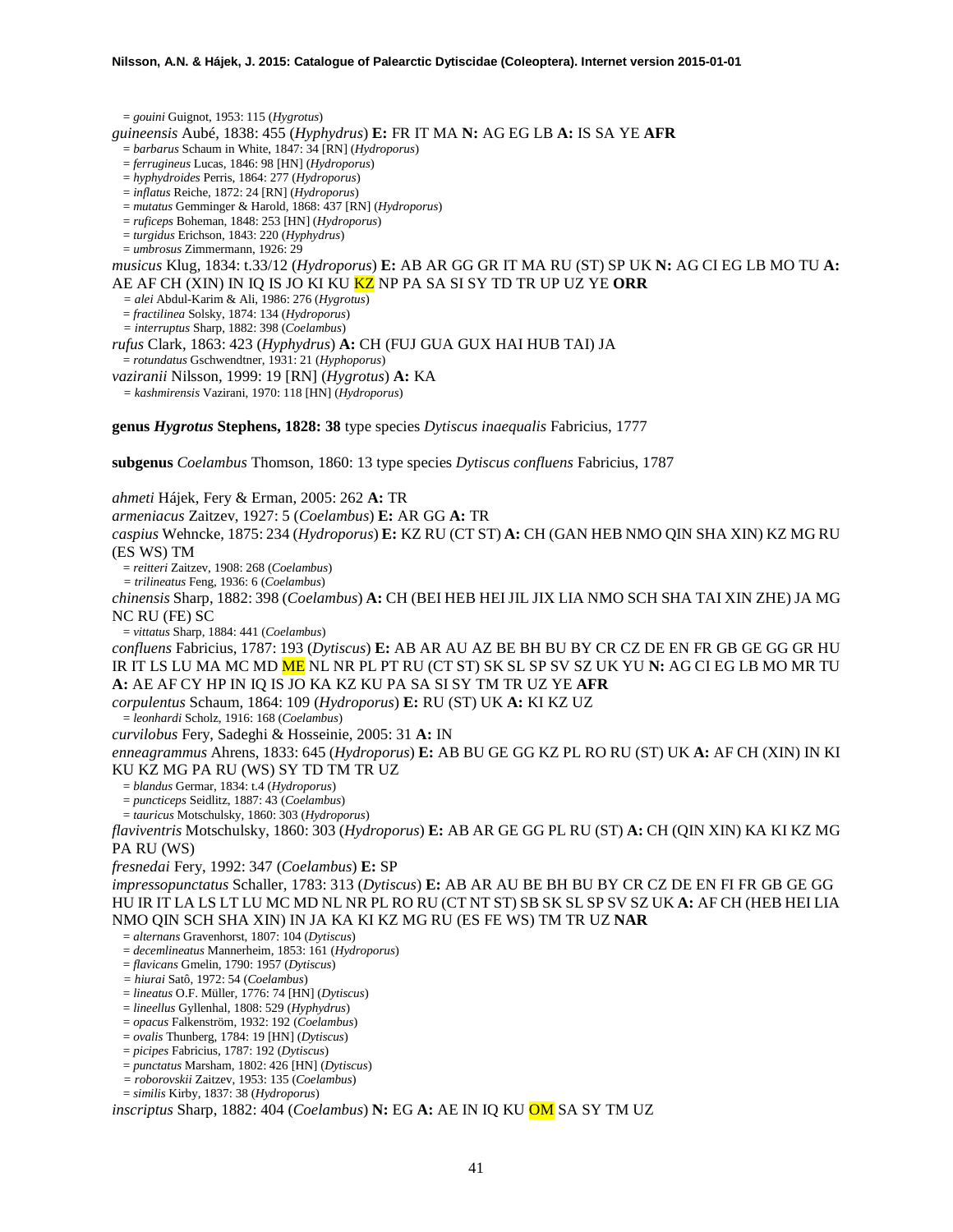= *gouini* Guignot, 1953: 115 (*Hygrotus*)

*guineensis* Aubé, 1838: 455 (*Hyphydrus*) **E:** FR IT MA **N:** AG EG LB **A:** IS SA YE **AFR**

= *barbarus* Schaum in White, 1847: 34 [RN] (*Hydroporus*)
= *ferrugineus* Lucas, 1846: 98 [HN] (*Hydroporus*)
= *hyphydroides* Perris, 1864: 277 (*Hydroporus*)
= *inflatus* Reiche, 1872: 24 [RN] (*Hydroporus*)
= *mutatus* Gemminger & Harold, 1868: 437 [RN] (*Hydroporus*)
= *ruficeps* Boheman, 1848: 253 [HN] (*Hydroporus*)
= *turgidus* Erichson, 1843: 220 (*Hyphydrus*)
= *umbrosus* Zimmermann, 1926: 29

*musicus* Klug, 1834: t.33/12 (*Hydroporus*) **E:** AB AR GG GR IT MA RU (ST) SP UK **N:** AG CI EG LB MO TU **A:** AE AF CH (XIN) IN IQ IS JO KI KU KZ NP PA SA SI SY TD TR UP UZ YE **ORR**

= *alei* Abdul-Karim & Ali, 1986: 276 (*Hygrotus*)
= *fractilinea* Solsky, 1874: 134 (*Hydroporus*)
= *interruptus* Sharp, 1882: 398 (*Coelambus*)

*rufus* Clark, 1863: 423 (*Hyphydrus*) **A:** CH (FUJ GUA GUX HAI HUB TAI) JA

= *rotundatus* Gschwendtner, 1931: 21 (*Hyphoporus*)

*vaziranii* Nilsson, 1999: 19 [RN] (*Hygrotus*) **A:** KA

= *kashmirensis* Vazirani, 1970: 118 [HN] (*Hydroporus*)

**genus *Hygrotus* Stephens, 1828: 38** type species *Dytiscus inaequalis* Fabricius, 1777

**subgenus** *Coelambus* Thomson, 1860: 13 type species *Dytiscus confluens* Fabricius, 1787

*ahmeti* Hájek, Fery & Erman, 2005: 262 **A:** TR

*armeniacus* Zaitzev, 1927: 5 (*Coelambus*) **E:** AR GG **A:** TR

*caspius* Wehncke, 1875: 234 (*Hydroporus*) **E:** KZ RU (CT ST) **A:** CH (GAN HEB NMO QIN SHA XIN) KZ MG RU (ES WS) TM

= *reitteri* Zaitzev, 1908: 268 (*Coelambus*)
= *trilineatus* Feng, 1936: 6 (*Coelambus*)

*chinensis* Sharp, 1882: 398 (*Coelambus*) **A:** CH (BEI HEB HEI JIL JIX LIA NMO SCH SHA TAI XIN ZHE) JA MG NC RU (FE) SC

= *vittatus* Sharp, 1884: 441 (*Coelambus*)

*confluens* Fabricius, 1787: 193 (*Dytiscus*) **E:** AB AR AU AZ BE BH BU BY CR CZ DE EN FR GB GE GG GR HU IR IT LS LU MA MC MD ME NL NR PL PT RU (CT ST) SK SL SP SV SZ UK YU **N:** AG CI EG LB MO MR TU **A:** AE AF CY HP IN IQ IS JO KA KZ KU PA SA SI SY TM TR UZ YE **AFR**

*corpulentus* Schaum, 1864: 109 (*Hydroporus*) **E:** RU (ST) UK **A:** KI KZ UZ

= *leonhardi* Scholz, 1916: 168 (*Coelambus*)

*curvilobus* Fery, Sadeghi & Hosseinie, 2005: 31 **A:** IN

*enneagrammus* Ahrens, 1833: 645 (*Hydroporus*) **E:** AB BU GE GG KZ PL RO RU (ST) UK **A:** AF CH (XIN) IN KI KU KZ MG PA RU (WS) SY TD TM TR UZ

= *blandus* Germar, 1834: t.4 (*Hydroporus*)
= *puncticeps* Seidlitz, 1887: 43 (*Coelambus*)
= *tauricus* Motschulsky, 1860: 303 (*Hydroporus*)

*flaviventris* Motschulsky, 1860: 303 (*Hydroporus*) **E:** AB AR GE GG PL RU (ST) **A:** CH (QIN XIN) KA KI KZ MG PA RU (WS)

*fresnedai* Fery, 1992: 347 (*Coelambus*) **E:** SP

*impressopunctatus* Schaller, 1783: 313 (*Dytiscus*) **E:** AB AR AU BE BH BU BY CR CZ DE EN FI FR GB GE GG HU IR IT LA LS LT LU MC MD NL NR PL RO RU (CT NT ST) SB SK SL SP SV SZ UK **A:** AF CH (HEB HEI LIA NMO QIN SCH SHA XIN) IN JA KA KI KZ MG RU (ES FE WS) TM TR UZ **NAR**

= *alternans* Gravenhorst, 1807: 104 (*Dytiscus*)
= *decemlineatus* Mannerheim, 1853: 161 (*Hydroporus*)
= *flavicans* Gmelin, 1790: 1957 (*Dytiscus*)
= *hiurai* Satô, 1972: 54 (*Coelambus*)
= *lineatus* O.F. Müller, 1776: 74 [HN] (*Dytiscus*)
= *lineellus* Gyllenhal, 1808: 529 (*Hyphydrus*)
= *opacus* Falkenström, 1932: 192 (*Coelambus*)
= *ovalis* Thunberg, 1784: 19 [HN] (*Dytiscus*)
= *picipes* Fabricius, 1787: 192 (*Dytiscus*)
= *punctatus* Marsham, 1802: 426 [HN] (*Dytiscus*)
= *roborovskii* Zaitzev, 1953: 135 (*Coelambus*)
= *similis* Kirby, 1837: 38 (*Hydroporus*)

*inscriptus* Sharp, 1882: 404 (*Coelambus*) **N:** EG **A:** AE IN IQ KU OM SA SY TM UZ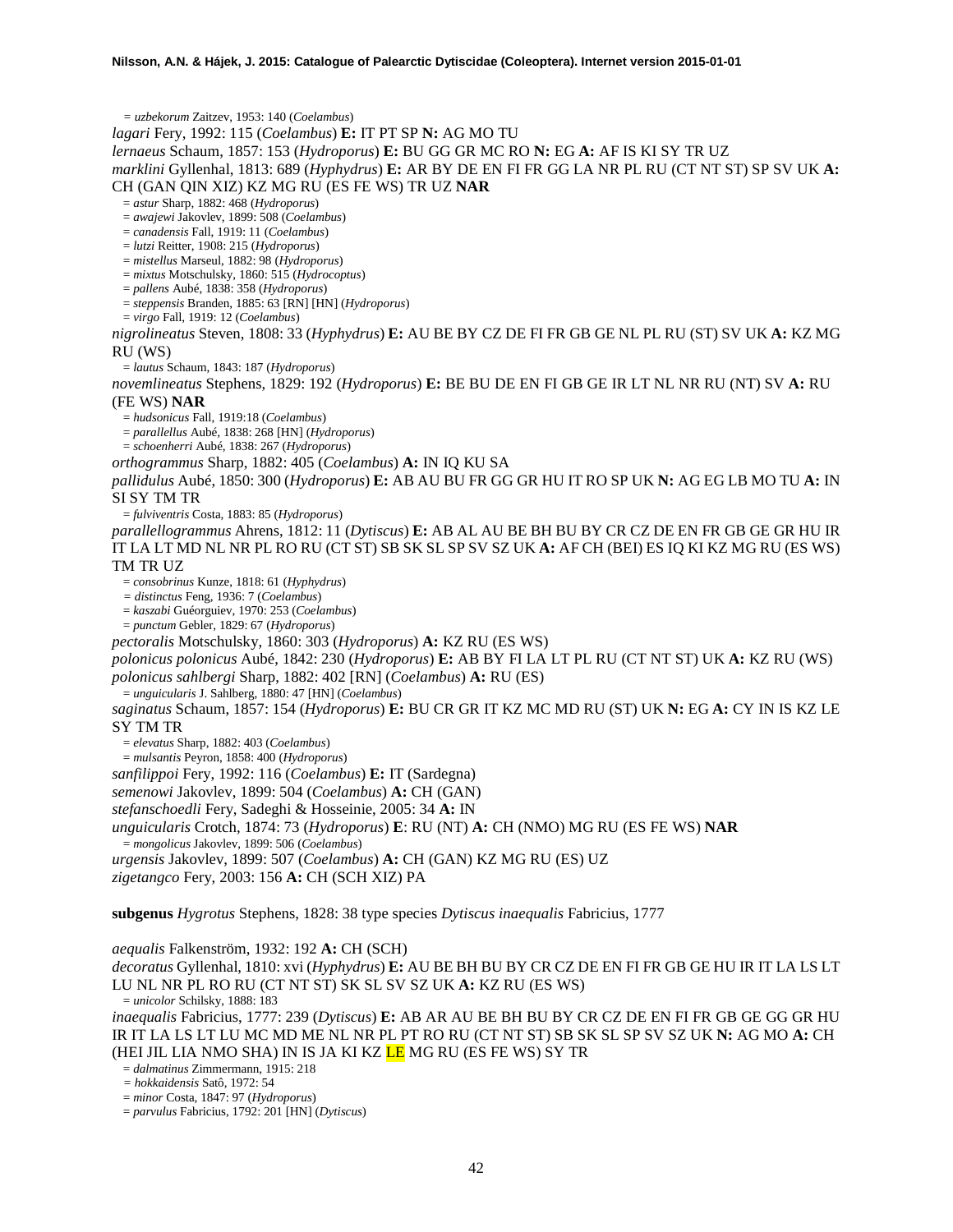= *uzbekorum* Zaitzev, 1953: 140 (*Coelambus*)

*lagari* Fery, 1992: 115 (*Coelambus*) **E:** IT PT SP **N:** AG MO TU

*lernaeus* Schaum, 1857: 153 (*Hydroporus*) **E:** BU GG GR MC RO **N:** EG **A:** AF IS KI SY TR UZ

*marklini* Gyllenhal, 1813: 689 (*Hyphydrus*) **E:** AR BY DE EN FI FR GG LA NR PL RU (CT NT ST) SP SV UK **A:** CH (GAN QIN XIZ) KZ MG RU (ES FE WS) TR UZ **NAR**

= *astur* Sharp, 1882: 468 (*Hydroporus*)
= *awajewi* Jakovlev, 1899: 508 (*Coelambus*)
= *canadensis* Fall, 1919: 11 (*Coelambus*)
= *lutzi* Reitter, 1908: 215 (*Hydroporus*)
= *mistellus* Marseul, 1882: 98 (*Hydroporus*)
= *mixtus* Motschulsky, 1860: 515 (*Hydrocoptus*)
= *pallens* Aubé, 1838: 358 (*Hydroporus*)
= *steppensis* Branden, 1885: 63 [RN] [HN] (*Hydroporus*)
= *virgo* Fall, 1919: 12 (*Coelambus*)

*nigrolineatus* Steven, 1808: 33 (*Hyphydrus*) **E:** AU BE BY CZ DE FI FR GB GE NL PL RU (ST) SV UK **A:** KZ MG RU (WS)

= *lautus* Schaum, 1843: 187 (*Hydroporus*)

*novemlineatus* Stephens, 1829: 192 (*Hydroporus*) **E:** BE BU DE EN FI GB GE IR LT NL NR RU (NT) SV **A:** RU (FE WS) **NAR**

= *hudsonicus* Fall, 1919:18 (*Coelambus*)
= *parallellus* Aubé, 1838: 268 [HN] (*Hydroporus*)
= *schoenherri* Aubé, 1838: 267 (*Hydroporus*)

*orthogrammus* Sharp, 1882: 405 (*Coelambus*) **A:** IN IQ KU SA

*pallidulus* Aubé, 1850: 300 (*Hydroporus*) **E:** AB AU BU FR GG GR HU IT RO SP UK **N:** AG EG LB MO TU **A:** IN SI SY TM TR

= *fulviventris* Costa, 1883: 85 (*Hydroporus*)

*parallellogrammus* Ahrens, 1812: 11 (*Dytiscus*) **E:** AB AL AU BE BH BU BY CR CZ DE EN FR GB GE GR HU IR IT LA LT MD NL NR PL RO RU (CT ST) SB SK SL SP SV SZ UK **A:** AF CH (BEI) ES IQ KI KZ MG RU (ES WS) TM TR UZ

= *consobrinus* Kunze, 1818: 61 (*Hyphydrus*)
= *distinctus* Feng, 1936: 7 (*Coelambus*)
= *kaszabi* Guéorguiev, 1970: 253 (*Coelambus*)
= *punctum* Gebler, 1829: 67 (*Hydroporus*)

*pectoralis* Motschulsky, 1860: 303 (*Hydroporus*) **A:** KZ RU (ES WS)

*polonicus polonicus* Aubé, 1842: 230 (*Hydroporus*) **E:** AB BY FI LA LT PL RU (CT NT ST) UK **A:** KZ RU (WS)

*polonicus sahlbergi* Sharp, 1882: 402 [RN] (*Coelambus*) **A:** RU (ES)

= *unguicularis* J. Sahlberg, 1880: 47 [HN] (*Coelambus*)

*saginatus* Schaum, 1857: 154 (*Hydroporus*) **E:** BU CR GR IT KZ MC MD RU (ST) UK **N:** EG **A:** CY IN IS KZ LE SY TM TR

= *elevatus* Sharp, 1882: 403 (*Coelambus*)
= *mulsantis* Peyron, 1858: 400 (*Hydroporus*)

*sanfilippoi* Fery, 1992: 116 (*Coelambus*) **E:** IT (Sardegna)

*semenowi* Jakovlev, 1899: 504 (*Coelambus*) **A:** CH (GAN)

*stefanschoedli* Fery, Sadeghi & Hosseinie, 2005: 34 **A:** IN

*unguicularis* Crotch, 1874: 73 (*Hydroporus*) **E**: RU (NT) **A:** CH (NMO) MG RU (ES FE WS) **NAR**

= *mongolicus* Jakovlev, 1899: 506 (*Coelambus*)

*urgensis* Jakovlev, 1899: 507 (*Coelambus*) **A:** CH (GAN) KZ MG RU (ES) UZ

*zigetangco* Fery, 2003: 156 **A:** CH (SCH XIZ) PA

**subgenus** *Hygrotus* Stephens, 1828: 38 type species *Dytiscus inaequalis* Fabricius, 1777

*aequalis* Falkenström, 1932: 192 **A:** CH (SCH)

*decoratus* Gyllenhal, 1810: xvi (*Hyphydrus*) **E:** AU BE BH BU BY CR CZ DE EN FI FR GB GE HU IR IT LA LS LT LU NL NR PL RO RU (CT NT ST) SK SL SV SZ UK **A:** KZ RU (ES WS)

= *unicolor* Schilsky, 1888: 183

*inaequalis* Fabricius, 1777: 239 (*Dytiscus*) **E:** AB AR AU BE BH BU BY CR CZ DE EN FI FR GB GE GG GR HU IR IT LA LS LT LU MC MD ME NL NR PL PT RO RU (CT NT ST) SB SK SL SP SV SZ UK **N:** AG MO **A:** CH (HEI JIL LIA NMO SHA) IN IS JA KI KZ LE MG RU (ES FE WS) SY TR

= *dalmatinus* Zimmermann, 1915: 218
= *hokkaidensis* Satô, 1972: 54
= *minor* Costa, 1847: 97 (*Hydroporus*)
= *parvulus* Fabricius, 1792: 201 [HN] (*Dytiscus*)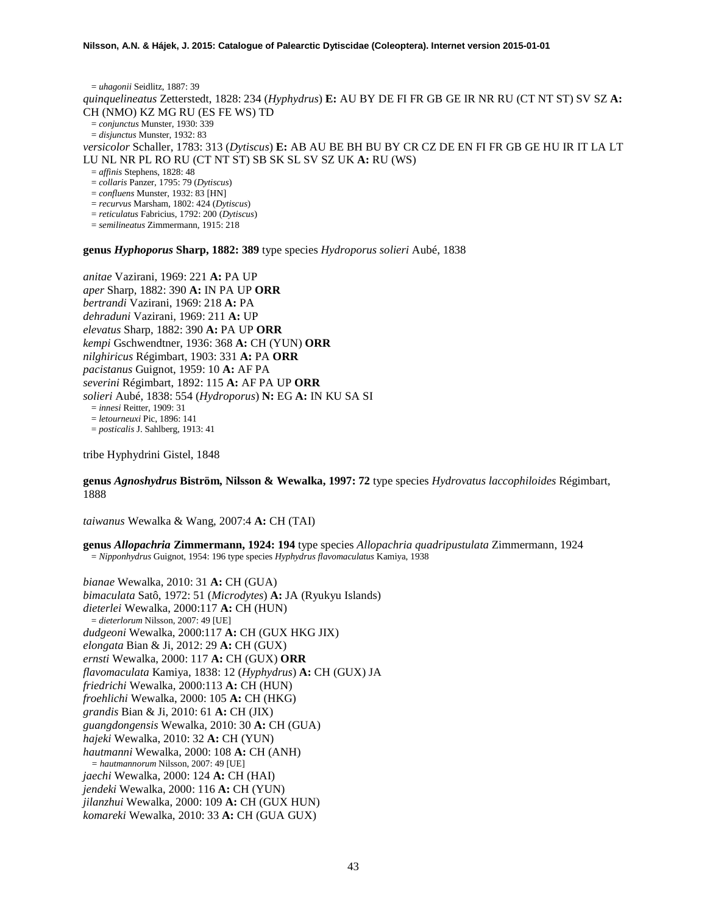= *uhagonii* Seidlitz, 1887: 39

*quinquelineatus* Zetterstedt, 1828: 234 (*Hyphydrus*) **E:** AU BY DE FI FR GB GE IR NR RU (CT NT ST) SV SZ **A:** CH (NMO) KZ MG RU (ES FE WS) TD

= *conjunctus* Munster, 1930: 339

= *disjunctus* Munster, 1932: 83

*versicolor* Schaller, 1783: 313 (*Dytiscus*) **E:** AB AU BE BH BU BY CR CZ DE EN FI FR GB GE HU IR IT LA LT LU NL NR PL RO RU (CT NT ST) SB SK SL SV SZ UK **A:** RU (WS)

= *affinis* Stephens, 1828: 48

= *collaris* Panzer, 1795: 79 (*Dytiscus*)

= *confluens* Munster, 1932: 83 [HN]

= *recurvus* Marsham, 1802: 424 (*Dytiscus*)

= *reticulatus* Fabricius, 1792: 200 (*Dytiscus*)

= *semilineatus* Zimmermann, 1915: 218

**genus *Hyphoporus* Sharp, 1882: 389** type species *Hydroporus solieri* Aubé, 1838

*anitae* Vazirani, 1969: 221 **A:** PA UP

*aper* Sharp, 1882: 390 **A:** IN PA UP **ORR**

*bertrandi* Vazirani, 1969: 218 **A:** PA

*dehraduni* Vazirani, 1969: 211 **A:** UP

*elevatus* Sharp, 1882: 390 **A:** PA UP **ORR**

*kempi* Gschwendtner, 1936: 368 **A:** CH (YUN) **ORR**

*nilghiricus* Régimbart, 1903: 331 **A:** PA **ORR**

*pacistanus* Guignot, 1959: 10 **A:** AF PA

*severini* Régimbart, 1892: 115 **A:** AF PA UP **ORR**

*solieri* Aubé, 1838: 554 (*Hydroporus*) **N:** EG **A:** IN KU SA SI

= *innesi* Reitter, 1909: 31

= *letourneuxi* Pic, 1896: 141

= *posticalis* J. Sahlberg, 1913: 41

tribe Hyphydrini Gistel, 1848

**genus *Agnoshydrus* Biström, Nilsson & Wewalka, 1997: 72** type species *Hydrovatus laccophiloides* Régimbart, 1888

*taiwanus* Wewalka & Wang, 2007:4 **A:** CH (TAI)

**genus *Allopachria* Zimmermann, 1924: 194** type species *Allopachria quadripustulata* Zimmermann, 1924

= *Nipponhydrus* Guignot, 1954: 196 type species *Hyphydrus flavomaculatus* Kamiya, 1938

*bianae* Wewalka, 2010: 31 **A:** CH (GUA)

*bimaculata* Satô, 1972: 51 (*Microdytes*) **A:** JA (Ryukyu Islands)

*dieterlei* Wewalka, 2000:117 **A:** CH (HUN)

= *dieterlorum* Nilsson, 2007: 49 [UE]

*dudgeoni* Wewalka, 2000:117 **A:** CH (GUX HKG JIX)

*elongata* Bian & Ji, 2012: 29 **A:** CH (GUX)

*ernsti* Wewalka, 2000: 117 **A:** CH (GUX) **ORR**

*flavomaculata* Kamiya, 1838: 12 (*Hyphydrus*) **A:** CH (GUX) JA

*friedrichi* Wewalka, 2000:113 **A:** CH (HUN)

*froehlichi* Wewalka, 2000: 105 **A:** CH (HKG)

*grandis* Bian & Ji, 2010: 61 **A:** CH (JIX)

*guangdongensis* Wewalka, 2010: 30 **A:** CH (GUA)

*hajeki* Wewalka, 2010: 32 **A:** CH (YUN)

*hautmanni* Wewalka, 2000: 108 **A:** CH (ANH)

= *hautmannorum* Nilsson, 2007: 49 [UE]

*jaechi* Wewalka, 2000: 124 **A:** CH (HAI)

*jendeki* Wewalka, 2000: 116 **A:** CH (YUN)

*jilanzhui* Wewalka, 2000: 109 **A:** CH (GUX HUN)

*komareki* Wewalka, 2010: 33 **A:** CH (GUA GUX)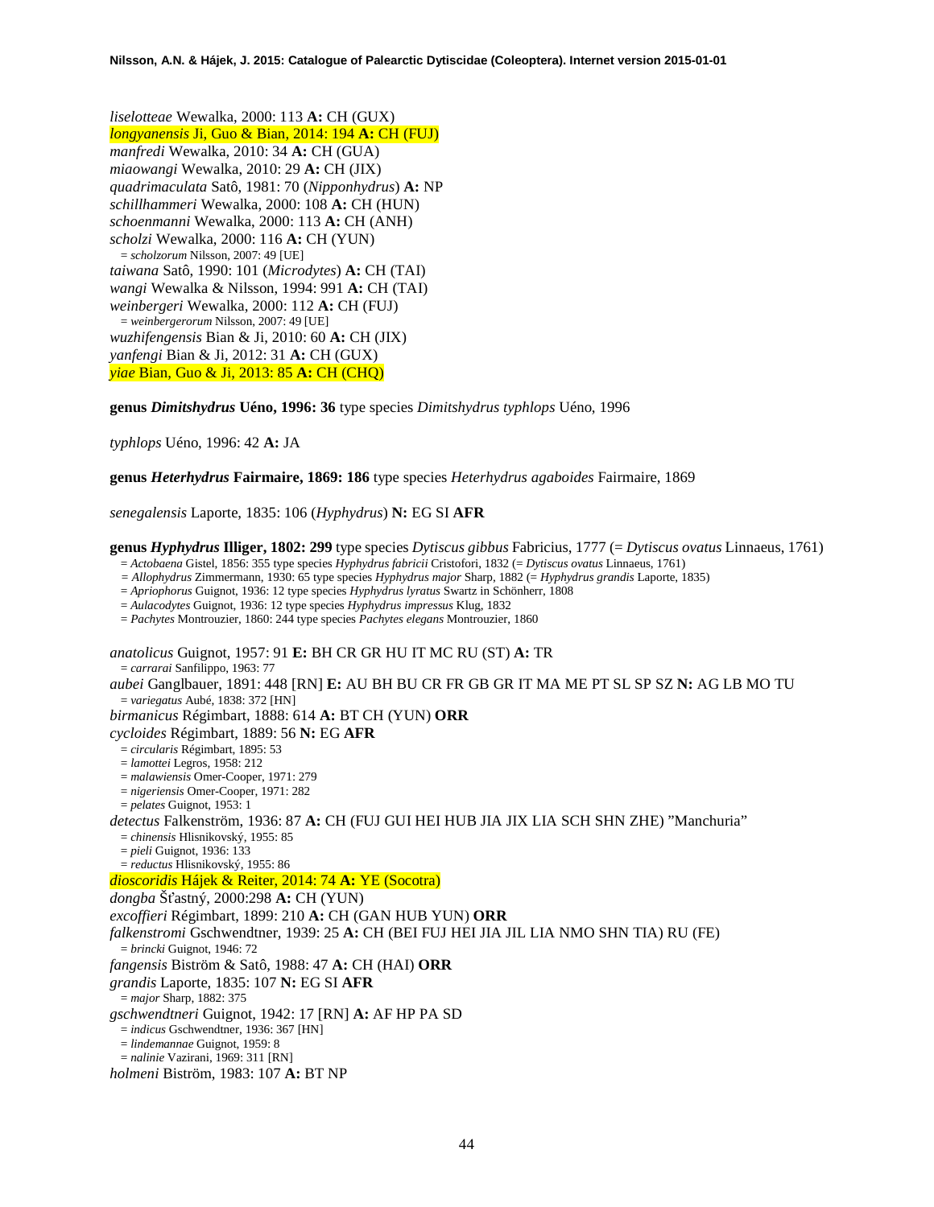*liselotteae* Wewalka, 2000: 113 **A:** CH (GUX)
*longyanensis* Ji, Guo & Bian, 2014: 194 **A:** CH (FUJ)
*manfredi* Wewalka, 2010: 34 **A:** CH (GUA)
*miaowangi* Wewalka, 2010: 29 **A:** CH (JIX)
*quadrimaculata* Satô, 1981: 70 (*Nipponhydrus*) **A:** NP
*schillhammeri* Wewalka, 2000: 108 **A:** CH (HUN)
*schoenmanni* Wewalka, 2000: 113 **A:** CH (ANH)
*scholzi* Wewalka, 2000: 116 **A:** CH (YUN)
= *scholzorum* Nilsson, 2007: 49 [UE]
*taiwana* Satô, 1990: 101 (*Microdytes*) **A:** CH (TAI)
*wangi* Wewalka & Nilsson, 1994: 991 **A:** CH (TAI)
*weinbergeri* Wewalka, 2000: 112 **A:** CH (FUJ)
= *weinbergerorum* Nilsson, 2007: 49 [UE]
*wuzhifengensis* Bian & Ji, 2010: 60 **A:** CH (JIX)
*yanfengi* Bian & Ji, 2012: 31 **A:** CH (GUX)
*yiae* Bian, Guo & Ji, 2013: 85 **A:** CH (CHQ)

**genus *Dimitshydrus* Uéno, 1996: 36** type species *Dimitshydrus typhlops* Uéno, 1996

*typhlops* Uéno, 1996: 42 **A:** JA

**genus *Heterhydrus* Fairmaire, 1869: 186** type species *Heterhydrus agaboides* Fairmaire, 1869

*senegalensis* Laporte, 1835: 106 (*Hyphydrus*) **N:** EG SI **AFR**

**genus *Hyphydrus* Illiger, 1802: 299** type species *Dytiscus gibbus* Fabricius, 1777 (= *Dytiscus ovatus* Linnaeus, 1761)
= *Actobaena* Gistel, 1856: 355 type species *Hyphydrus fabricii* Cristofori, 1832 (= *Dytiscus ovatus* Linnaeus, 1761)
= *Allophydrus* Zimmermann, 1930: 65 type species *Hyphydrus major* Sharp, 1882 (= *Hyphydrus grandis* Laporte, 1835)
= *Apriophorus* Guignot, 1936: 12 type species *Hyphydrus lyratus* Swartz in Schönherr, 1808
= *Aulacodytes* Guignot, 1936: 12 type species *Hyphydrus impressus* Klug, 1832
= *Pachytes* Montrouzier, 1860: 244 type species *Pachytes elegans* Montrouzier, 1860

*anatolicus* Guignot, 1957: 91 **E:** BH CR GR HU IT MC RU (ST) **A:** TR
= *carrarai* Sanfilippo, 1963: 77
*aubei* Ganglbauer, 1891: 448 [RN] **E:** AU BH BU CR FR GB GR IT MA ME PT SL SP SZ **N:** AG LB MO TU
= *variegatus* Aubé, 1838: 372 [HN]
*birmanicus* Régimbart, 1888: 614 **A:** BT CH (YUN) **ORR**
*cycloides* Régimbart, 1889: 56 **N:** EG **AFR**
= *circularis* Régimbart, 1895: 53
= *lamottei* Legros, 1958: 212
= *malawiensis* Omer-Cooper, 1971: 279
= *nigeriensis* Omer-Cooper, 1971: 282
= *pelates* Guignot, 1953: 1
*detectus* Falkenström, 1936: 87 **A:** CH (FUJ GUI HEI HUB JIA JIX LIA SCH SHN ZHE) "Manchuria"
= *chinensis* Hlisnikovský, 1955: 85
= *pieli* Guignot, 1936: 133
= *reductus* Hlisnikovský, 1955: 86
*dioscoridis* Hájek & Reiter, 2014: 74 **A:** YE (Socotra)
*dongba* Šťastný, 2000:298 **A:** CH (YUN)
*excoffieri* Régimbart, 1899: 210 **A:** CH (GAN HUB YUN) **ORR**
*falkenstromi* Gschwendtner, 1939: 25 **A:** CH (BEI FUJ HEI JIA JIL LIA NMO SHN TIA) RU (FE)
= *brincki* Guignot, 1946: 72
*fangensis* Biström & Satô, 1988: 47 **A:** CH (HAI) **ORR**
*grandis* Laporte, 1835: 107 **N:** EG SI **AFR**
= *major* Sharp, 1882: 375
*gschwendtneri* Guignot, 1942: 17 [RN] **A:** AF HP PA SD
= *indicus* Gschwendtner, 1936: 367 [HN]
= *lindemannae* Guignot, 1959: 8
= *nalinie* Vazirani, 1969: 311 [RN]
*holmeni* Biström, 1983: 107 **A:** BT NP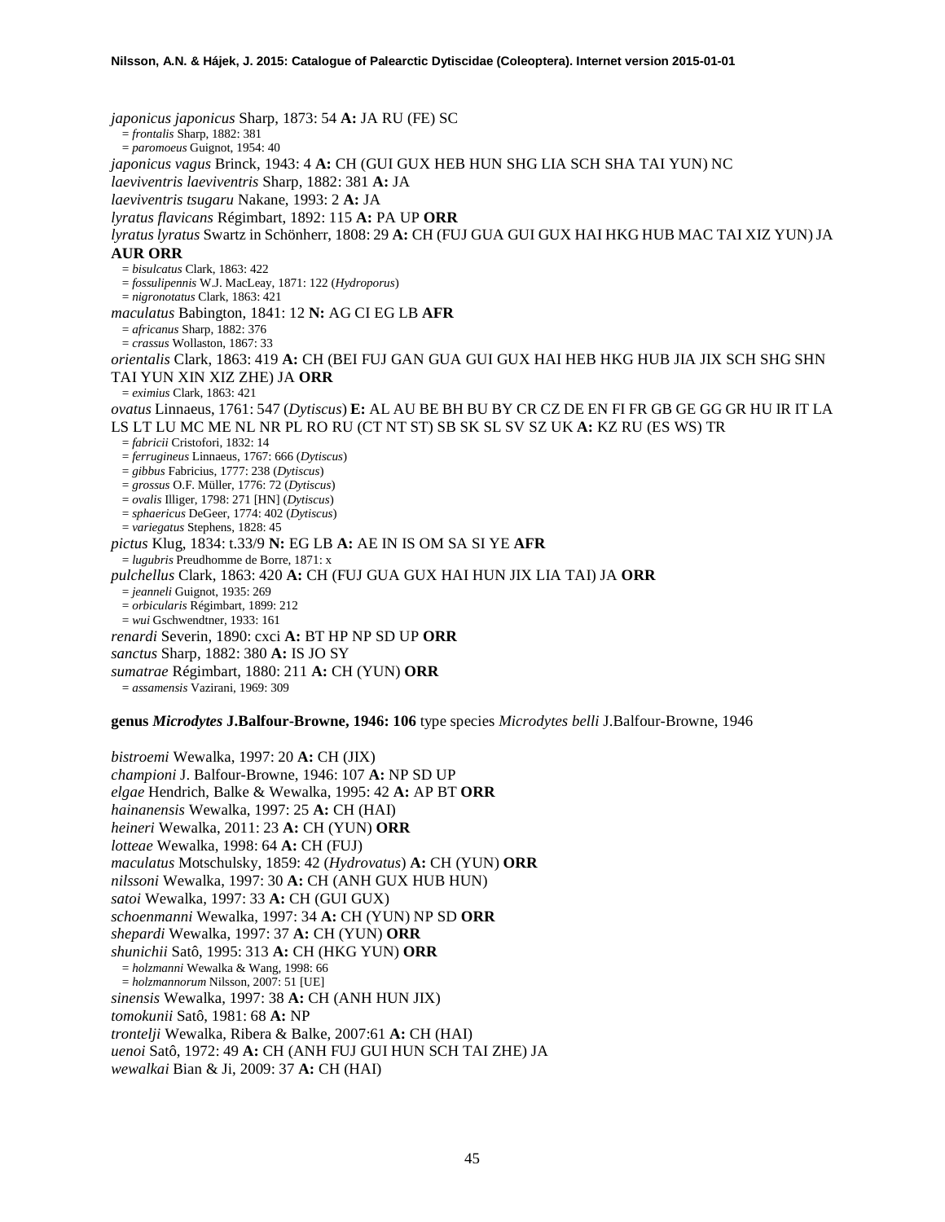*japonicus japonicus* Sharp, 1873: 54 **A:** JA RU (FE) SC
= *frontalis* Sharp, 1882: 381
= *paromoeus* Guignot, 1954: 40
*japonicus vagus* Brinck, 1943: 4 **A:** CH (GUI GUX HEB HUN SHG LIA SCH SHA TAI YUN) NC
*laeviventris laeviventris* Sharp, 1882: 381 **A:** JA
*laeviventris tsugaru* Nakane, 1993: 2 **A:** JA
*lyratus flavicans* Régimbart, 1892: 115 **A:** PA UP **ORR**
*lyratus lyratus* Swartz in Schönherr, 1808: 29 **A:** CH (FUJ GUA GUI GUX HAI HKG HUB MAC TAI XIZ YUN) JA **AUR ORR**
= *bisulcatus* Clark, 1863: 422
= *fossulipennis* W.J. MacLeay, 1871: 122 (*Hydroporus*)
= *nigronotatus* Clark, 1863: 421
*maculatus* Babington, 1841: 12 **N:** AG CI EG LB **AFR**
= *africanus* Sharp, 1882: 376
= *crassus* Wollaston, 1867: 33
*orientalis* Clark, 1863: 419 **A:** CH (BEI FUJ GAN GUA GUI GUX HAI HEB HKG HUB JIA JIX SCH SHG SHN TAI YUN XIN XIZ ZHE) JA **ORR**
= *eximius* Clark, 1863: 421
*ovatus* Linnaeus, 1761: 547 (*Dytiscus*) **E:** AL AU BE BH BU BY CR CZ DE EN FI FR GB GE GG GR HU IR IT LA LS LT LU MC ME NL NR PL RO RU (CT NT ST) SB SK SL SV SZ UK **A:** KZ RU (ES WS) TR
= *fabricii* Cristofori, 1832: 14
= *ferrugineus* Linnaeus, 1767: 666 (*Dytiscus*)
= *gibbus* Fabricius, 1777: 238 (*Dytiscus*)
= *grossus* O.F. Müller, 1776: 72 (*Dytiscus*)
= *ovalis* Illiger, 1798: 271 [HN] (*Dytiscus*)
= *sphaericus* DeGeer, 1774: 402 (*Dytiscus*)
= *variegatus* Stephens, 1828: 45
*pictus* Klug, 1834: t.33/9 **N:** EG LB **A:** AE IN IS OM SA SI YE **AFR**
= *lugubris* Preudhomme de Borre, 1871: x
*pulchellus* Clark, 1863: 420 **A:** CH (FUJ GUA GUX HAI HUN JIX LIA TAI) JA **ORR**
= *jeanneli* Guignot, 1935: 269
= *orbicularis* Régimbart, 1899: 212
= *wui* Gschwendtner, 1933: 161
*renardi* Severin, 1890: cxci **A:** BT HP NP SD UP **ORR**
*sanctus* Sharp, 1882: 380 **A:** IS JO SY
*sumatrae* Régimbart, 1880: 211 **A:** CH (YUN) **ORR**
= *assamensis* Vazirani, 1969: 309

**genus *Microdytes* J.Balfour-Browne, 1946: 106** type species *Microdytes belli* J.Balfour-Browne, 1946

*bistroemi* Wewalka, 1997: 20 **A:** CH (JIX)
*championi* J. Balfour-Browne, 1946: 107 **A:** NP SD UP
*elgae* Hendrich, Balke & Wewalka, 1995: 42 **A:** AP BT **ORR**
*hainanensis* Wewalka, 1997: 25 **A:** CH (HAI)
*heineri* Wewalka, 2011: 23 **A:** CH (YUN) **ORR**
*lotteae* Wewalka, 1998: 64 **A:** CH (FUJ)
*maculatus* Motschulsky, 1859: 42 (*Hydrovatus*) **A:** CH (YUN) **ORR**
*nilssoni* Wewalka, 1997: 30 **A:** CH (ANH GUX HUB HUN)
*satoi* Wewalka, 1997: 33 **A:** CH (GUI GUX)
*schoenmanni* Wewalka, 1997: 34 **A:** CH (YUN) NP SD **ORR**
*shepardi* Wewalka, 1997: 37 **A:** CH (YUN) **ORR**
*shunichii* Satô, 1995: 313 **A:** CH (HKG YUN) **ORR**
= *holzmanni* Wewalka & Wang, 1998: 66
= *holzmannorum* Nilsson, 2007: 51 [UE]
*sinensis* Wewalka, 1997: 38 **A:** CH (ANH HUN JIX)
*tomokunii* Satô, 1981: 68 **A:** NP
*trontelji* Wewalka, Ribera & Balke, 2007:61 **A:** CH (HAI)
*uenoi* Satô, 1972: 49 **A:** CH (ANH FUJ GUI HUN SCH TAI ZHE) JA
*wewalkai* Bian & Ji, 2009: 37 **A:** CH (HAI)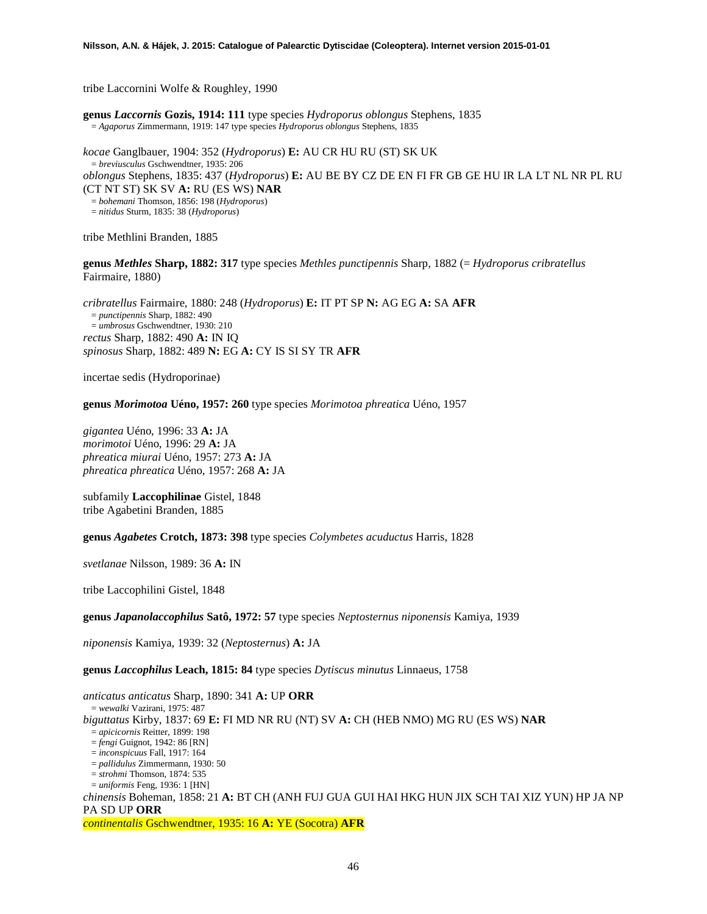tribe Laccornini Wolfe & Roughley, 1990

**genus *Laccornis* Gozis, 1914: 111** type species *Hydroporus oblongus* Stephens, 1835
= *Agaporus* Zimmermann, 1919: 147 type species *Hydroporus oblongus* Stephens, 1835

*kocae* Ganglbauer, 1904: 352 (*Hydroporus*) **E:** AU CR HU RU (ST) SK UK
= *breviusculus* Gschwendtner, 1935: 206
*oblongus* Stephens, 1835: 437 (*Hydroporus*) **E:** AU BE BY CZ DE EN FI FR GB GE HU IR LA LT NL NR PL RU (CT NT ST) SK SV **A:** RU (ES WS) **NAR**
= *bohemani* Thomson, 1856: 198 (*Hydroporus*)
= *nitidus* Sturm, 1835: 38 (*Hydroporus*)

tribe Methlini Branden, 1885

**genus *Methles* Sharp, 1882: 317** type species *Methles punctipennis* Sharp, 1882 (= *Hydroporus cribratellus* Fairmaire, 1880)

*cribratellus* Fairmaire, 1880: 248 (*Hydroporus*) **E:** IT PT SP **N:** AG EG **A:** SA **AFR**
= *punctipennis* Sharp, 1882: 490
= *umbrosus* Gschwendtner, 1930: 210
*rectus* Sharp, 1882: 490 **A:** IN IQ
*spinosus* Sharp, 1882: 489 **N:** EG **A:** CY IS SI SY TR **AFR**

incertae sedis (Hydroporinae)

**genus *Morimotoa* Uéno, 1957: 260** type species *Morimotoa phreatica* Uéno, 1957

*gigantea* Uéno, 1996: 33 **A:** JA
*morimotoi* Uéno, 1996: 29 **A:** JA
*phreatica miurai* Uéno, 1957: 273 **A:** JA
*phreatica phreatica* Uéno, 1957: 268 **A:** JA

subfamily **Laccophilinae** Gistel, 1848
tribe Agabetini Branden, 1885

**genus *Agabetes* Crotch, 1873: 398** type species *Colymbetes acuductus* Harris, 1828

*svetlanae* Nilsson, 1989: 36 **A:** IN

tribe Laccophilini Gistel, 1848

**genus *Japanolaccophilus* Satô, 1972: 57** type species *Neptosternus niponensis* Kamiya, 1939

*niponensis* Kamiya, 1939: 32 (*Neptosternus*) **A:** JA

**genus *Laccophilus* Leach, 1815: 84** type species *Dytiscus minutus* Linnaeus, 1758

*anticatus anticatus* Sharp, 1890: 341 **A:** UP **ORR**
= *wewalki* Vazirani, 1975: 487
*biguttatus* Kirby, 1837: 69 **E:** FI MD NR RU (NT) SV **A:** CH (HEB NMO) MG RU (ES WS) **NAR**
= *apicicornis* Reitter, 1899: 198
= *fengi* Guignot, 1942: 86 [RN]
= *inconspicuus* Fall, 1917: 164
= *pallidulus* Zimmermann, 1930: 50
= *strohmi* Thomson, 1874: 535
= *uniformis* Feng, 1936: 1 [HN]
*chinensis* Boheman, 1858: 21 **A:** BT CH (ANH FUJ GUA GUI HAI HKG HUN JIX SCH TAI XIZ YUN) HP JA NP PA SD UP **ORR**
*continentalis* Gschwendtner, 1935: 16 **A:** YE (Socotra) **AFR**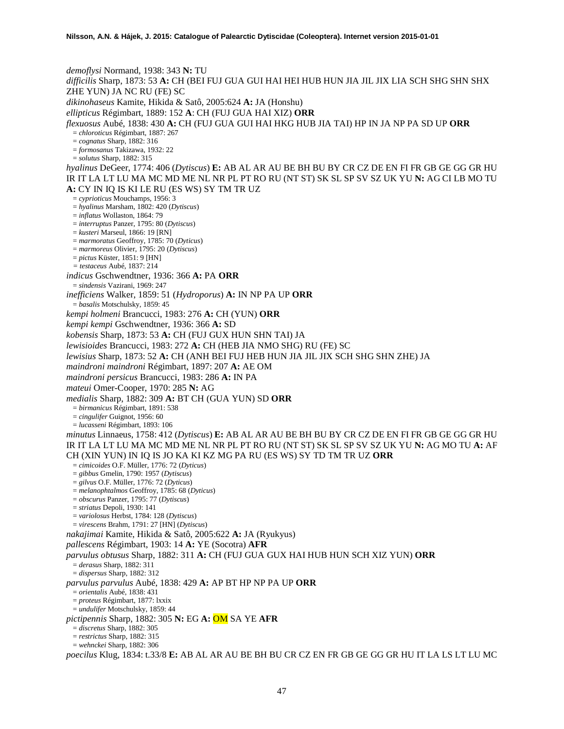*demoflysi* Normand, 1938: 343 **N:** TU

*difficilis* Sharp, 1873: 53 **A:** CH (BEI FUJ GUA GUI HAI HEI HUB HUN JIA JIL JIX LIA SCH SHG SHN SHX ZHE YUN) JA NC RU (FE) SC

*dikinohaseus* Kamite, Hikida & Satô, 2005:624 **A:** JA (Honshu)

*ellipticus* Régimbart, 1889: 152 **A**: CH (FUJ GUA HAI XIZ) **ORR**

*flexuosus* Aubé, 1838: 430 **A:** CH (FUJ GUA GUI HAI HKG HUB JIA TAI) HP IN JA NP PA SD UP **ORR**

= *chloroticus* Régimbart, 1887: 267
= *cognatus* Sharp, 1882: 316
= *formosanus* Takizawa, 1932: 22
= *solutus* Sharp, 1882: 315

*hyalinus* DeGeer, 1774: 406 (*Dytiscus*) **E:** AB AL AR AU BE BH BU BY CR CZ DE EN FI FR GB GE GG GR HU IR IT LA LT LU MA MC MD ME NL NR PL PT RO RU (NT ST) SK SL SP SV SZ UK YU **N:** AG CI LB MO TU **A:** CY IN IQ IS KI LE RU (ES WS) SY TM TR UZ

= *cyprioticus* Mouchamps, 1956: 3
= *hyalinus* Marsham, 1802: 420 (*Dytiscus*)
= *inflatus* Wollaston, 1864: 79
= *interruptus* Panzer, 1795: 80 (*Dytiscus*)
= *kusteri* Marseul, 1866: 19 [RN]
= *marmoratus* Geoffroy, 1785: 70 (*Dyticus*)
= *marmoreus* Olivier, 1795: 20 (*Dytiscus*)
= *pictus* Küster, 1851: 9 [HN]
= *testaceus* Aubé, 1837: 214

*indicus* Gschwendtner, 1936: 366 **A:** PA **ORR**

= *sindensis* Vazirani, 1969: 247

*inefficiens* Walker, 1859: 51 (*Hydroporus*) **A:** IN NP PA UP **ORR**

= *basalis* Motschulsky, 1859: 45

*kempi holmeni* Brancucci, 1983: 276 **A:** CH (YUN) **ORR**

*kempi kempi* Gschwendtner, 1936: 366 **A:** SD

*kobensis* Sharp, 1873: 53 **A:** CH (FUJ GUX HUN SHN TAI) JA

*lewisioides* Brancucci, 1983: 272 **A:** CH (HEB JIA NMO SHG) RU (FE) SC

*lewisius* Sharp, 1873: 52 **A:** CH (ANH BEI FUJ HEB HUN JIA JIL JIX SCH SHG SHN ZHE) JA

*maindroni maindroni* Régimbart, 1897: 207 **A:** AE OM

*maindroni persicus* Brancucci, 1983: 286 **A:** IN PA

*mateui* Omer-Cooper, 1970: 285 **N:** AG

*medialis* Sharp, 1882: 309 **A:** BT CH (GUA YUN) SD **ORR**

= *birmanicus* Régimbart, 1891: 538
= *cingulifer* Guignot, 1956: 60
= *lucasseni* Régimbart, 1893: 106

*minutus* Linnaeus, 1758: 412 (*Dytiscus*) **E:** AB AL AR AU BE BH BU BY CR CZ DE EN FI FR GB GE GG GR HU IR IT LA LT LU MA MC MD ME NL NR PL PT RO RU (NT ST) SK SL SP SV SZ UK YU **N:** AG MO TU **A:** AF CH (XIN YUN) IN IQ IS JO KA KI KZ MG PA RU (ES WS) SY TD TM TR UZ **ORR**

= *cimicoides* O.F. Müller, 1776: 72 (*Dyticus*)
= *gibbus* Gmelin, 1790: 1957 (*Dytiscus*)
= *gilvus* O.F. Müller, 1776: 72 (*Dyticus*)
= *melanophtalmos* Geoffroy, 1785: 68 (*Dyticus*)
= *obscurus* Panzer, 1795: 77 (*Dytiscus*)
= *striatus* Depoli, 1930: 141
= *variolosus* Herbst, 1784: 128 (*Dytiscus*)
= *virescens* Brahm, 1791: 27 [HN] (*Dytiscus*)

*nakajimai* Kamite, Hikida & Satô, 2005:622 **A:** JA (Ryukyus)

*pallescens* Régimbart, 1903: 14 **A:** YE (Socotra) **AFR**

*parvulus obtusus* Sharp, 1882: 311 **A:** CH (FUJ GUA GUX HAI HUB HUN SCH XIZ YUN) **ORR**

= *derasus* Sharp, 1882: 311
= *dispersus* Sharp, 1882: 312

*parvulus parvulus* Aubé, 1838: 429 **A:** AP BT HP NP PA UP **ORR**

= *orientalis* Aubé, 1838: 431
= *proteus* Régimbart, 1877: lxxix
= *undulifer* Motschulsky, 1859: 44

*pictipennis* Sharp, 1882: 305 **N:** EG **A:** OM SA YE **AFR**

= *discretus* Sharp, 1882: 305
= *restrictus* Sharp, 1882: 315
= *wehnckei* Sharp, 1882: 306

*poecilus* Klug, 1834: t.33/8 **E:** AB AL AR AU BE BH BU CR CZ EN FR GB GE GG GR HU IT LA LS LT LU MC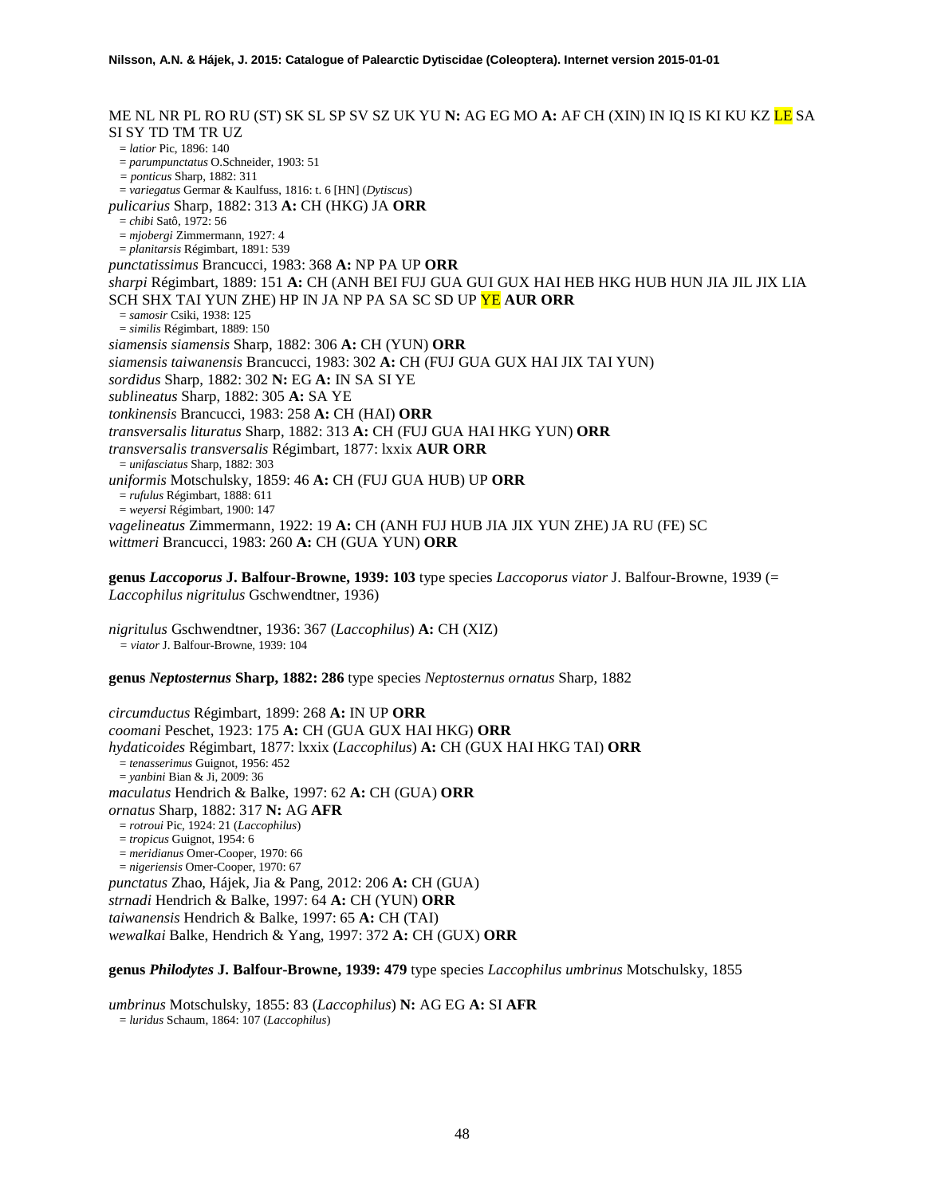ME NL NR PL RO RU (ST) SK SL SP SV SZ UK YU **N:** AG EG MO **A:** AF CH (XIN) IN IQ IS KI KU KZ LE SA SI SY TD TM TR UZ

= *latior* Pic, 1896: 140
= *parumpunctatus* O.Schneider, 1903: 51
= *ponticus* Sharp, 1882: 311
= *variegatus* Germar & Kaulfuss, 1816: t. 6 [HN] (*Dytiscus*)

*pulicarius* Sharp, 1882: 313 **A:** CH (HKG) JA **ORR**
= *chibi* Satô, 1972: 56
= *mjobergi* Zimmermann, 1927: 4
= *planitarsis* Régimbart, 1891: 539

*punctatissimus* Brancucci, 1983: 368 **A:** NP PA UP **ORR**

*sharpi* Régimbart, 1889: 151 **A:** CH (ANH BEI FUJ GUA GUI GUX HAI HEB HKG HUB HUN JIA JIL JIX LIA SCH SHX TAI YUN ZHE) HP IN JA NP PA SA SC SD UP YE **AUR ORR**
= *samosir* Csiki, 1938: 125
= *similis* Régimbart, 1889: 150

*siamensis siamensis* Sharp, 1882: 306 **A:** CH (YUN) **ORR**

*siamensis taiwanensis* Brancucci, 1983: 302 **A:** CH (FUJ GUA GUX HAI JIX TAI YUN)

*sordidus* Sharp, 1882: 302 **N:** EG **A:** IN SA SI YE

*sublineatus* Sharp, 1882: 305 **A:** SA YE

*tonkinensis* Brancucci, 1983: 258 **A:** CH (HAI) **ORR**

*transversalis lituratus* Sharp, 1882: 313 **A:** CH (FUJ GUA HAI HKG YUN) **ORR**

*transversalis transversalis* Régimbart, 1877: lxxix **AUR ORR**
= *unifasciatus* Sharp, 1882: 303

*uniformis* Motschulsky, 1859: 46 **A:** CH (FUJ GUA HUB) UP **ORR**
= *rufulus* Régimbart, 1888: 611
= *weyersi* Régimbart, 1900: 147

*vagelineatus* Zimmermann, 1922: 19 **A:** CH (ANH FUJ HUB JIA JIX YUN ZHE) JA RU (FE) SC

*wittmeri* Brancucci, 1983: 260 **A:** CH (GUA YUN) **ORR**

**genus *Laccoporus* J. Balfour-Browne, 1939: 103** type species *Laccoporus viator* J. Balfour-Browne, 1939 (= *Laccophilus nigritulus* Gschwendtner, 1936)

*nigritulus* Gschwendtner, 1936: 367 (*Laccophilus*) **A:** CH (XIZ)
= *viator* J. Balfour-Browne, 1939: 104

**genus *Neptosternus* Sharp, 1882: 286** type species *Neptosternus ornatus* Sharp, 1882

*circumductus* Régimbart, 1899: 268 **A:** IN UP **ORR**

*coomani* Peschet, 1923: 175 **A:** CH (GUA GUX HAI HKG) **ORR**

*hydaticoides* Régimbart, 1877: lxxix (*Laccophilus*) **A:** CH (GUX HAI HKG TAI) **ORR**
= *tenasserimus* Guignot, 1956: 452
= *yanbini* Bian & Ji, 2009: 36

*maculatus* Hendrich & Balke, 1997: 62 **A:** CH (GUA) **ORR**

*ornatus* Sharp, 1882: 317 **N:** AG **AFR**
= *rotroui* Pic, 1924: 21 (*Laccophilus*)
= *tropicus* Guignot, 1954: 6
= *meridianus* Omer-Cooper, 1970: 66
= *nigeriensis* Omer-Cooper, 1970: 67

*punctatus* Zhao, Hájek, Jia & Pang, 2012: 206 **A:** CH (GUA)

*strnadi* Hendrich & Balke, 1997: 64 **A:** CH (YUN) **ORR**

*taiwanensis* Hendrich & Balke, 1997: 65 **A:** CH (TAI)

*wewalkai* Balke, Hendrich & Yang, 1997: 372 **A:** CH (GUX) **ORR**

**genus *Philodytes* J. Balfour-Browne, 1939: 479** type species *Laccophilus umbrinus* Motschulsky, 1855

*umbrinus* Motschulsky, 1855: 83 (*Laccophilus*) **N:** AG EG **A:** SI **AFR**
= *luridus* Schaum, 1864: 107 (*Laccophilus*)